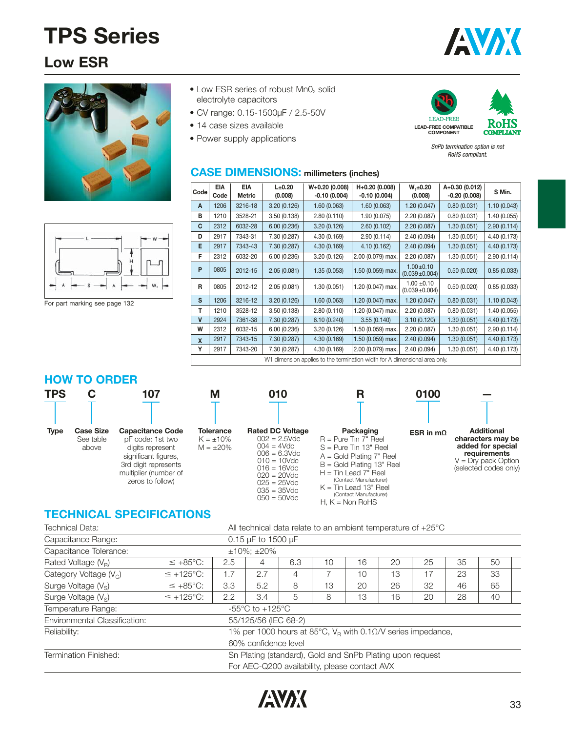# TPS Series

## Low ESR

- Low ESR series of robust $MnO_2$ solid electrolyte capacitors
- CV range: 0.15-1500µF / 2.5-50V
- 14 case sizes available
- Power supply applications

LEAD-FREE
LEAD-FREE COMPATIBLE COMPONENT

RoHS COMPLIANT

*SnPb termination option is not RoHS compliant.*

For part marking see page 132

## CASE DIMENSIONS: millimeters (inches)

| Code | EIA Code | EIA Metric | L±0.20 (0.008) | W+0.20 (0.008) -0.10 (0.004) | H+0.20 (0.008) -0.10 (0.004) | $W_1$±0.20 (0.008) | A+0.30 (0.012) -0.20 (0.008) | S Min. |
|---|---|---|---|---|---|---|---|---|
| A | 1206 | 3216-18 | 3.20 (0.126) | 1.60 (0.063) | 1.60 (0.063) | 1.20 (0.047) | 0.80 (0.031) | 1.10 (0.043) |
| B | 1210 | 3528-21 | 3.50 (0.138) | 2.80 (0.110) | 1.90 (0.075) | 2.20 (0.087) | 0.80 (0.031) | 1.40 (0.055) |
| C | 2312 | 6032-28 | 6.00 (0.236) | 3.20 (0.126) | 2.60 (0.102) | 2.20 (0.087) | 1.30 (0.051) | 2.90 (0.114) |
| D | 2917 | 7343-31 | 7.30 (0.287) | 4.30 (0.169) | 2.90 (0.114) | 2.40 (0.094) | 1.30 (0.051) | 4.40 (0.173) |
| E | 2917 | 7343-43 | 7.30 (0.287) | 4.30 (0.169) | 4.10 (0.162) | 2.40 (0.094) | 1.30 (0.051) | 4.40 (0.173) |
| F | 2312 | 6032-20 | 6.00 (0.236) | 3.20 (0.126) | 2.00 (0.079) max. | 2.20 (0.087) | 1.30 (0.051) | 2.90 (0.114) |
| P | 0805 | 2012-15 | 2.05 (0.081) | 1.35 (0.053) | 1.50 (0.059) max. | 1.00±0.10 (0.039±0.004) | 0.50 (0.020) | 0.85 (0.033) |
| R | 0805 | 2012-12 | 2.05 (0.081) | 1.30 (0.051) | 1.20 (0.047) max. | 1.00 ±0.10 (0.039±0.004) | 0.50 (0.020) | 0.85 (0.033) |
| S | 1206 | 3216-12 | 3.20 (0.126) | 1.60 (0.063) | 1.20 (0.047) max. | 1.20 (0.047) | 0.80 (0.031) | 1.10 (0.043) |
| T | 1210 | 3528-12 | 3.50 (0.138) | 2.80 (0.110) | 1.20 (0.047) max. | 2.20 (0.087) | 0.80 (0.031) | 1.40 (0.055) |
| V | 2924 | 7361-38 | 7.30 (0.287) | 6.10 (0.240) | 3.55 (0.140) | 3.10 (0.120) | 1.30 (0.051) | 4.40 (0.173) |
| W | 2312 | 6032-15 | 6.00 (0.236) | 3.20 (0.126) | 1.50 (0.059) max. | 2.20 (0.087) | 1.30 (0.051) | 2.90 (0.114) |
| X | 2917 | 7343-15 | 7.30 (0.287) | 4.30 (0.169) | 1.50 (0.059) max. | 2.40 (0.094) | 1.30 (0.051) | 4.40 (0.173) |
| Y | 2917 | 7343-20 | 7.30 (0.287) | 4.30 (0.169) | 2.00 (0.079) max. | 2.40 (0.094) | 1.30 (0.051) | 4.40 (0.173) |

W1 dimension applies to the termination width for A dimensional area only.

## HOW TO ORDER

| TPS | C | 107 | M | 010 | R | 0100 | — |
|---|---|---|---|---|---|---|---|
| **Type** | **Case Size** See table above | **Capacitance Code** pF code: 1st two digits represent significant figures, 3rd digit represents multiplier (number of zeros to follow) | **Tolerance** K = ±10% M = ±20% | **Rated DC Voltage** 002 = 2.5Vdc 004 = 4Vdc 006 = 6.3Vdc 010 = 10Vdc 016 = 16Vdc 020 = 20Vdc 025 = 25Vdc 035 = 35Vdc 050 = 50Vdc | **Packaging** R = Pure Tin 7" Reel S = Pure Tin 13" Reel A = Gold Plating 7" Reel B = Gold Plating 13" Reel H = Tin Lead 7" Reel (Contact Manufacturer) K = Tin Lead 13" Reel (Contact Manufacturer) H, K = Non RoHS | **ESR in mΩ** | **Additional characters may be added for special requirements** V = Dry pack Option (selected codes only) |

## TECHNICAL SPECIFICATIONS

| Technical Data: | | All technical data relate to an ambient temperature of +25°C | | | | | | | | |
|---|---|---|---|---|---|---|---|---|---|---|
| Capacitance Range: | | 0.15 µF to 1500 µF | | | | | | | | |
| Capacitance Tolerance: | | ±10%; ±20% | | | | | | | | |
| Rated Voltage ($V_R$) | ≤ +85°C: | 2.5 | 4 | 6.3 | 10 | 16 | 20 | 25 | 35 | 50 |
| Category Voltage ($V_C$) | ≤ +125°C: | 1.7 | 2.7 | 4 | 7 | 10 | 13 | 17 | 23 | 33 |
| Surge Voltage ($V_S$) | ≤ +85°C: | 3.3 | 5.2 | 8 | 13 | 20 | 26 | 32 | 46 | 65 |
| Surge Voltage ($V_S$) | ≤ +125°C: | 2.2 | 3.4 | 5 | 8 | 13 | 16 | 20 | 28 | 40 |
| Temperature Range: | | -55°C to +125°C | | | | | | | | |
| Environmental Classification: | | 55/125/56 (IEC 68-2) | | | | | | | | |
| Reliability: | | 1% per 1000 hours at 85°C, $V_R$ with 0.1Ω/V series impedance, 60% confidence level | | | | | | | | |
| Termination Finished: | | Sn Plating (standard), Gold and SnPb Plating upon request | | | | | | | | |
| | | For AEC-Q200 availability, please contact AVX | | | | | | | | |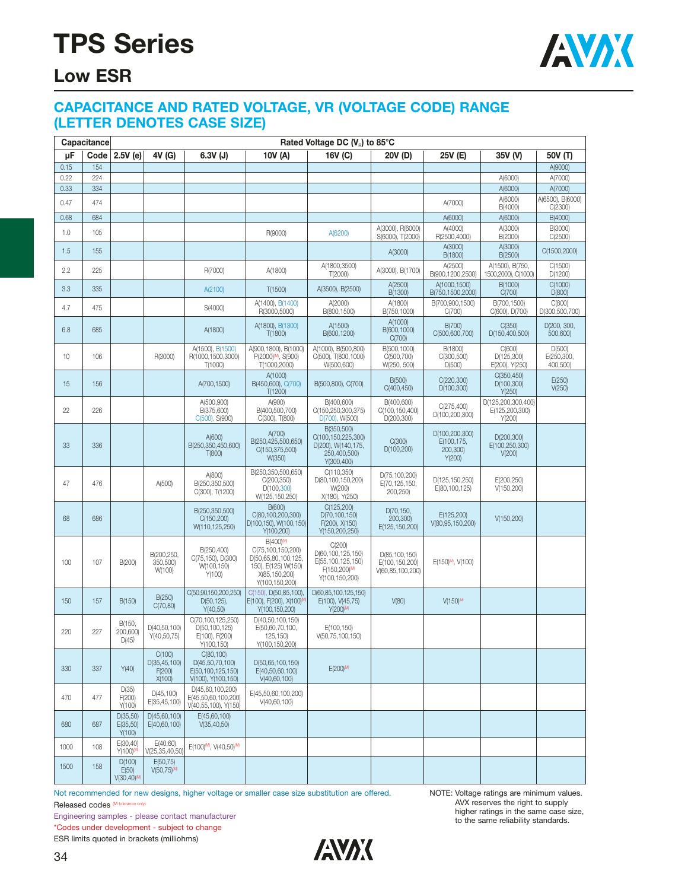# TPS Series

## Low ESR

### CAPACITANCE AND RATED VOLTAGE, VR (VOLTAGE CODE) RANGE (LETTER DENOTES CASE SIZE)

| Capacitance | | Rated Voltage DC ($V_R$) to 85°C | | | | | | | | |
|---|---|---|---|---|---|---|---|---|---|---|
| μF | Code | 2.5V (e) | 4V (G) | 6.3V (J) | 10V (A) | 16V (C) | 20V (D) | 25V (E) | 35V (V) | 50V (T) |
| 0.15 | 154 | | | | | | | | | A(9000) |
| 0.22 | 224 | | | | | | | | A(6000) | A(7000) |
| 0.33 | 334 | | | | | | | | A(6000) | A(7000) |
| 0.47 | 474 | | | | | | | A(7000) | A(6000) B(4000) | A(6500), B(6000) C(2300) |
| 0.68 | 684 | | | | | | | A(6000) | A(6000) | B(4000) |
| 1.0 | 105 | | | | R(9000) | A(6200) | A(3000), R(6000) S(6000), T(2000) | A(4000) R(2500,4000) | A(3000) B(2000) | B(3000) C(2500) |
| 1.5 | 155 | | | | | | A(3000) | A(3000) B(1800) | A(3000) B(2500) | C(1500,2000) |
| 2.2 | 225 | | | R(7000) | A(1800) | A(1800,3500) T(2000) | A(3000), B(1700) | A(2500) B(900,1200,2500) | A(1500), B(750, 1500,2000), C(1000) | C(1500) D(1200) |
| 3.3 | 335 | | | A(2100) | T(1500) | A(3500), B(2500) | A(2500) B(1300) | A(1000,1500) B(750,1500,2000) | B(1000) C(700) | C(1000) D(800) |
| 4.7 | 475 | | | S(4000) | A(1400), B(1400) R(3000,5000) | A(2000) B(800,1500) | A(1800) B(750,1000) | B(700,900,1500) C(700) | B(700,1500) C(600), D(700) | C(800) D(300,500,700) |
| 6.8 | 685 | | | A(1800) | A(1800), B(1300) T(1800) | A(1500) B(600,1200) | A(1000) B(600,1000) C(700) | B(700) C(500,600,700) | C(350) D(150,400,500) | D(200, 300, 500,600) |
| 10 | 106 | | R(3000) | A(1500), B(1500) R(1000,1500,3000) T(1000) | A(900,1800), B(1000) P(2000)(M), S(900) T(1000,2000) | A(1000), B(500,800) C(500), T(800,1000) W(500,600) | B(500,1000) C(500,700) W(250, 500) | B(1800) C(300,500) D(500) | C(600) D(125,300) E(200), Y(250) | D(500) E(250,300, 400,500) |
| 15 | 156 | | | A(700,1500) | A(1000) B(450,600), C(700) T(1200) | B(500,800), C(700) | B(500) C(400,450) | C(220,300) D(100,300) | C(350,450) D(100,300) Y(250) | E(250) V(250) |
| 22 | 226 | | | A(500,900) B(375,600) C(500), S(900) | A(900) B(400,500,700) C(300), T(800) | B(400,600) C(150,250,300,375) D(700), W(500) | B(400,600) C(100,150,400) D(200,300) | C(275,400) D(100,200,300) | D(125,200,300,400) E(125,200,300) Y(200) | |
| 33 | 336 | | | A(600) B(250,350,450,600) T(800) | A(700) B(250,425,500,650) C(150,375,500) W(350) | B(350,500) C(100,150,225,300) D(200), W(140,175, 250,400,500) Y(300,400) | C(300) D(100,200) | D(100,200,300) E(100,175, 200,300) Y(200) | D(200,300) E(100,250,300) V(200) | |
| 47 | 476 | | A(500) | A(800) B(250,350,500) C(300), T(1200) | B(250,350,500,650) C(200,350) D(100,300) W(125,150,250) | C(110,350) D(80,100,150,200) W(200) X(180), Y(250) | D(75,100,200) E(70,125,150, 200,250) | D(125,150,250) E(80,100,125) | E(200,250) V(150,200) | |
| 68 | 686 | | | B(250,350,500) C(150,200) W(110,125,250) | B(600) C(80,100,200,300) D(100,150), W(100,150) Y(100,200) | C(125,200) D(70,100,150) F(200), X(150) Y(150,200,250) | D(70,150, 200,300) E(125,150,200) | E(125,200) V(80,95,150,200) | V(150,200) | |
| 100 | 107 | B(200) | B(200,250, 350,500) W(100) | B(250,400) C(75,150), D(300) W(100,150) Y(100) | B(400)(M) C(75,100,150,200) D(50,65,80,100,125, 150), E(125) W(150) X(85,150,200) Y(100,150,200) | C(200) D(60,100,125,150) E(55,100,125,150) F(150,200)(M) Y(100,150,200) | D(85,100,150) E(100,150,200) V(60,85,100,200) | E(150)(M), V(100) | | |
| 150 | 157 | B(150) | B(250) C(70,80) | C(50,90,150,200,250) D(50,125), Y(40,50) | C(150), D(50,85,100), E(100), F(200), X(100)(M) Y(100,150,200) | D(60,85,100,125,150) E(100), V(45,75) Y(200)(M) | V(80) | V(150)(M) | | |
| 220 | 227 | B(150, 200,600) D(45) | D(40,50,100) Y(40,50,75) | C(70,100,125,250) D(50,100,125) E(100), F(200) Y(100,150) | D(40,50,100,150) E(50,60,70,100, 125,150) Y(100,150,200) | E(100,150) V(50,75,100,150) | | | | |
| 330 | 337 | Y(40) | C(100) D(35,45,100) F(200) X(100) | C(80,100) D(45,50,70,100) E(50,100,125,150) V(100), Y(100,150) | D(50,65,100,150) E(40,50,60,100) V(40,60,100) | E(200)(M) | | | | |
| 470 | 477 | D(35) F(200) Y(100) | D(45,100) E(35,45,100) | D(45,60,100,200) E(45,50,60,100,200) V(40,55,100), Y(150) | E(45,50,60,100,200) V(40,60,100) | | | | | |
| 680 | 687 | D(35,50) E(35,50) Y(100) | D(45,60,100) E(40,60,100) | E(45,60,100) V(35,40,50) | | | | | | |
| 1000 | 108 | E(30,40) Y(100)(M) | E(40,60) V(25,35,40,50) | E(100)(M), V(40,50)(M) | | | | | | |
| 1500 | 158 | D(100) E(50) V(30,40)(M) | E(50,75) V(50,75)(M) | | | | | | | |

Not recommended for new designs, higher voltage or smaller case size substitution are offered.

Released codes (M tolerance only)

Engineering samples - please contact manufacturer

*Codes under development - subject to change

ESR limits quoted in brackets (milliohms)

NOTE: Voltage ratings are minimum values. AVX reserves the right to supply higher ratings in the same case size, to the same reliability standards.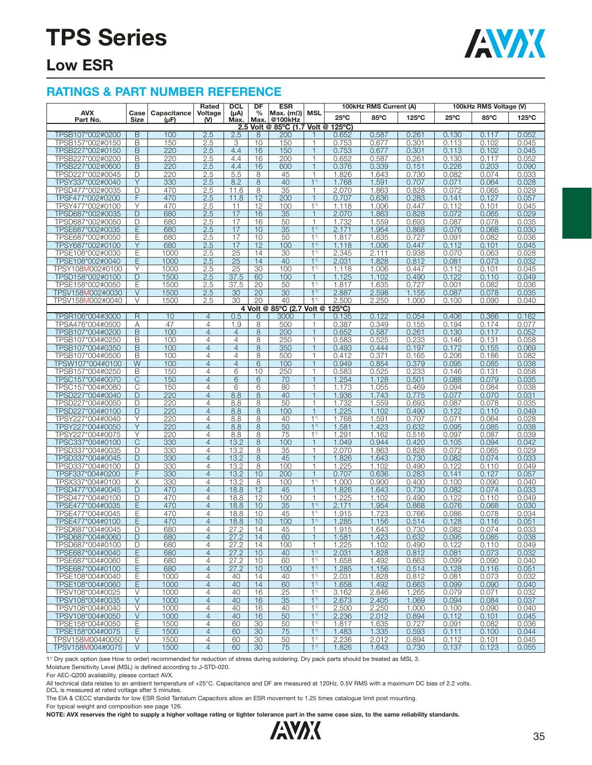# TPS Series

## Low ESR

### RATINGS & PART NUMBER REFERENCE

| AVX Part No. | Case Size | Capacitance (µF) | Rated Voltage (V) | DCL (µA) Max. | DF % Max. | ESR Max. (mΩ) @100kHz | MSL | 100kHz RMS Current (A) 25ºC | 85ºC | 125ºC | 100kHz RMS Voltage (V) 25ºC | 85ºC | 125ºC |
|---|---|---|---|---|---|---|---|---|---|---|---|---|---|
| **2.5 Volt @ 85ºC (1.7 Volt @ 125ºC)** | | | | | | | | | | | | | |
| TPSB107*002#0200 | B | 100 | 2.5 | 2.5 | 8 | 200 | 1 | 0.652 | 0.587 | 0.261 | 0.130 | 0.117 | 0.052 |
| TPSB157*002#0150 | B | 150 | 2.5 | 3 | 10 | 150 | 1 | 0.753 | 0.677 | 0.301 | 0.113 | 0.102 | 0.045 |
| TPSB227*002#0150 | B | 220 | 2.5 | 4.4 | 16 | 150 | 1 | 0.753 | 0.677 | 0.301 | 0.113 | 0.102 | 0.045 |
| TPSB227*002#0200 | B | 220 | 2.5 | 4.4 | 16 | 200 | 1 | 0.652 | 0.587 | 0.261 | 0.130 | 0.117 | 0.052 |
| TPSB227*002#0600 | B | 220 | 2.5 | 4.4 | 16 | 600 | 1 | 0.376 | 0.339 | 0.151 | 0.226 | 0.203 | 0.090 |
| TPSD227*002#0045 | D | 220 | 2.5 | 5.5 | 8 | 45 | 1 | 1.826 | 1.643 | 0.730 | 0.082 | 0.074 | 0.033 |
| TPSY337*002#0040 | Y | 330 | 2.5 | 8.2 | 8 | 40 | 1[1] | 1.768 | 1.591 | 0.707 | 0.071 | 0.064 | 0.028 |
| TPSD477*002#0035 | D | 470 | 2.5 | 11.6 | 8 | 35 | 1 | 2.070 | 1.863 | 0.828 | 0.072 | 0.065 | 0.029 |
| TPSF477*002#0200 | F | 470 | 2.5 | 11.8 | 12 | 200 | 1 | 0.707 | 0.636 | 0.283 | 0.141 | 0.127 | 0.057 |
| TPSY477*002#0100 | Y | 470 | 2.5 | 11 | 12 | 100 | 1[1] | 1.118 | 1.006 | 0.447 | 0.112 | 0.101 | 0.045 |
| TPSD687*002#0035 | D | 680 | 2.5 | 17 | 16 | 35 | 1 | 2.070 | 1.863 | 0.828 | 0.072 | 0.065 | 0.029 |
| TPSD687*002#0050 | D | 680 | 2.5 | 17 | 16 | 50 | 1 | 1.732 | 1.559 | 0.693 | 0.087 | 0.078 | 0.035 |
| TPSE687*002#0035 | E | 680 | 2.5 | 17 | 10 | 35 | 1[1] | 2.171 | 1.954 | 0.868 | 0.076 | 0.068 | 0.030 |
| TPSE687*002#0050 | E | 680 | 2.5 | 17 | 10 | 50 | 1[1] | 1.817 | 1.635 | 0.727 | 0.091 | 0.082 | 0.036 |
| TPSY687*002#0100 | Y | 680 | 2.5 | 17 | 12 | 100 | 1[1] | 1.118 | 1.006 | 0.447 | 0.112 | 0.101 | 0.045 |
| TPSE108*002#0030 | E | 1000 | 2.5 | 25 | 14 | 30 | 1[1] | 2.345 | 2.111 | 0.938 | 0.070 | 0.063 | 0.028 |
| TPSE108*002#0040 | E | 1000 | 2.5 | 25 | 14 | 40 | 1[1] | 2.031 | 1.828 | 0.812 | 0.081 | 0.073 | 0.032 |
| TPSY108M002#0100 | Y | 1000 | 2.5 | 25 | 30 | 100 | 1[1] | 1.118 | 1.006 | 0.447 | 0.112 | 0.101 | 0.045 |
| TPSD158*002#0100 | D | 1500 | 2.5 | 37.5 | 60 | 100 | 1 | 1.125 | 1.102 | 0.490 | 0.122 | 0.110 | 0.049 |
| TPSE158*002#0050 | E | 1500 | 2.5 | 37.5 | 20 | 50 | 1[1] | 1.817 | 1.635 | 0.727 | 0.001 | 0.082 | 0.036 |
| TPSV158M002#0030 | V | 1500 | 2.5 | 30 | 20 | 30 | 1[1] | 2.887 | 2.598 | 1.155 | 0.087 | 0.078 | 0.035 |
| TPSV158M002#0040 | V | 1500 | 2.5 | 30 | 20 | 40 | 1[1] | 2.500 | 2.250 | 1.000 | 0.100 | 0.090 | 0.040 |
| **4 Volt @ 85ºC (2.7 Volt @ 125ºC)** | | | | | | | | | | | | | |
| TPSR106*004#3000 | R | 10 | 4 | 0.5 | 6 | 3000 | 1 | 0.135 | 0.122 | 0.054 | 0.406 | 0.366 | 0.162 |
| TPSA476*004#0500 | A | 47 | 4 | 1.9 | 8 | 500 | 1 | 0.387 | 0.349 | 0.155 | 0.194 | 0.174 | 0.077 |
| TPSB107*004#0200 | B | 100 | 4 | 4 | 8 | 200 | 1 | 0.652 | 0.587 | 0.261 | 0.130 | 0.117 | 0.052 |
| TPSB107*004#0250 | B | 100 | 4 | 4 | 8 | 250 | 1 | 0.583 | 0.525 | 0.233 | 0.146 | 0.131 | 0.058 |
| TPSB107*004#0350 | B | 100 | 4 | 4 | 8 | 350 | 1 | 0.493 | 0.444 | 0.197 | 0.172 | 0.155 | 0.069 |
| TPSB107*004#0500 | B | 100 | 4 | 4 | 8 | 500 | 1 | 0.412 | 0.371 | 0.165 | 0.206 | 0.186 | 0.082 |
| TPSW107*004#0100 | W | 100 | 4 | 4 | 6 | 100 | 1 | 0.949 | 0.854 | 0.379 | 0.095 | 0.085 | 0.038 |
| TPSB157*004#0250 | B | 150 | 4 | 6 | 10 | 250 | 1 | 0.583 | 0.525 | 0.233 | 0.146 | 0.131 | 0.058 |
| TPSC157*004#0070 | C | 150 | 4 | 6 | 6 | 70 | 1 | 1.254 | 1.128 | 0.501 | 0.088 | 0.079 | 0.035 |
| TPSC157*004#0080 | C | 150 | 4 | 6 | 6 | 80 | 1 | 1.173 | 1.055 | 0.469 | 0.094 | 0.084 | 0.038 |
| TPSD227*004#0040 | D | 220 | 4 | 8.8 | 8 | 40 | 1 | 1.936 | 1.743 | 0.775 | 0.077 | 0.070 | 0.031 |
| TPSD227*004#0050 | D | 220 | 4 | 8.8 | 8 | 50 | 1 | 1.732 | 1.559 | 0.693 | 0.087 | 0.078 | 0.035 |
| TPSD227*004#0100 | D | 220 | 4 | 8.8 | 8 | 100 | 1 | 1.225 | 1.102 | 0.490 | 0.122 | 0.110 | 0.049 |
| TPSY227*004#0040 | Y | 220 | 4 | 8.8 | 8 | 40 | 1[1] | 1.768 | 1.591 | 0.707 | 0.071 | 0.064 | 0.028 |
| TPSY227*004#0050 | Y | 220 | 4 | 8.8 | 8 | 50 | 1[1] | 1.581 | 1.423 | 0.632 | 0.095 | 0.085 | 0.038 |
| TPSY227*004#0075 | Y | 220 | 4 | 8.8 | 8 | 75 | 1[1] | 1.291 | 1.162 | 0.516 | 0.097 | 0.087 | 0.039 |
| TPSC337*004#0100 | C | 330 | 4 | 13.2 | 8 | 100 | 1 | 1.049 | 0.944 | 0.420 | 0.105 | 0.094 | 0.042 |
| TPSD337*004#0035 | D | 330 | 4 | 13.2 | 8 | 35 | 1 | 2.070 | 1.863 | 0.828 | 0.072 | 0.065 | 0.029 |
| TPSD337*004#0045 | D | 330 | 4 | 13.2 | 8 | 45 | 1 | 1.826 | 1.643 | 0.730 | 0.082 | 0.074 | 0.033 |
| TPSD337*004#0100 | D | 330 | 4 | 13.2 | 8 | 100 | 1 | 1.225 | 1.102 | 0.490 | 0.122 | 0.110 | 0.049 |
| TPSF337*004#0200 | F | 330 | 4 | 13.2 | 10 | 200 | 1 | 0.707 | 0.636 | 0.283 | 0.141 | 0.127 | 0.057 |
| TPSX337*004#0100 | X | 330 | 4 | 13.2 | 8 | 100 | 1[1] | 1.000 | 0.900 | 0.400 | 0.100 | 0.090 | 0.040 |
| TPSD477*004#0045 | D | 470 | 4 | 18.8 | 12 | 45 | 1 | 1.826 | 1.643 | 0.730 | 0.082 | 0.074 | 0.033 |
| TPSD477*004#0100 | D | 470 | 4 | 18.8 | 12 | 100 | 1 | 1.225 | 1.102 | 0.490 | 0.122 | 0.110 | 0.049 |
| TPSE477*004#0035 | E | 470 | 4 | 18.8 | 10 | 35 | 1[1] | 2.171 | 1.954 | 0.868 | 0.076 | 0.068 | 0.030 |
| TPSE477*004#0045 | E | 470 | 4 | 18.8 | 10 | 45 | 1[1] | 1.915 | 1.723 | 0.766 | 0.086 | 0.078 | 0.034 |
| TPSE477*004#0100 | E | 470 | 4 | 18.8 | 10 | 100 | 1[1] | 1.285 | 1.156 | 0.514 | 0.128 | 0.116 | 0.051 |
| TPSD687*004#0045 | D | 680 | 4 | 27.2 | 14 | 45 | 1 | 1.915 | 1.643 | 0.730 | 0.082 | 0.074 | 0.033 |
| TPSD687*004#0060 | D | 680 | 4 | 27.2 | 14 | 60 | 1 | 1.581 | 1.423 | 0.632 | 0.095 | 0.085 | 0.038 |
| TPSD687*004#0100 | D | 680 | 4 | 27.2 | 14 | 100 | 1 | 1.225 | 1.102 | 0.490 | 0.122 | 0.110 | 0.049 |
| TPSE687*004#0040 | E | 680 | 4 | 27.2 | 10 | 40 | 1[1] | 2.031 | 1.828 | 0.812 | 0.081 | 0.073 | 0.032 |
| TPSE687*004#0060 | E | 680 | 4 | 27.2 | 10 | 60 | 1[1] | 1.658 | 1.492 | 0.663 | 0.099 | 0.090 | 0.040 |
| TPSE687*004#0100 | E | 680 | 4 | 27.2 | 10 | 100 | 1[1] | 1.285 | 1.156 | 0.514 | 0.128 | 0.116 | 0.051 |
| TPSE108*004#0040 | E | 1000 | 4 | 40 | 14 | 40 | 1[1] | 2.031 | 1.828 | 0.812 | 0.081 | 0.073 | 0.032 |
| TPSE108*004#0060 | E | 1000 | 4 | 40 | 14 | 60 | 1[1] | 1.658 | 1.492 | 0.663 | 0.099 | 0.090 | 0.040 |
| TPSV108*004#0025 | V | 1000 | 4 | 40 | 16 | 25 | 1[1] | 3.162 | 2.846 | 1.265 | 0.079 | 0.071 | 0.032 |
| TPSV108*004#0035 | V | 1000 | 4 | 40 | 16 | 35 | 1[1] | 2.673 | 2.405 | 1.069 | 0.094 | 0.084 | 0.037 |
| TPSV108*004#0040 | V | 1000 | 4 | 40 | 16 | 40 | 1[1] | 2.500 | 2.250 | 1.000 | 0.100 | 0.090 | 0.040 |
| TPSV108*004#0050 | V | 1000 | 4 | 40 | 16 | 50 | 1[1] | 2.236 | 2.012 | 0.894 | 0.112 | 0.101 | 0.045 |
| TPSE158*004#0050 | E | 1500 | 4 | 60 | 30 | 50 | 1[1] | 1.817 | 1.635 | 0.727 | 0.091 | 0.082 | 0.036 |
| TPSE158*004#0075 | E | 1500 | 4 | 60 | 30 | 75 | 1[1] | 1.483 | 1.335 | 0.593 | 0.111 | 0.100 | 0.044 |
| TPSV158M004#0050 | V | 1500 | 4 | 60 | 30 | 50 | 1[1] | 2.236 | 2.012 | 0.894 | 0.112 | 0.101 | 0.045 |
| TPSV158M004#0075 | V | 1500 | 4 | 60 | 30 | 75 | 1[1] | 1.826 | 1.643 | 0.730 | 0.137 | 0.123 | 0.055 |

1[1] Dry pack option (see How to order) recommended for reduction of stress during soldering. Dry pack parts should be treated as MSL 3.

Moisture Sensitivity Level (MSL) is defined according to J-STD-020.

For AEC-Q200 availability, please contact AVX.

All technical data relates to an ambient temperature of +25°C. Capacitance and DF are measured at 120Hz, 0.5V RMS with a maximum DC bias of 2.2 volts.
DCL is measured at rated voltage after 5 minutes.

The EIA & CECC standards for low ESR Solid Tantalum Capacitors allow an ESR movement to 1.25 times catalogue limit post mounting.

For typical weight and composition see page 126.

**NOTE: AVX reserves the right to supply a higher voltage rating or tighter tolerance part in the same case size, to the same reliability standards.**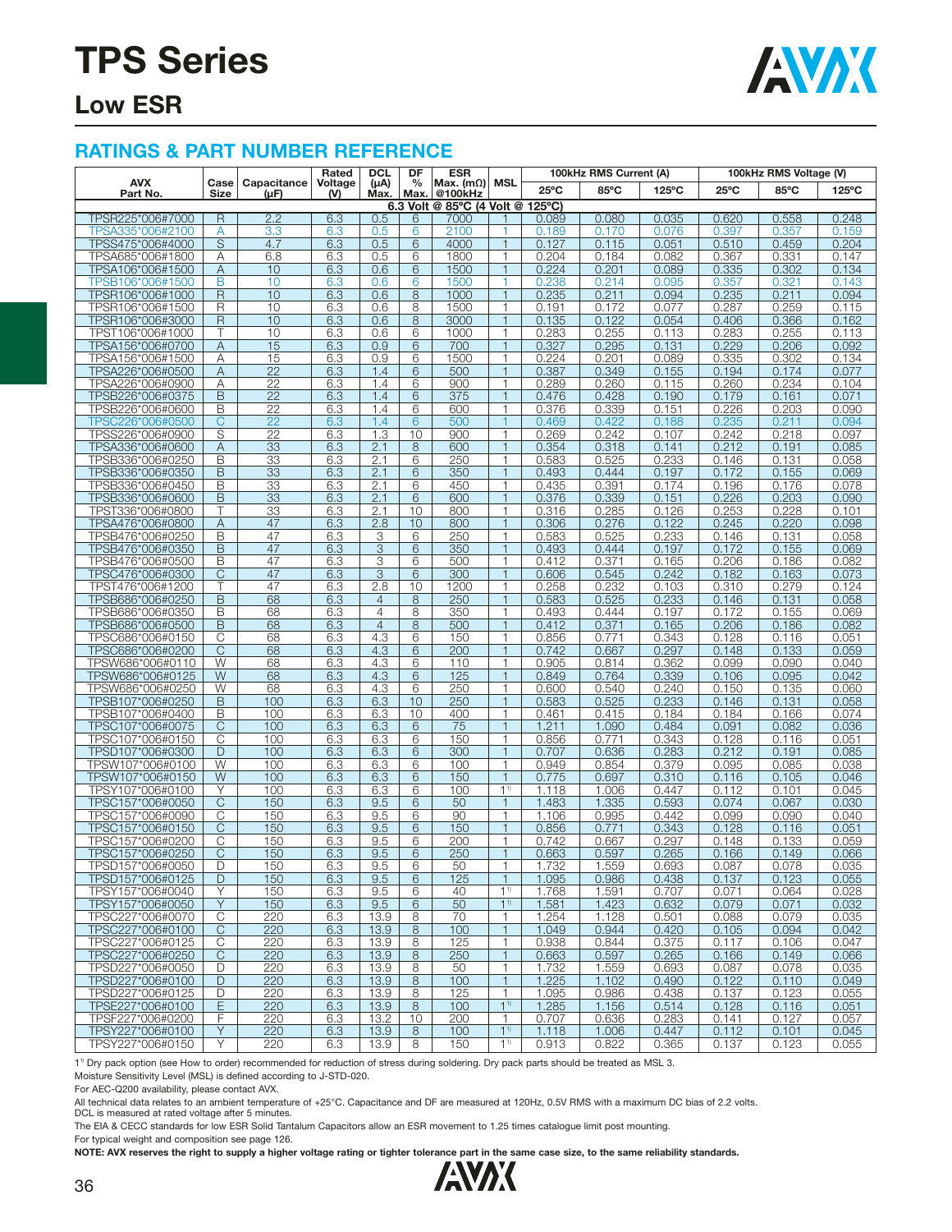# TPS Series

## Low ESR

### RATINGS & PART NUMBER REFERENCE

| AVX Part No. | Case Size | Capacitance (µF) | Rated Voltage (V) | DCL (µA) Max. | DF % Max. | ESR Max. (mΩ) @100kHz | MSL | 100kHz RMS Current (A) | | | 100kHz RMS Voltage (V) | | |
|---|---|---|---|---|---|---|---|---|---|---|---|---|---|
| | | | | | | | | 25°C | 85°C | 125°C | 25°C | 85°C | 125°C |
| **6.3 Volt @ 85°C (4 Volt @ 125°C)** | | | | | | | | | | | | | |
| TPSR225*006#7000 | R | 2.2 | 6.3 | 0.5 | 6 | 7000 | 1 | 0.089 | 0.080 | 0.035 | 0.620 | 0.558 | 0.248 |
| TPSA335*006#2100 | A | 3.3 | 6.3 | 0.5 | 6 | 2100 | 1 | 0.189 | 0.170 | 0.076 | 0.397 | 0.357 | 0.159 |
| TPSS475*006#4000 | S | 4.7 | 6.3 | 0.5 | 6 | 4000 | 1 | 0.127 | 0.115 | 0.051 | 0.510 | 0.459 | 0.204 |
| TPSA685*006#1800 | A | 6.8 | 6.3 | 0.5 | 6 | 1800 | 1 | 0.204 | 0.184 | 0.082 | 0.367 | 0.331 | 0.147 |
| TPSA106*006#1500 | A | 10 | 6.3 | 0.6 | 6 | 1500 | 1 | 0.224 | 0.201 | 0.089 | 0.335 | 0.302 | 0.134 |
| TPSB106*006#1500 | B | 10 | 6.3 | 0.6 | 6 | 1500 | 1 | 0.238 | 0.214 | 0.095 | 0.357 | 0.321 | 0.143 |
| TPSR106*006#1000 | R | 10 | 6.3 | 0.6 | 8 | 1000 | 1 | 0.235 | 0.211 | 0.094 | 0.235 | 0.211 | 0.094 |
| TPSR106*006#1500 | R | 10 | 6.3 | 0.6 | 8 | 1500 | 1 | 0.191 | 0.172 | 0.077 | 0.287 | 0.259 | 0.115 |
| TPSR106*006#3000 | R | 10 | 6.3 | 0.6 | 8 | 3000 | 1 | 0.135 | 0.122 | 0.054 | 0.406 | 0.366 | 0.162 |
| TPST106*006#1000 | T | 10 | 6.3 | 0.6 | 6 | 1000 | 1 | 0.283 | 0.255 | 0.113 | 0.283 | 0.255 | 0.113 |
| TPSA156*006#0700 | A | 15 | 6.3 | 0.9 | 6 | 700 | 1 | 0.327 | 0.295 | 0.131 | 0.229 | 0.206 | 0.092 |
| TPSA156*006#1500 | A | 15 | 6.3 | 0.9 | 6 | 1500 | 1 | 0.224 | 0.201 | 0.089 | 0.335 | 0.302 | 0.134 |
| TPSA226*006#0500 | A | 22 | 6.3 | 1.4 | 6 | 500 | 1 | 0.387 | 0.349 | 0.155 | 0.194 | 0.174 | 0.077 |
| TPSA226*006#0900 | A | 22 | 6.3 | 1.4 | 6 | 900 | 1 | 0.289 | 0.260 | 0.115 | 0.260 | 0.234 | 0.104 |
| TPSB226*006#0375 | B | 22 | 6.3 | 1.4 | 6 | 375 | 1 | 0.476 | 0.428 | 0.190 | 0.179 | 0.161 | 0.071 |
| TPSB226*006#0600 | B | 22 | 6.3 | 1.4 | 6 | 600 | 1 | 0.376 | 0.339 | 0.151 | 0.226 | 0.203 | 0.090 |
| TPSC226*006#0500 | C | 22 | 6.3 | 1.4 | 6 | 500 | 1 | 0.469 | 0.422 | 0.188 | 0.235 | 0.211 | 0.094 |
| TPSS226*006#0900 | S | 22 | 6.3 | 1.3 | 10 | 900 | 1 | 0.269 | 0.242 | 0.107 | 0.242 | 0.218 | 0.097 |
| TPSA336*006#0600 | A | 33 | 6.3 | 2.1 | 8 | 600 | 1 | 0.354 | 0.318 | 0.141 | 0.212 | 0.191 | 0.085 |
| TPSB336*006#0250 | B | 33 | 6.3 | 2.1 | 6 | 250 | 1 | 0.583 | 0.525 | 0.233 | 0.146 | 0.131 | 0.058 |
| TPSB336*006#0350 | B | 33 | 6.3 | 2.1 | 6 | 350 | 1 | 0.493 | 0.444 | 0.197 | 0.172 | 0.155 | 0.069 |
| TPSB336*006#0450 | B | 33 | 6.3 | 2.1 | 6 | 450 | 1 | 0.435 | 0.391 | 0.174 | 0.196 | 0.176 | 0.078 |
| TPSB336*006#0600 | B | 33 | 6.3 | 2.1 | 6 | 600 | 1 | 0.376 | 0.339 | 0.151 | 0.226 | 0.203 | 0.090 |
| TPST336*006#0800 | T | 33 | 6.3 | 2.1 | 10 | 800 | 1 | 0.316 | 0.285 | 0.126 | 0.253 | 0.228 | 0.101 |
| TPSA476*006#0800 | A | 47 | 6.3 | 2.8 | 10 | 800 | 1 | 0.306 | 0.276 | 0.122 | 0.245 | 0.220 | 0.098 |
| TPSB476*006#0250 | B | 47 | 6.3 | 3 | 6 | 250 | 1 | 0.583 | 0.525 | 0.233 | 0.146 | 0.131 | 0.058 |
| TPSB476*006#0350 | B | 47 | 6.3 | 3 | 6 | 350 | 1 | 0.493 | 0.444 | 0.197 | 0.172 | 0.155 | 0.069 |
| TPSB476*006#0500 | B | 47 | 6.3 | 3 | 6 | 500 | 1 | 0.412 | 0.371 | 0.165 | 0.206 | 0.186 | 0.082 |
| TPSC476*006#0300 | C | 47 | 6.3 | 3 | 6 | 300 | 1 | 0.606 | 0.545 | 0.242 | 0.182 | 0.163 | 0.073 |
| TPST476*006#1200 | T | 47 | 6.3 | 2.8 | 10 | 1200 | 1 | 0.258 | 0.232 | 0.103 | 0.310 | 0.279 | 0.124 |
| TPSB686*006#0250 | B | 68 | 6.3 | 4 | 8 | 250 | 1 | 0.583 | 0.525 | 0.233 | 0.146 | 0.131 | 0.058 |
| TPSB686*006#0350 | B | 68 | 6.3 | 4 | 8 | 350 | 1 | 0.493 | 0.444 | 0.197 | 0.172 | 0.155 | 0.069 |
| TPSB686*006#0500 | B | 68 | 6.3 | 4 | 8 | 500 | 1 | 0.412 | 0.371 | 0.165 | 0.206 | 0.186 | 0.082 |
| TPSC686*006#0150 | C | 68 | 6.3 | 4.3 | 6 | 150 | 1 | 0.856 | 0.771 | 0.343 | 0.128 | 0.116 | 0.051 |
| TPSC686*006#0200 | C | 68 | 6.3 | 4.3 | 6 | 200 | 1 | 0.742 | 0.667 | 0.297 | 0.148 | 0.133 | 0.059 |
| TPSW686*006#0110 | W | 68 | 6.3 | 4.3 | 6 | 110 | 1 | 0.905 | 0.814 | 0.362 | 0.099 | 0.090 | 0.040 |
| TPSW686*006#0125 | W | 68 | 6.3 | 4.3 | 6 | 125 | 1 | 0.849 | 0.764 | 0.339 | 0.106 | 0.095 | 0.042 |
| TPSW686*006#0250 | W | 68 | 6.3 | 4.3 | 6 | 250 | 1 | 0.600 | 0.540 | 0.240 | 0.150 | 0.135 | 0.060 |
| TPSB107*006#0250 | B | 100 | 6.3 | 6.3 | 10 | 250 | 1 | 0.583 | 0.525 | 0.233 | 0.146 | 0.131 | 0.058 |
| TPSB107*006#0400 | B | 100 | 6.3 | 6.3 | 10 | 400 | 1 | 0.461 | 0.415 | 0.184 | 0.184 | 0.166 | 0.074 |
| TPSC107*006#0075 | C | 100 | 6.3 | 6.3 | 6 | 75 | 1 | 1.211 | 1.090 | 0.484 | 0.091 | 0.082 | 0.036 |
| TPSC107*006#0150 | C | 100 | 6.3 | 6.3 | 6 | 150 | 1 | 0.856 | 0.771 | 0.343 | 0.128 | 0.116 | 0.051 |
| TPSD107*006#0300 | D | 100 | 6.3 | 6.3 | 6 | 300 | 1 | 0.707 | 0.636 | 0.283 | 0.212 | 0.191 | 0.085 |
| TPSW107*006#0100 | W | 100 | 6.3 | 6.3 | 6 | 100 | 1 | 0.949 | 0.854 | 0.379 | 0.095 | 0.085 | 0.038 |
| TPSW107*006#0150 | W | 100 | 6.3 | 6.3 | 6 | 150 | 1 | 0.775 | 0.697 | 0.310 | 0.116 | 0.105 | 0.046 |
| TPSY107*006#0100 | Y | 100 | 6.3 | 6.3 | 6 | 100 | 1[1] | 1.118 | 1.006 | 0.447 | 0.112 | 0.101 | 0.045 |
| TPSC157*006#0050 | C | 150 | 6.3 | 9.5 | 6 | 50 | 1 | 1.483 | 1.335 | 0.593 | 0.074 | 0.067 | 0.030 |
| TPSC157*006#0090 | C | 150 | 6.3 | 9.5 | 6 | 90 | 1 | 1.106 | 0.995 | 0.442 | 0.099 | 0.090 | 0.040 |
| TPSC157*006#0150 | C | 150 | 6.3 | 9.5 | 6 | 150 | 1 | 0.856 | 0.771 | 0.343 | 0.128 | 0.116 | 0.051 |
| TPSC157*006#0200 | C | 150 | 6.3 | 9.5 | 6 | 200 | 1 | 0.742 | 0.667 | 0.297 | 0.148 | 0.133 | 0.059 |
| TPSC157*006#0250 | C | 150 | 6.3 | 9.5 | 6 | 250 | 1 | 0.663 | 0.597 | 0.265 | 0.166 | 0.149 | 0.066 |
| TPSD157*006#0050 | D | 150 | 6.3 | 9.5 | 6 | 50 | 1 | 1.732 | 1.559 | 0.693 | 0.087 | 0.078 | 0.035 |
| TPSD157*006#0125 | D | 150 | 6.3 | 9.5 | 6 | 125 | 1 | 1.095 | 0.986 | 0.438 | 0.137 | 0.123 | 0.055 |
| TPSY157*006#0040 | Y | 150 | 6.3 | 9.5 | 6 | 40 | 1[1] | 1.768 | 1.591 | 0.707 | 0.071 | 0.064 | 0.028 |
| TPSY157*006#0050 | Y | 150 | 6.3 | 9.5 | 6 | 50 | 1[1] | 1.581 | 1.423 | 0.632 | 0.079 | 0.071 | 0.032 |
| TPSC227*006#0070 | C | 220 | 6.3 | 13.9 | 8 | 70 | 1 | 1.254 | 1.128 | 0.501 | 0.088 | 0.079 | 0.035 |
| TPSC227*006#0100 | C | 220 | 6.3 | 13.9 | 8 | 100 | 1 | 1.049 | 0.944 | 0.420 | 0.105 | 0.094 | 0.042 |
| TPSC227*006#0125 | C | 220 | 6.3 | 13.9 | 8 | 125 | 1 | 0.938 | 0.844 | 0.375 | 0.117 | 0.106 | 0.047 |
| TPSC227*006#0250 | C | 220 | 6.3 | 13.9 | 8 | 250 | 1 | 0.663 | 0.597 | 0.265 | 0.166 | 0.149 | 0.066 |
| TPSD227*006#0050 | D | 220 | 6.3 | 13.9 | 8 | 50 | 1 | 1.732 | 1.559 | 0.693 | 0.087 | 0.078 | 0.035 |
| TPSD227*006#0100 | D | 220 | 6.3 | 13.9 | 8 | 100 | 1 | 1.225 | 1.102 | 0.490 | 0.122 | 0.110 | 0.049 |
| TPSD227*006#0125 | D | 220 | 6.3 | 13.9 | 8 | 125 | 1 | 1.095 | 0.986 | 0.438 | 0.137 | 0.123 | 0.055 |
| TPSE227*006#0100 | E | 220 | 6.3 | 13.9 | 8 | 100 | 1[1] | 1.285 | 1.156 | 0.514 | 0.128 | 0.116 | 0.051 |
| TPSF227*006#0200 | F | 220 | 6.3 | 13.2 | 10 | 200 | 1 | 0.707 | 0.636 | 0.283 | 0.141 | 0.127 | 0.057 |
| TPSY227*006#0100 | Y | 220 | 6.3 | 13.9 | 8 | 100 | 1[1] | 1.118 | 1.006 | 0.447 | 0.112 | 0.101 | 0.045 |
| TPSY227*006#0150 | Y | 220 | 6.3 | 13.9 | 8 | 150 | 1[1] | 0.913 | 0.822 | 0.365 | 0.137 | 0.123 | 0.055 |

1[1] Dry pack option (see How to order) recommended for reduction of stress during soldering. Dry pack parts should be treated as MSL 3.

Moisture Sensitivity Level (MSL) is defined according to J-STD-020.

For AEC-Q200 availability, please contact AVX.

All technical data relates to an ambient temperature of +25°C. Capacitance and DF are measured at 120Hz, 0.5V RMS with a maximum DC bias of 2.2 volts.
DCL is measured at rated voltage after 5 minutes.

The EIA & CECC standards for low ESR Solid Tantalum Capacitors allow an ESR movement to 1.25 times catalogue limit post mounting.

For typical weight and composition see page 126.

**NOTE: AVX reserves the right to supply a higher voltage rating or tighter tolerance part in the same case size, to the same reliability standards.**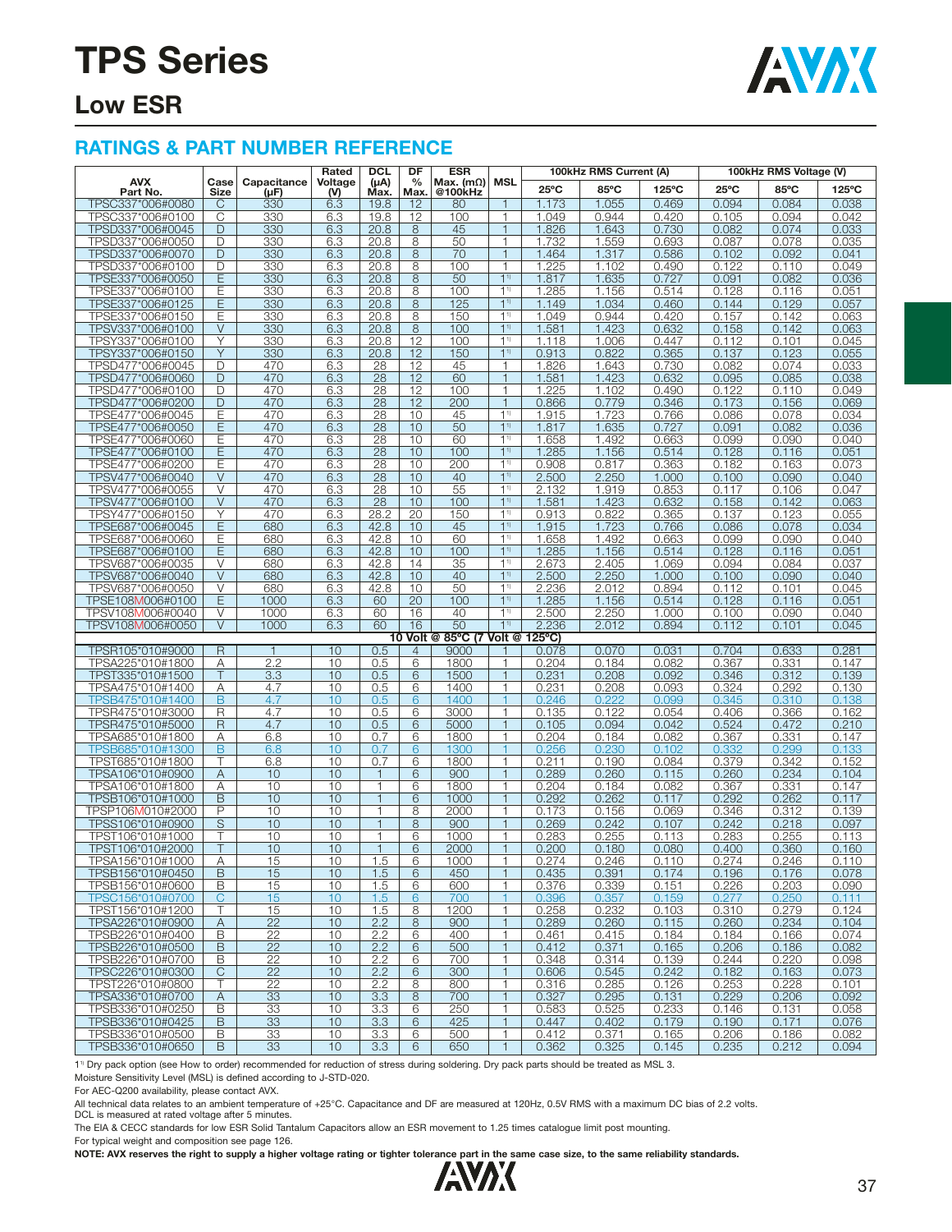# TPS Series

## Low ESR

### RATINGS & PART NUMBER REFERENCE

| AVX Part No. | Case Size | Capacitance (μF) | Rated Voltage (V) | DCL (μA) Max. | DF % Max. | ESR Max. (mΩ) @100kHz | MSL | 100kHz RMS Current (A) | | | 100kHz RMS Voltage (V) | | |
|---|---|---|---|---|---|---|---|---|---|---|---|---|---|
| | | | | | | | | 25ºC | 85ºC | 125ºC | 25ºC | 85ºC | 125ºC |
| TPSC337*006#0080 | C | 330 | 6.3 | 19.8 | 12 | 80 | 1 | 1.173 | 1.055 | 0.469 | 0.094 | 0.084 | 0.038 |
| TPSC337*006#0100 | C | 330 | 6.3 | 19.8 | 12 | 100 | 1 | 1.049 | 0.944 | 0.420 | 0.105 | 0.094 | 0.042 |
| TPSD337*006#0045 | D | 330 | 6.3 | 20.8 | 8 | 45 | 1 | 1.826 | 1.643 | 0.730 | 0.082 | 0.074 | 0.033 |
| TPSD337*006#0050 | D | 330 | 6.3 | 20.8 | 8 | 50 | 1 | 1.732 | 1.559 | 0.693 | 0.087 | 0.078 | 0.035 |
| TPSD337*006#0070 | D | 330 | 6.3 | 20.8 | 8 | 70 | 1 | 1.464 | 1.317 | 0.586 | 0.102 | 0.092 | 0.041 |
| TPSD337*006#0100 | D | 330 | 6.3 | 20.8 | 8 | 100 | 1 | 1.225 | 1.102 | 0.490 | 0.122 | 0.110 | 0.049 |
| TPSE337*006#0050 | E | 330 | 6.3 | 20.8 | 8 | 50 | 1[1] | 1.817 | 1.635 | 0.727 | 0.091 | 0.082 | 0.036 |
| TPSE337*006#0100 | E | 330 | 6.3 | 20.8 | 8 | 100 | 1[1] | 1.285 | 1.156 | 0.514 | 0.128 | 0.116 | 0.051 |
| TPSE337*006#0125 | E | 330 | 6.3 | 20.8 | 8 | 125 | 1[1] | 1.149 | 1.034 | 0.460 | 0.144 | 0.129 | 0.057 |
| TPSE337*006#0150 | E | 330 | 6.3 | 20.8 | 8 | 150 | 1[1] | 1.049 | 0.944 | 0.420 | 0.157 | 0.142 | 0.063 |
| TPSV337*006#0100 | V | 330 | 6.3 | 20.8 | 8 | 100 | 1[1] | 1.581 | 1.423 | 0.632 | 0.158 | 0.142 | 0.063 |
| TPSY337*006#0100 | Y | 330 | 6.3 | 20.8 | 12 | 100 | 1[1] | 1.118 | 1.006 | 0.447 | 0.112 | 0.101 | 0.045 |
| TPSY337*006#0150 | Y | 330 | 6.3 | 20.8 | 12 | 150 | 1[1] | 0.913 | 0.822 | 0.365 | 0.137 | 0.123 | 0.055 |
| TPSD477*006#0045 | D | 470 | 6.3 | 28 | 12 | 45 | 1 | 1.826 | 1.643 | 0.730 | 0.082 | 0.074 | 0.033 |
| TPSD477*006#0060 | D | 470 | 6.3 | 28 | 12 | 60 | 1 | 1.581 | 1.423 | 0.632 | 0.095 | 0.085 | 0.038 |
| TPSD477*006#0100 | D | 470 | 6.3 | 28 | 12 | 100 | 1 | 1.225 | 1.102 | 0.490 | 0.122 | 0.110 | 0.049 |
| TPSD477*006#0200 | D | 470 | 6.3 | 28 | 12 | 200 | 1 | 0.866 | 0.779 | 0.346 | 0.173 | 0.156 | 0.069 |
| TPSE477*006#0045 | E | 470 | 6.3 | 28 | 10 | 45 | 1[1] | 1.915 | 1.723 | 0.766 | 0.086 | 0.078 | 0.034 |
| TPSE477*006#0050 | E | 470 | 6.3 | 28 | 10 | 50 | 1[1] | 1.817 | 1.635 | 0.727 | 0.091 | 0.082 | 0.036 |
| TPSE477*006#0060 | E | 470 | 6.3 | 28 | 10 | 60 | 1[1] | 1.658 | 1.492 | 0.663 | 0.099 | 0.090 | 0.040 |
| TPSE477*006#0100 | E | 470 | 6.3 | 28 | 10 | 100 | 1[1] | 1.285 | 1.156 | 0.514 | 0.128 | 0.116 | 0.051 |
| TPSE477*006#0200 | E | 470 | 6.3 | 28 | 10 | 200 | 1[1] | 0.908 | 0.817 | 0.363 | 0.182 | 0.163 | 0.073 |
| TPSV477*006#0040 | V | 470 | 6.3 | 28 | 10 | 40 | 1[1] | 2.500 | 2.250 | 1.000 | 0.100 | 0.090 | 0.040 |
| TPSV477*006#0055 | V | 470 | 6.3 | 28 | 10 | 55 | 1[1] | 2.132 | 1.919 | 0.853 | 0.117 | 0.106 | 0.047 |
| TPSV477*006#0100 | V | 470 | 6.3 | 28 | 10 | 100 | 1[1] | 1.581 | 1.423 | 0.632 | 0.158 | 0.142 | 0.063 |
| TPSY477*006#0150 | Y | 470 | 6.3 | 28.2 | 20 | 150 | 1[1] | 0.913 | 0.822 | 0.365 | 0.137 | 0.123 | 0.055 |
| TPSE687*006#0045 | E | 680 | 6.3 | 42.8 | 10 | 45 | 1[1] | 1.915 | 1.723 | 0.766 | 0.086 | 0.078 | 0.034 |
| TPSE687*006#0060 | E | 680 | 6.3 | 42.8 | 10 | 60 | 1[1] | 1.658 | 1.492 | 0.663 | 0.099 | 0.090 | 0.040 |
| TPSE687*006#0100 | E | 680 | 6.3 | 42.8 | 10 | 100 | 1[1] | 1.285 | 1.156 | 0.514 | 0.128 | 0.116 | 0.051 |
| TPSV687*006#0035 | V | 680 | 6.3 | 42.8 | 14 | 35 | 1[1] | 2.673 | 2.405 | 1.069 | 0.094 | 0.084 | 0.037 |
| TPSV687*006#0040 | V | 680 | 6.3 | 42.8 | 10 | 40 | 1[1] | 2.500 | 2.250 | 1.000 | 0.100 | 0.090 | 0.040 |
| TPSV687*006#0050 | V | 680 | 6.3 | 42.8 | 10 | 50 | 1[1] | 2.236 | 2.012 | 0.894 | 0.112 | 0.101 | 0.045 |
| TPSE108M006#0100 | E | 1000 | 6.3 | 60 | 20 | 100 | 1[1] | 1.285 | 1.156 | 0.514 | 0.128 | 0.116 | 0.051 |
| TPSV108M006#0040 | V | 1000 | 6.3 | 60 | 16 | 40 | 1[1] | 2.500 | 2.250 | 1.000 | 0.100 | 0.090 | 0.040 |
| TPSV108M006#0050 | V | 1000 | 6.3 | 60 | 16 | 50 | 1[1] | 2.236 | 2.012 | 0.894 | 0.112 | 0.101 | 0.045 |
| **10 Volt @ 85ºC (7 Volt @ 125ºC)** | | | | | | | | | | | | | |
| TPSR105*010#9000 | R | 1 | 10 | 0.5 | 4 | 9000 | 1 | 0.078 | 0.070 | 0.031 | 0.704 | 0.633 | 0.281 |
| TPSA225*010#1800 | A | 2.2 | 10 | 0.5 | 6 | 1800 | 1 | 0.204 | 0.184 | 0.082 | 0.367 | 0.331 | 0.147 |
| TPST335*010#1500 | T | 3.3 | 10 | 0.5 | 6 | 1500 | 1 | 0.231 | 0.208 | 0.092 | 0.346 | 0.312 | 0.139 |
| TPSA475*010#1400 | A | 4.7 | 10 | 0.5 | 6 | 1400 | 1 | 0.231 | 0.208 | 0.093 | 0.324 | 0.292 | 0.130 |
| TPSB475*010#1400 | B | 4.7 | 10 | 0.5 | 6 | 1400 | 1 | 0.246 | 0.222 | 0.099 | 0.345 | 0.310 | 0.138 |
| TPSR475*010#3000 | R | 4.7 | 10 | 0.5 | 6 | 3000 | 1 | 0.135 | 0.122 | 0.054 | 0.406 | 0.366 | 0.162 |
| TPSR475*010#5000 | R | 4.7 | 10 | 0.5 | 6 | 5000 | 1 | 0.105 | 0.094 | 0.042 | 0.524 | 0.472 | 0.210 |
| TPSA685*010#1800 | A | 6.8 | 10 | 0.7 | 6 | 1800 | 1 | 0.204 | 0.184 | 0.082 | 0.367 | 0.331 | 0.147 |
| TPSB685*010#1300 | B | 6.8 | 10 | 0.7 | 6 | 1300 | 1 | 0.256 | 0.230 | 0.102 | 0.332 | 0.299 | 0.133 |
| TPST685*010#1800 | T | 6.8 | 10 | 0.7 | 6 | 1800 | 1 | 0.211 | 0.190 | 0.084 | 0.379 | 0.342 | 0.152 |
| TPSA106*010#0900 | A | 10 | 10 | 1 | 6 | 900 | 1 | 0.289 | 0.260 | 0.115 | 0.260 | 0.234 | 0.104 |
| TPSA106*010#1800 | A | 10 | 10 | 1 | 6 | 1800 | 1 | 0.204 | 0.184 | 0.082 | 0.367 | 0.331 | 0.147 |
| TPSB106*010#1000 | B | 10 | 10 | 1 | 6 | 1000 | 1 | 0.292 | 0.262 | 0.117 | 0.292 | 0.262 | 0.117 |
| TPSP106M010#2000 | P | 10 | 10 | 1 | 8 | 2000 | 1 | 0.173 | 0.156 | 0.069 | 0.346 | 0.312 | 0.139 |
| TPSS106*010#0900 | S | 10 | 10 | 1 | 8 | 900 | 1 | 0.269 | 0.242 | 0.107 | 0.242 | 0.218 | 0.097 |
| TPST106*010#1000 | T | 10 | 10 | 1 | 6 | 1000 | 1 | 0.283 | 0.255 | 0.113 | 0.283 | 0.255 | 0.113 |
| TPST106*010#2000 | T | 10 | 10 | 1 | 6 | 2000 | 1 | 0.200 | 0.180 | 0.080 | 0.400 | 0.360 | 0.160 |
| TPSA156*010#1000 | A | 15 | 10 | 1.5 | 6 | 1000 | 1 | 0.274 | 0.246 | 0.110 | 0.274 | 0.246 | 0.110 |
| TPSB156*010#0450 | B | 15 | 10 | 1.5 | 6 | 450 | 1 | 0.435 | 0.391 | 0.174 | 0.196 | 0.176 | 0.078 |
| TPSB156*010#0600 | B | 15 | 10 | 1.5 | 6 | 600 | 1 | 0.376 | 0.339 | 0.151 | 0.226 | 0.203 | 0.090 |
| TPSC156*010#0700 | C | 15 | 10 | 1.5 | 6 | 700 | 1 | 0.396 | 0.357 | 0.159 | 0.277 | 0.250 | 0.111 |
| TPST156*010#1200 | T | 15 | 10 | 1.5 | 8 | 1200 | 1 | 0.258 | 0.232 | 0.103 | 0.310 | 0.279 | 0.124 |
| TPSA226*010#0900 | A | 22 | 10 | 2.2 | 8 | 900 | 1 | 0.289 | 0.260 | 0.115 | 0.260 | 0.234 | 0.104 |
| TPSB226*010#0400 | B | 22 | 10 | 2.2 | 6 | 400 | 1 | 0.461 | 0.415 | 0.184 | 0.184 | 0.166 | 0.074 |
| TPSB226*010#0500 | B | 22 | 10 | 2.2 | 6 | 500 | 1 | 0.412 | 0.371 | 0.165 | 0.206 | 0.186 | 0.082 |
| TPSB226*010#0700 | B | 22 | 10 | 2.2 | 6 | 700 | 1 | 0.348 | 0.314 | 0.139 | 0.244 | 0.220 | 0.098 |
| TPSC226*010#0300 | C | 22 | 10 | 2.2 | 6 | 300 | 1 | 0.606 | 0.545 | 0.242 | 0.182 | 0.163 | 0.073 |
| TPST226*010#0800 | T | 22 | 10 | 2.2 | 8 | 800 | 1 | 0.316 | 0.285 | 0.126 | 0.253 | 0.228 | 0.101 |
| TPSA336*010#0700 | A | 33 | 10 | 3.3 | 8 | 700 | 1 | 0.327 | 0.295 | 0.131 | 0.229 | 0.206 | 0.092 |
| TPSB336*010#0250 | B | 33 | 10 | 3.3 | 6 | 250 | 1 | 0.583 | 0.525 | 0.233 | 0.146 | 0.131 | 0.058 |
| TPSB336*010#0425 | B | 33 | 10 | 3.3 | 6 | 425 | 1 | 0.447 | 0.402 | 0.179 | 0.190 | 0.171 | 0.076 |
| TPSB336*010#0500 | B | 33 | 10 | 3.3 | 6 | 500 | 1 | 0.412 | 0.371 | 0.165 | 0.206 | 0.186 | 0.082 |
| TPSB336*010#0650 | B | 33 | 10 | 3.3 | 6 | 650 | 1 | 0.362 | 0.325 | 0.145 | 0.235 | 0.212 | 0.094 |

1[1] Dry pack option (see How to order) recommended for reduction of stress during soldering. Dry pack parts should be treated as MSL 3.

Moisture Sensitivity Level (MSL) is defined according to J-STD-020.

For AEC-Q200 availability, please contact AVX.

All technical data relates to an ambient temperature of +25°C. Capacitance and DF are measured at 120Hz, 0.5V RMS with a maximum DC bias of 2.2 volts.
DCL is measured at rated voltage after 5 minutes.

The EIA & CECC standards for low ESR Solid Tantalum Capacitors allow an ESR movement to 1.25 times catalogue limit post mounting.

For typical weight and composition see page 126.

**NOTE: AVX reserves the right to supply a higher voltage rating or tighter tolerance part in the same case size, to the same reliability standards.**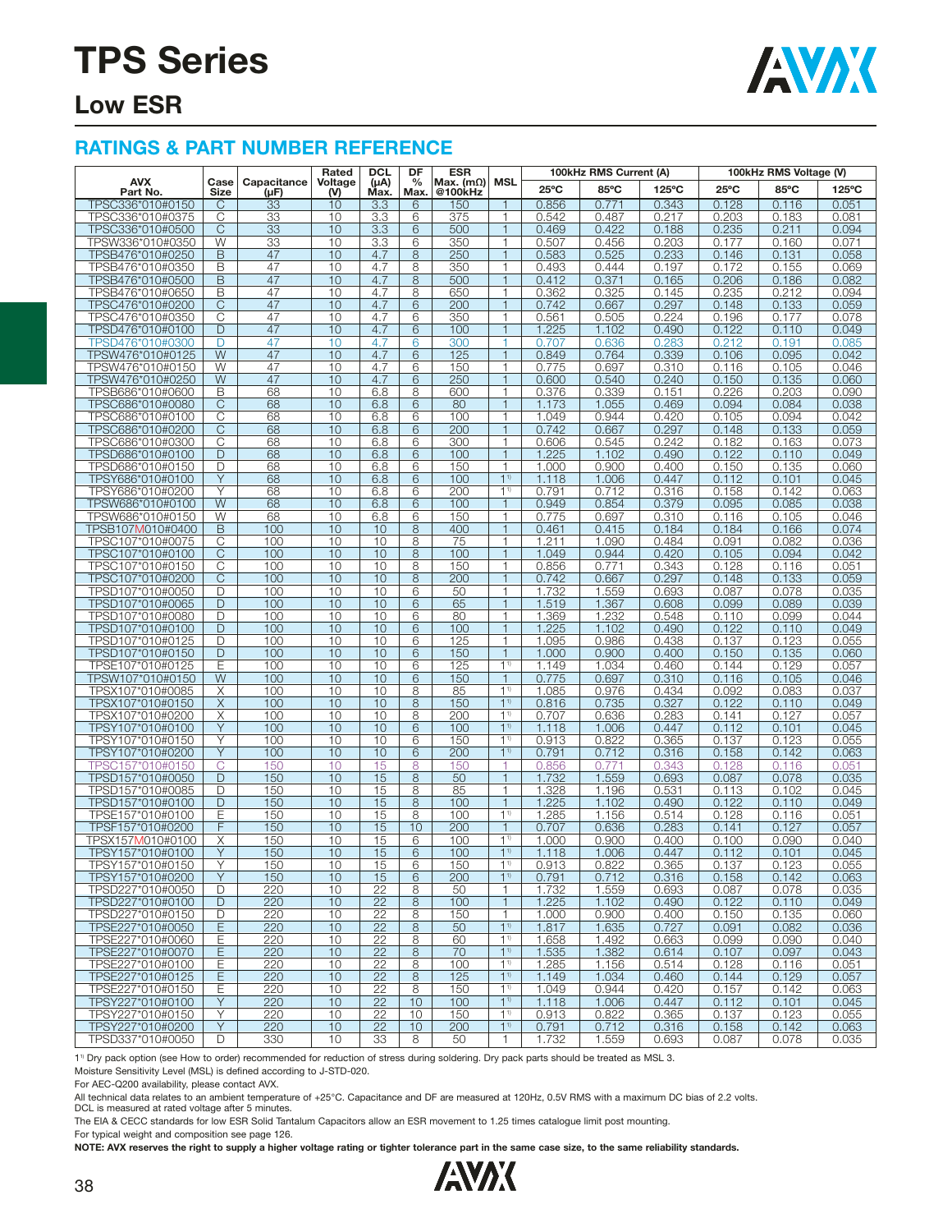# TPS Series

## Low ESR

### RATINGS & PART NUMBER REFERENCE

| AVX Part No. | Case Size | Capacitance (μF) | Rated Voltage (V) | DCL (μA) Max. | DF % Max. | ESR Max. (mΩ) @100kHz | MSL | 100kHz RMS Current (A) | | | 100kHz RMS Voltage (V) | | |
|---|---|---|---|---|---|---|---|---|---|---|---|---|---|
| | | | | | | | | 25ºC | 85ºC | 125ºC | 25ºC | 85ºC | 125ºC |
| TPSC336*010#0150 | C | 33 | 10 | 3.3 | 6 | 150 | 1 | 0.856 | 0.771 | 0.343 | 0.128 | 0.116 | 0.051 |
| TPSC336*010#0375 | C | 33 | 10 | 3.3 | 6 | 375 | 1 | 0.542 | 0.487 | 0.217 | 0.203 | 0.183 | 0.081 |
| TPSC336*010#0500 | C | 33 | 10 | 3.3 | 6 | 500 | 1 | 0.469 | 0.422 | 0.188 | 0.235 | 0.211 | 0.094 |
| TPSW336*010#0350 | W | 33 | 10 | 3.3 | 6 | 350 | 1 | 0.507 | 0.456 | 0.203 | 0.177 | 0.160 | 0.071 |
| TPSB476*010#0250 | B | 47 | 10 | 4.7 | 8 | 250 | 1 | 0.583 | 0.525 | 0.233 | 0.146 | 0.131 | 0.058 |
| TPSB476*010#0350 | B | 47 | 10 | 4.7 | 8 | 350 | 1 | 0.493 | 0.444 | 0.197 | 0.172 | 0.155 | 0.069 |
| TPSB476*010#0500 | B | 47 | 10 | 4.7 | 8 | 500 | 1 | 0.412 | 0.371 | 0.165 | 0.206 | 0.186 | 0.082 |
| TPSB476*010#0650 | B | 47 | 10 | 4.7 | 8 | 650 | 1 | 0.362 | 0.325 | 0.145 | 0.235 | 0.212 | 0.094 |
| TPSC476*010#0200 | C | 47 | 10 | 4.7 | 6 | 200 | 1 | 0.742 | 0.667 | 0.297 | 0.148 | 0.133 | 0.059 |
| TPSC476*010#0350 | C | 47 | 10 | 4.7 | 6 | 350 | 1 | 0.561 | 0.505 | 0.224 | 0.196 | 0.177 | 0.078 |
| TPSD476*010#0100 | D | 47 | 10 | 4.7 | 6 | 100 | 1 | 1.225 | 1.102 | 0.490 | 0.122 | 0.110 | 0.049 |
| TPSD476*010#0300 | D | 47 | 10 | 4.7 | 6 | 300 | 1 | 0.707 | 0.636 | 0.283 | 0.212 | 0.191 | 0.085 |
| TPSW476*010#0125 | W | 47 | 10 | 4.7 | 6 | 125 | 1 | 0.849 | 0.764 | 0.339 | 0.106 | 0.095 | 0.042 |
| TPSW476*010#0150 | W | 47 | 10 | 4.7 | 6 | 150 | 1 | 0.775 | 0.697 | 0.310 | 0.116 | 0.105 | 0.046 |
| TPSW476*010#0250 | W | 47 | 10 | 4.7 | 6 | 250 | 1 | 0.600 | 0.540 | 0.240 | 0.150 | 0.135 | 0.060 |
| TPSB686*010#0600 | B | 68 | 10 | 6.8 | 8 | 600 | 1 | 0.376 | 0.339 | 0.151 | 0.226 | 0.203 | 0.090 |
| TPSC686*010#0080 | C | 68 | 10 | 6.8 | 6 | 80 | 1 | 1.173 | 1.055 | 0.469 | 0.094 | 0.084 | 0.038 |
| TPSC686*010#0100 | C | 68 | 10 | 6.8 | 6 | 100 | 1 | 1.049 | 0.944 | 0.420 | 0.105 | 0.094 | 0.042 |
| TPSC686*010#0200 | C | 68 | 10 | 6.8 | 6 | 200 | 1 | 0.742 | 0.667 | 0.297 | 0.148 | 0.133 | 0.059 |
| TPSC686*010#0300 | C | 68 | 10 | 6.8 | 6 | 300 | 1 | 0.606 | 0.545 | 0.242 | 0.182 | 0.163 | 0.073 |
| TPSD686*010#0100 | D | 68 | 10 | 6.8 | 6 | 100 | 1 | 1.225 | 1.102 | 0.490 | 0.122 | 0.110 | 0.049 |
| TPSD686*010#0150 | D | 68 | 10 | 6.8 | 6 | 150 | 1 | 1.000 | 0.900 | 0.400 | 0.150 | 0.135 | 0.060 |
| TPSY686*010#0100 | Y | 68 | 10 | 6.8 | 6 | 100 | 1[1)] | 1.118 | 1.006 | 0.447 | 0.112 | 0.101 | 0.045 |
| TPSY686*010#0200 | Y | 68 | 10 | 6.8 | 6 | 200 | 1[1)] | 0.791 | 0.712 | 0.316 | 0.158 | 0.142 | 0.063 |
| TPSW686*010#0100 | W | 68 | 10 | 6.8 | 6 | 100 | 1 | 0.949 | 0.854 | 0.379 | 0.095 | 0.085 | 0.038 |
| TPSW686*010#0150 | W | 68 | 10 | 6.8 | 6 | 150 | 1 | 0.775 | 0.697 | 0.310 | 0.116 | 0.105 | 0.046 |
| TPSB107M010#0400 | B | 100 | 10 | 10 | 8 | 400 | 1 | 0.461 | 0.415 | 0.184 | 0.184 | 0.166 | 0.074 |
| TPSC107*010#0075 | C | 100 | 10 | 10 | 8 | 75 | 1 | 1.211 | 1.090 | 0.484 | 0.091 | 0.082 | 0.036 |
| TPSC107*010#0100 | C | 100 | 10 | 10 | 8 | 100 | 1 | 1.049 | 0.944 | 0.420 | 0.105 | 0.094 | 0.042 |
| TPSC107*010#0150 | C | 100 | 10 | 10 | 8 | 150 | 1 | 0.856 | 0.771 | 0.343 | 0.128 | 0.116 | 0.051 |
| TPSC107*010#0200 | C | 100 | 10 | 10 | 8 | 200 | 1 | 0.742 | 0.667 | 0.297 | 0.148 | 0.133 | 0.059 |
| TPSD107*010#0050 | D | 100 | 10 | 10 | 6 | 50 | 1 | 1.732 | 1.559 | 0.693 | 0.087 | 0.078 | 0.035 |
| TPSD107*010#0065 | D | 100 | 10 | 10 | 6 | 65 | 1 | 1.519 | 1.367 | 0.608 | 0.099 | 0.089 | 0.039 |
| TPSD107*010#0080 | D | 100 | 10 | 10 | 6 | 80 | 1 | 1.369 | 1.232 | 0.548 | 0.110 | 0.099 | 0.044 |
| TPSD107*010#0100 | D | 100 | 10 | 10 | 6 | 100 | 1 | 1.225 | 1.102 | 0.490 | 0.122 | 0.110 | 0.049 |
| TPSD107*010#0125 | D | 100 | 10 | 10 | 6 | 125 | 1 | 1.095 | 0.986 | 0.438 | 0.137 | 0.123 | 0.055 |
| TPSD107*010#0150 | D | 100 | 10 | 10 | 6 | 150 | 1 | 1.000 | 0.900 | 0.400 | 0.150 | 0.135 | 0.060 |
| TPSE107*010#0125 | E | 100 | 10 | 10 | 6 | 125 | 1[1)] | 1.149 | 1.034 | 0.460 | 0.144 | 0.129 | 0.057 |
| TPSW107*010#0150 | W | 100 | 10 | 10 | 6 | 150 | 1 | 0.775 | 0.697 | 0.310 | 0.116 | 0.105 | 0.046 |
| TPSX107*010#0085 | X | 100 | 10 | 10 | 8 | 85 | 1[1)] | 1.085 | 0.976 | 0.434 | 0.092 | 0.083 | 0.037 |
| TPSX107*010#0150 | X | 100 | 10 | 10 | 8 | 150 | 1[1)] | 0.816 | 0.735 | 0.327 | 0.122 | 0.110 | 0.049 |
| TPSX107*010#0200 | X | 100 | 10 | 10 | 8 | 200 | 1[1)] | 0.707 | 0.636 | 0.283 | 0.141 | 0.127 | 0.057 |
| TPSY107*010#0100 | Y | 100 | 10 | 10 | 6 | 100 | 1[1)] | 1.118 | 1.006 | 0.447 | 0.112 | 0.101 | 0.045 |
| TPSY107*010#0150 | Y | 100 | 10 | 10 | 6 | 150 | 1[1)] | 0.913 | 0.822 | 0.365 | 0.137 | 0.123 | 0.055 |
| TPSY107*010#0200 | Y | 100 | 10 | 10 | 6 | 200 | 1[1)] | 0.791 | 0.712 | 0.316 | 0.158 | 0.142 | 0.063 |
| TPSC157*010#0150 | C | 150 | 10 | 15 | 8 | 150 | 1 | 0.856 | 0.771 | 0.343 | 0.128 | 0.116 | 0.051 |
| TPSD157*010#0050 | D | 150 | 10 | 15 | 8 | 50 | 1 | 1.732 | 1.559 | 0.693 | 0.087 | 0.078 | 0.035 |
| TPSD157*010#0085 | D | 150 | 10 | 15 | 8 | 85 | 1 | 1.328 | 1.196 | 0.531 | 0.113 | 0.102 | 0.045 |
| TPSD157*010#0100 | D | 150 | 10 | 15 | 8 | 100 | 1 | 1.225 | 1.102 | 0.490 | 0.122 | 0.110 | 0.049 |
| TPSE157*010#0100 | E | 150 | 10 | 15 | 8 | 100 | 1[1)] | 1.285 | 1.156 | 0.514 | 0.128 | 0.116 | 0.051 |
| TPSF157*010#0200 | F | 150 | 10 | 15 | 10 | 200 | 1 | 0.707 | 0.636 | 0.283 | 0.141 | 0.127 | 0.057 |
| TPSX157M010#0100 | X | 150 | 10 | 15 | 6 | 100 | 1[1)] | 1.000 | 0.900 | 0.400 | 0.100 | 0.090 | 0.040 |
| TPSY157*010#0100 | Y | 150 | 10 | 15 | 6 | 100 | 1[1)] | 1.118 | 1.006 | 0.447 | 0.112 | 0.101 | 0.045 |
| TPSY157*010#0150 | Y | 150 | 10 | 15 | 6 | 150 | 1[1)] | 0.913 | 0.822 | 0.365 | 0.137 | 0.123 | 0.055 |
| TPSY157*010#0200 | Y | 150 | 10 | 15 | 6 | 200 | 1[1)] | 0.791 | 0.712 | 0.316 | 0.158 | 0.142 | 0.063 |
| TPSD227*010#0050 | D | 220 | 10 | 22 | 8 | 50 | 1 | 1.732 | 1.559 | 0.693 | 0.087 | 0.078 | 0.035 |
| TPSD227*010#0100 | D | 220 | 10 | 22 | 8 | 100 | 1 | 1.225 | 1.102 | 0.490 | 0.122 | 0.110 | 0.049 |
| TPSD227*010#0150 | D | 220 | 10 | 22 | 8 | 150 | 1 | 1.000 | 0.900 | 0.400 | 0.150 | 0.135 | 0.060 |
| TPSE227*010#0050 | E | 220 | 10 | 22 | 8 | 50 | 1[1)] | 1.817 | 1.635 | 0.727 | 0.091 | 0.082 | 0.036 |
| TPSE227*010#0060 | E | 220 | 10 | 22 | 8 | 60 | 1[1)] | 1.658 | 1.492 | 0.663 | 0.099 | 0.090 | 0.040 |
| TPSE227*010#0070 | E | 220 | 10 | 22 | 8 | 70 | 1[1)] | 1.535 | 1.382 | 0.614 | 0.107 | 0.097 | 0.043 |
| TPSE227*010#0100 | E | 220 | 10 | 22 | 8 | 100 | 1[1)] | 1.285 | 1.156 | 0.514 | 0.128 | 0.116 | 0.051 |
| TPSE227*010#0125 | E | 220 | 10 | 22 | 8 | 125 | 1[1)] | 1.149 | 1.034 | 0.460 | 0.144 | 0.129 | 0.057 |
| TPSE227*010#0150 | E | 220 | 10 | 22 | 8 | 150 | 1[1)] | 1.049 | 0.944 | 0.420 | 0.157 | 0.142 | 0.063 |
| TPSY227*010#0100 | Y | 220 | 10 | 22 | 10 | 100 | 1[1)] | 1.118 | 1.006 | 0.447 | 0.112 | 0.101 | 0.045 |
| TPSY227*010#0150 | Y | 220 | 10 | 22 | 10 | 150 | 1[1)] | 0.913 | 0.822 | 0.365 | 0.137 | 0.123 | 0.055 |
| TPSY227*010#0200 | Y | 220 | 10 | 22 | 10 | 200 | 1[1)] | 0.791 | 0.712 | 0.316 | 0.158 | 0.142 | 0.063 |
| TPSD337*010#0050 | D | 330 | 10 | 33 | 8 | 50 | 1 | 1.732 | 1.559 | 0.693 | 0.087 | 0.078 | 0.035 |

1[1)] Dry pack option (see How to order) recommended for reduction of stress during soldering. Dry pack parts should be treated as MSL 3.

Moisture Sensitivity Level (MSL) is defined according to J-STD-020.

For AEC-Q200 availability, please contact AVX.

All technical data relates to an ambient temperature of +25°C. Capacitance and DF are measured at 120Hz, 0.5V RMS with a maximum DC bias of 2.2 volts.
DCL is measured at rated voltage after 5 minutes.

The EIA & CECC standards for low ESR Solid Tantalum Capacitors allow an ESR movement to 1.25 times catalogue limit post mounting.

For typical weight and composition see page 126.

**NOTE: AVX reserves the right to supply a higher voltage rating or tighter tolerance part in the same case size, to the same reliability standards.**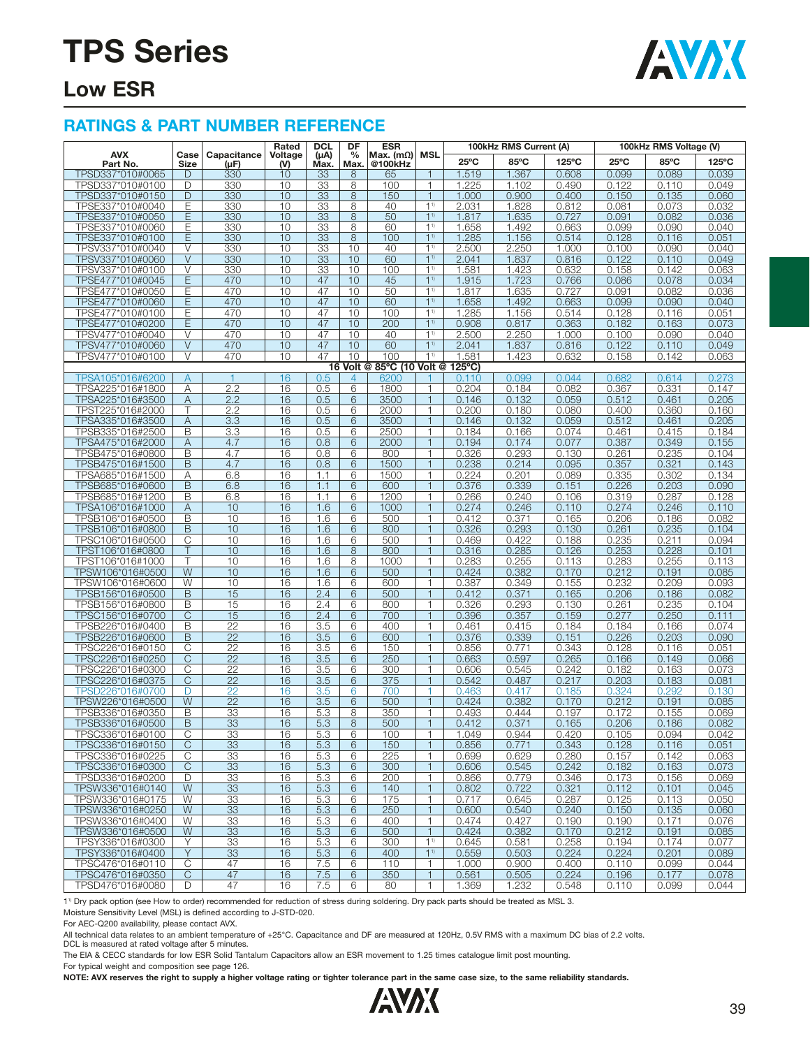# TPS Series

## Low ESR

### RATINGS & PART NUMBER REFERENCE

| AVX Part No. | Case Size | Capacitance (μF) | Rated Voltage (V) | DCL (μA) Max. | DF % Max. | ESR Max. (mΩ) @100kHz | MSL | 100kHz RMS Current (A) | | | 100kHz RMS Voltage (V) | | |
|---|---|---|---|---|---|---|---|---|---|---|---|---|---|
| | | | | | | | | 25ºC | 85ºC | 125ºC | 25ºC | 85ºC | 125ºC |
| TPSD337*010#0065 | D | 330 | 10 | 33 | 8 | 65 | 1 | 1.519 | 1.367 | 0.608 | 0.099 | 0.089 | 0.039 |
| TPSD337*010#0100 | D | 330 | 10 | 33 | 8 | 100 | 1 | 1.225 | 1.102 | 0.490 | 0.122 | 0.110 | 0.049 |
| TPSD337*010#0150 | D | 330 | 10 | 33 | 8 | 150 | 1 | 1.000 | 0.900 | 0.400 | 0.150 | 0.135 | 0.060 |
| TPSE337*010#0040 | E | 330 | 10 | 33 | 8 | 40 | 1[1] | 2.031 | 1.828 | 0.812 | 0.081 | 0.073 | 0.032 |
| TPSE337*010#0050 | E | 330 | 10 | 33 | 8 | 50 | 1[1] | 1.817 | 1.635 | 0.727 | 0.091 | 0.082 | 0.036 |
| TPSE337*010#0060 | E | 330 | 10 | 33 | 8 | 60 | 1[1] | 1.658 | 1.492 | 0.663 | 0.099 | 0.090 | 0.040 |
| TPSE337*010#0100 | E | 330 | 10 | 33 | 8 | 100 | 1[1] | 1.285 | 1.156 | 0.514 | 0.128 | 0.116 | 0.051 |
| TPSV337*010#0040 | V | 330 | 10 | 33 | 10 | 40 | 1[1] | 2.500 | 2.250 | 1.000 | 0.100 | 0.090 | 0.040 |
| TPSV337*010#0060 | V | 330 | 10 | 33 | 10 | 60 | 1[1] | 2.041 | 1.837 | 0.816 | 0.122 | 0.110 | 0.049 |
| TPSV337*010#0100 | V | 330 | 10 | 33 | 10 | 100 | 1[1] | 1.581 | 1.423 | 0.632 | 0.158 | 0.142 | 0.063 |
| TPSE477*010#0045 | E | 470 | 10 | 47 | 10 | 45 | 1[1] | 1.915 | 1.723 | 0.766 | 0.086 | 0.078 | 0.034 |
| TPSE477*010#0050 | E | 470 | 10 | 47 | 10 | 50 | 1[1] | 1.817 | 1.635 | 0.727 | 0.091 | 0.082 | 0.036 |
| TPSE477*010#0060 | E | 470 | 10 | 47 | 10 | 60 | 1[1] | 1.658 | 1.492 | 0.663 | 0.099 | 0.090 | 0.040 |
| TPSE477*010#0100 | E | 470 | 10 | 47 | 10 | 100 | 1[1] | 1.285 | 1.156 | 0.514 | 0.128 | 0.116 | 0.051 |
| TPSE477*010#0200 | E | 470 | 10 | 47 | 10 | 200 | 1[1] | 0.908 | 0.817 | 0.363 | 0.182 | 0.163 | 0.073 |
| TPSV477*010#0040 | V | 470 | 10 | 47 | 10 | 40 | 1[1] | 2.500 | 2.250 | 1.000 | 0.100 | 0.090 | 0.040 |
| TPSV477*010#0060 | V | 470 | 10 | 47 | 10 | 60 | 1[1] | 2.041 | 1.837 | 0.816 | 0.122 | 0.110 | 0.049 |
| TPSV477*010#0100 | V | 470 | 10 | 47 | 10 | 100 | 1[1] | 1.581 | 1.423 | 0.632 | 0.158 | 0.142 | 0.063 |
| **16 Volt @ 85ºC (10 Volt @ 125ºC)** | | | | | | | | | | | | | |
| TPSA105*016#6200 | A | 1 | 16 | 0.5 | 4 | 6200 | 1 | 0.110 | 0.099 | 0.044 | 0.682 | 0.614 | 0.273 |
| TPSA225*016#1800 | A | 2.2 | 16 | 0.5 | 6 | 1800 | 1 | 0.204 | 0.184 | 0.082 | 0.367 | 0.331 | 0.147 |
| TPSA225*016#3500 | A | 2.2 | 16 | 0.5 | 6 | 3500 | 1 | 0.146 | 0.132 | 0.059 | 0.512 | 0.461 | 0.205 |
| TPST225*016#2000 | T | 2.2 | 16 | 0.5 | 6 | 2000 | 1 | 0.200 | 0.180 | 0.080 | 0.400 | 0.360 | 0.160 |
| TPSA335*016#3500 | A | 3.3 | 16 | 0.5 | 6 | 3500 | 1 | 0.146 | 0.132 | 0.059 | 0.512 | 0.461 | 0.205 |
| TPSB335*016#2500 | B | 3.3 | 16 | 0.5 | 6 | 2500 | 1 | 0.184 | 0.166 | 0.074 | 0.461 | 0.415 | 0.184 |
| TPSA475*016#2000 | A | 4.7 | 16 | 0.8 | 6 | 2000 | 1 | 0.194 | 0.174 | 0.077 | 0.387 | 0.349 | 0.155 |
| TPSB475*016#0800 | B | 4.7 | 16 | 0.8 | 6 | 800 | 1 | 0.326 | 0.293 | 0.130 | 0.261 | 0.235 | 0.104 |
| TPSB475*016#1500 | B | 4.7 | 16 | 0.8 | 6 | 1500 | 1 | 0.238 | 0.214 | 0.095 | 0.357 | 0.321 | 0.143 |
| TPSA685*016#1500 | A | 6.8 | 16 | 1.1 | 6 | 1500 | 1 | 0.224 | 0.201 | 0.089 | 0.335 | 0.302 | 0.134 |
| TPSB685*016#0600 | B | 6.8 | 16 | 1.1 | 6 | 600 | 1 | 0.376 | 0.339 | 0.151 | 0.226 | 0.203 | 0.090 |
| TPSB685*016#1200 | B | 6.8 | 16 | 1.1 | 6 | 1200 | 1 | 0.266 | 0.240 | 0.106 | 0.319 | 0.287 | 0.128 |
| TPSA106*016#1000 | A | 10 | 16 | 1.6 | 6 | 1000 | 1 | 0.274 | 0.246 | 0.110 | 0.274 | 0.246 | 0.110 |
| TPSB106*016#0500 | B | 10 | 16 | 1.6 | 6 | 500 | 1 | 0.412 | 0.371 | 0.165 | 0.206 | 0.186 | 0.082 |
| TPSB106*016#0800 | B | 10 | 16 | 1.6 | 6 | 800 | 1 | 0.326 | 0.293 | 0.130 | 0.261 | 0.235 | 0.104 |
| TPSC106*016#0500 | C | 10 | 16 | 1.6 | 6 | 500 | 1 | 0.469 | 0.422 | 0.188 | 0.235 | 0.211 | 0.094 |
| TPST106*016#0800 | T | 10 | 16 | 1.6 | 8 | 800 | 1 | 0.316 | 0.285 | 0.126 | 0.253 | 0.228 | 0.101 |
| TPST106*016#1000 | T | 10 | 16 | 1.6 | 8 | 1000 | 1 | 0.283 | 0.255 | 0.113 | 0.283 | 0.255 | 0.113 |
| TPSW106*016#0500 | W | 10 | 16 | 1.6 | 6 | 500 | 1 | 0.424 | 0.382 | 0.170 | 0.212 | 0.191 | 0.085 |
| TPSW106*016#0600 | W | 10 | 16 | 1.6 | 6 | 600 | 1 | 0.387 | 0.349 | 0.155 | 0.232 | 0.209 | 0.093 |
| TPSB156*016#0500 | B | 15 | 16 | 2.4 | 6 | 500 | 1 | 0.412 | 0.371 | 0.165 | 0.206 | 0.186 | 0.082 |
| TPSB156*016#0800 | B | 15 | 16 | 2.4 | 6 | 800 | 1 | 0.326 | 0.293 | 0.130 | 0.261 | 0.235 | 0.104 |
| TPSC156*016#0700 | C | 15 | 16 | 2.4 | 6 | 700 | 1 | 0.396 | 0.357 | 0.159 | 0.277 | 0.250 | 0.111 |
| TPSB226*016#0400 | B | 22 | 16 | 3.5 | 6 | 400 | 1 | 0.461 | 0.415 | 0.184 | 0.184 | 0.166 | 0.074 |
| TPSB226*016#0600 | B | 22 | 16 | 3.5 | 6 | 600 | 1 | 0.376 | 0.339 | 0.151 | 0.226 | 0.203 | 0.090 |
| TPSC226*016#0150 | C | 22 | 16 | 3.5 | 6 | 150 | 1 | 0.856 | 0.771 | 0.343 | 0.128 | 0.116 | 0.051 |
| TPSC226*016#0250 | C | 22 | 16 | 3.5 | 6 | 250 | 1 | 0.663 | 0.597 | 0.265 | 0.166 | 0.149 | 0.066 |
| TPSC226*016#0300 | C | 22 | 16 | 3.5 | 6 | 300 | 1 | 0.606 | 0.545 | 0.242 | 0.182 | 0.163 | 0.073 |
| TPSC226*016#0375 | C | 22 | 16 | 3.5 | 6 | 375 | 1 | 0.542 | 0.487 | 0.217 | 0.203 | 0.183 | 0.081 |
| TPSD226*016#0700 | D | 22 | 16 | 3.5 | 6 | 700 | 1 | 0.463 | 0.417 | 0.185 | 0.324 | 0.292 | 0.130 |
| TPSW226*016#0500 | W | 22 | 16 | 3.5 | 6 | 500 | 1 | 0.424 | 0.382 | 0.170 | 0.212 | 0.191 | 0.085 |
| TPSB336*016#0350 | B | 33 | 16 | 5.3 | 8 | 350 | 1 | 0.493 | 0.444 | 0.197 | 0.172 | 0.155 | 0.069 |
| TPSB336*016#0500 | B | 33 | 16 | 5.3 | 8 | 500 | 1 | 0.412 | 0.371 | 0.165 | 0.206 | 0.186 | 0.082 |
| TPSC336*016#0100 | C | 33 | 16 | 5.3 | 6 | 100 | 1 | 1.049 | 0.944 | 0.420 | 0.105 | 0.094 | 0.042 |
| TPSC336*016#0150 | C | 33 | 16 | 5.3 | 6 | 150 | 1 | 0.856 | 0.771 | 0.343 | 0.128 | 0.116 | 0.051 |
| TPSC336*016#0225 | C | 33 | 16 | 5.3 | 6 | 225 | 1 | 0.699 | 0.629 | 0.280 | 0.157 | 0.142 | 0.063 |
| TPSC336*016#0300 | C | 33 | 16 | 5.3 | 6 | 300 | 1 | 0.606 | 0.545 | 0.242 | 0.182 | 0.163 | 0.073 |
| TPSD336*016#0200 | D | 33 | 16 | 5.3 | 6 | 200 | 1 | 0.866 | 0.779 | 0.346 | 0.173 | 0.156 | 0.069 |
| TPSW336*016#0140 | W | 33 | 16 | 5.3 | 6 | 140 | 1 | 0.802 | 0.722 | 0.321 | 0.112 | 0.101 | 0.045 |
| TPSW336*016#0175 | W | 33 | 16 | 5.3 | 6 | 175 | 1 | 0.717 | 0.645 | 0.287 | 0.125 | 0.113 | 0.050 |
| TPSW336*016#0250 | W | 33 | 16 | 5.3 | 6 | 250 | 1 | 0.600 | 0.540 | 0.240 | 0.150 | 0.135 | 0.060 |
| TPSW336*016#0400 | W | 33 | 16 | 5.3 | 6 | 400 | 1 | 0.474 | 0.427 | 0.190 | 0.190 | 0.171 | 0.076 |
| TPSW336*016#0500 | W | 33 | 16 | 5.3 | 6 | 500 | 1 | 0.424 | 0.382 | 0.170 | 0.212 | 0.191 | 0.085 |
| TPSY336*016#0300 | Y | 33 | 16 | 5.3 | 6 | 300 | 1[1] | 0.645 | 0.581 | 0.258 | 0.194 | 0.174 | 0.077 |
| TPSY336*016#0400 | Y | 33 | 16 | 5.3 | 6 | 400 | 1[1] | 0.559 | 0.503 | 0.224 | 0.224 | 0.201 | 0.089 |
| TPSC476*016#0110 | C | 47 | 16 | 7.5 | 6 | 110 | 1 | 1.000 | 0.900 | 0.400 | 0.110 | 0.099 | 0.044 |
| TPSC476*016#0350 | C | 47 | 16 | 7.5 | 6 | 350 | 1 | 0.561 | 0.505 | 0.224 | 0.196 | 0.177 | 0.078 |
| TPSD476*016#0080 | D | 47 | 16 | 7.5 | 6 | 80 | 1 | 1.369 | 1.232 | 0.548 | 0.110 | 0.099 | 0.044 |

[1] Dry pack option (see How to order) recommended for reduction of stress during soldering. Dry pack parts should be treated as MSL 3.

Moisture Sensitivity Level (MSL) is defined according to J-STD-020.

For AEC-Q200 availability, please contact AVX.

All technical data relates to an ambient temperature of +25°C. Capacitance and DF are measured at 120Hz, 0.5V RMS with a maximum DC bias of 2.2 volts.
DCL is measured at rated voltage after 5 minutes.

The EIA & CECC standards for low ESR Solid Tantalum Capacitors allow an ESR movement to 1.25 times catalogue limit post mounting.

For typical weight and composition see page 126.

**NOTE: AVX reserves the right to supply a higher voltage rating or tighter tolerance part in the same case size, to the same reliability standards.**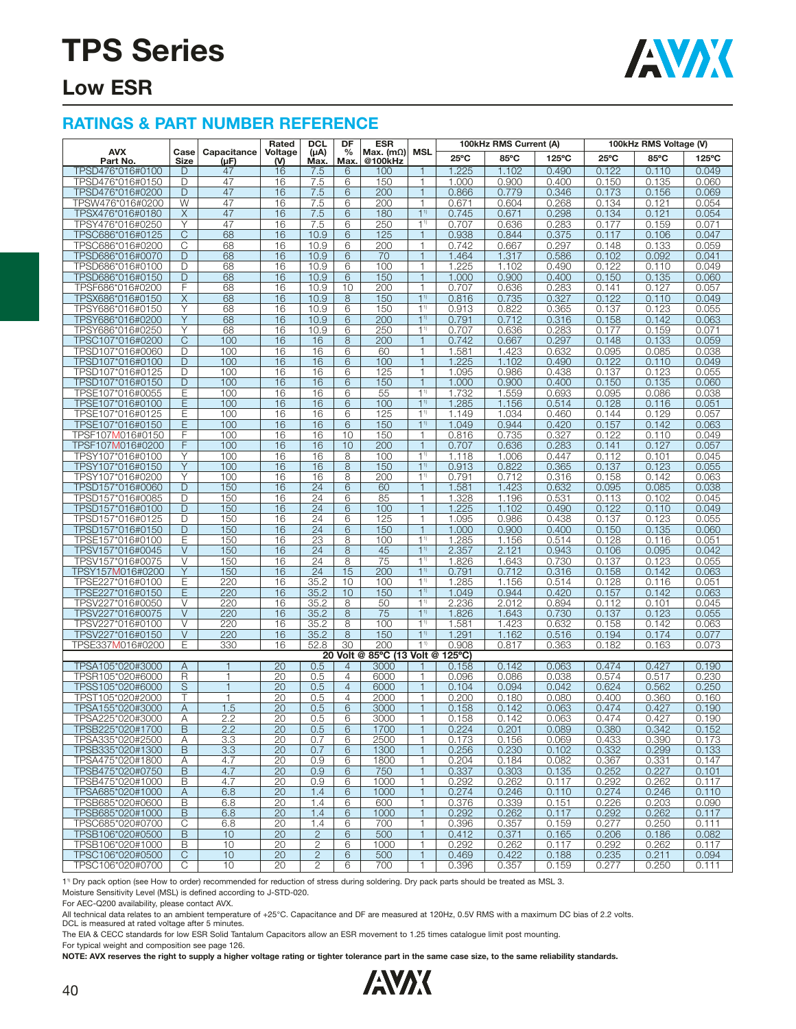# TPS Series

## Low ESR

### RATINGS & PART NUMBER REFERENCE

| AVX Part No. | Case Size | Capacitance (μF) | Rated Voltage (V) | DCL (μA) Max. | DF % Max. | ESR Max. (mΩ) @100kHz | MSL | 100kHz RMS Current (A) | | | 100kHz RMS Voltage (V) | | |
|---|---|---|---|---|---|---|---|---|---|---|---|---|---|
| | | | | | | | | 25°C | 85°C | 125°C | 25°C | 85°C | 125°C |
| TPSD476*016#0100 | D | 47 | 16 | 7.5 | 6 | 100 | 1 | 1.225 | 1.102 | 0.490 | 0.122 | 0.110 | 0.049 |
| TPSD476*016#0150 | D | 47 | 16 | 7.5 | 6 | 150 | 1 | 1.000 | 0.900 | 0.400 | 0.150 | 0.135 | 0.060 |
| TPSD476*016#0200 | D | 47 | 16 | 7.5 | 6 | 200 | 1 | 0.866 | 0.779 | 0.346 | 0.173 | 0.156 | 0.069 |
| TPSW476*016#0200 | W | 47 | 16 | 7.5 | 6 | 200 | 1 | 0.671 | 0.604 | 0.268 | 0.134 | 0.121 | 0.054 |
| TPSX476*016#0180 | X | 47 | 16 | 7.5 | 6 | 180 | 1[1] | 0.745 | 0.671 | 0.298 | 0.134 | 0.121 | 0.054 |
| TPSY476*016#0250 | Y | 47 | 16 | 7.5 | 6 | 250 | 1[1] | 0.707 | 0.636 | 0.283 | 0.177 | 0.159 | 0.071 |
| TPSC686*016#0125 | C | 68 | 16 | 10.9 | 6 | 125 | 1 | 0.938 | 0.844 | 0.375 | 0.117 | 0.106 | 0.047 |
| TPSC686*016#0200 | C | 68 | 16 | 10.9 | 6 | 200 | 1 | 0.742 | 0.667 | 0.297 | 0.148 | 0.133 | 0.059 |
| TPSD686*016#0070 | D | 68 | 16 | 10.9 | 6 | 70 | 1 | 1.464 | 1.317 | 0.586 | 0.102 | 0.092 | 0.041 |
| TPSD686*016#0100 | D | 68 | 16 | 10.9 | 6 | 100 | 1 | 1.225 | 1.102 | 0.490 | 0.122 | 0.110 | 0.049 |
| TPSD686*016#0150 | D | 68 | 16 | 10.9 | 6 | 150 | 1 | 1.000 | 0.900 | 0.400 | 0.150 | 0.135 | 0.060 |
| TPSF686*016#0200 | F | 68 | 16 | 10.9 | 10 | 200 | 1 | 0.707 | 0.636 | 0.283 | 0.141 | 0.127 | 0.057 |
| TPSX686*016#0150 | X | 68 | 16 | 10.9 | 8 | 150 | 1[1] | 0.816 | 0.735 | 0.327 | 0.122 | 0.110 | 0.049 |
| TPSY686*016#0150 | Y | 68 | 16 | 10.9 | 6 | 150 | 1[1] | 0.913 | 0.822 | 0.365 | 0.137 | 0.123 | 0.055 |
| TPSY686*016#0200 | Y | 68 | 16 | 10.9 | 6 | 200 | 1[1] | 0.791 | 0.712 | 0.316 | 0.158 | 0.142 | 0.063 |
| TPSY686*016#0250 | Y | 68 | 16 | 10.9 | 6 | 250 | 1[1] | 0.707 | 0.636 | 0.283 | 0.177 | 0.159 | 0.071 |
| TPSC107*016#0200 | C | 100 | 16 | 16 | 8 | 200 | 1 | 0.742 | 0.667 | 0.297 | 0.148 | 0.133 | 0.059 |
| TPSD107*016#0060 | D | 100 | 16 | 16 | 6 | 60 | 1 | 1.581 | 1.423 | 0.632 | 0.095 | 0.085 | 0.038 |
| TPSD107*016#0100 | D | 100 | 16 | 16 | 6 | 100 | 1 | 1.225 | 1.102 | 0.490 | 0.122 | 0.110 | 0.049 |
| TPSD107*016#0125 | D | 100 | 16 | 16 | 6 | 125 | 1 | 1.095 | 0.986 | 0.438 | 0.137 | 0.123 | 0.055 |
| TPSD107*016#0150 | D | 100 | 16 | 16 | 6 | 150 | 1 | 1.000 | 0.900 | 0.400 | 0.150 | 0.135 | 0.060 |
| TPSE107*016#0055 | E | 100 | 16 | 16 | 6 | 55 | 1[1] | 1.732 | 1.559 | 0.693 | 0.095 | 0.086 | 0.038 |
| TPSE107*016#0100 | E | 100 | 16 | 16 | 6 | 100 | 1[1] | 1.285 | 1.156 | 0.514 | 0.128 | 0.116 | 0.051 |
| TPSE107*016#0125 | E | 100 | 16 | 16 | 6 | 125 | 1[1] | 1.149 | 1.034 | 0.460 | 0.144 | 0.129 | 0.057 |
| TPSE107*016#0150 | E | 100 | 16 | 16 | 6 | 150 | 1[1] | 1.049 | 0.944 | 0.420 | 0.157 | 0.142 | 0.063 |
| TPSF107M016#0150 | F | 100 | 16 | 16 | 10 | 150 | 1 | 0.816 | 0.735 | 0.327 | 0.122 | 0.110 | 0.049 |
| TPSF107M016#0200 | F | 100 | 16 | 16 | 10 | 200 | 1 | 0.707 | 0.636 | 0.283 | 0.141 | 0.127 | 0.057 |
| TPSY107*016#0100 | Y | 100 | 16 | 16 | 8 | 100 | 1[1] | 1.118 | 1.006 | 0.447 | 0.112 | 0.101 | 0.045 |
| TPSY107*016#0150 | Y | 100 | 16 | 16 | 8 | 150 | 1[1] | 0.913 | 0.822 | 0.365 | 0.137 | 0.123 | 0.055 |
| TPSY107*016#0200 | Y | 100 | 16 | 16 | 8 | 200 | 1[1] | 0.791 | 0.712 | 0.316 | 0.158 | 0.142 | 0.063 |
| TPSD157*016#0060 | D | 150 | 16 | 24 | 6 | 60 | 1 | 1.581 | 1.423 | 0.632 | 0.095 | 0.085 | 0.038 |
| TPSD157*016#0085 | D | 150 | 16 | 24 | 6 | 85 | 1 | 1.328 | 1.196 | 0.531 | 0.113 | 0.102 | 0.045 |
| TPSD157*016#0100 | D | 150 | 16 | 24 | 6 | 100 | 1 | 1.225 | 1.102 | 0.490 | 0.122 | 0.110 | 0.049 |
| TPSD157*016#0125 | D | 150 | 16 | 24 | 6 | 125 | 1 | 1.095 | 0.986 | 0.438 | 0.137 | 0.123 | 0.055 |
| TPSD157*016#0150 | D | 150 | 16 | 24 | 6 | 150 | 1 | 1.000 | 0.900 | 0.400 | 0.150 | 0.135 | 0.060 |
| TPSE157*016#0100 | E | 150 | 16 | 23 | 8 | 100 | 1[1] | 1.285 | 1.156 | 0.514 | 0.128 | 0.116 | 0.051 |
| TPSV157*016#0045 | V | 150 | 16 | 24 | 8 | 45 | 1[1] | 2.357 | 2.121 | 0.943 | 0.106 | 0.095 | 0.042 |
| TPSV157*016#0075 | V | 150 | 16 | 24 | 8 | 75 | 1[1] | 1.826 | 1.643 | 0.730 | 0.137 | 0.123 | 0.055 |
| TPSY157M016#0200 | Y | 150 | 16 | 24 | 15 | 200 | 1[1] | 0.791 | 0.712 | 0.316 | 0.158 | 0.142 | 0.063 |
| TPSE227*016#0100 | E | 220 | 16 | 35.2 | 10 | 100 | 1[1] | 1.285 | 1.156 | 0.514 | 0.128 | 0.116 | 0.051 |
| TPSE227*016#0150 | E | 220 | 16 | 35.2 | 10 | 150 | 1[1] | 1.049 | 0.944 | 0.420 | 0.157 | 0.142 | 0.063 |
| TPSV227*016#0050 | V | 220 | 16 | 35.2 | 8 | 50 | 1[1] | 2.236 | 2.012 | 0.894 | 0.112 | 0.101 | 0.045 |
| TPSV227*016#0075 | V | 220 | 16 | 35.2 | 8 | 75 | 1[1] | 1.826 | 1.643 | 0.730 | 0.137 | 0.123 | 0.055 |
| TPSV227*016#0100 | V | 220 | 16 | 35.2 | 8 | 100 | 1[1] | 1.581 | 1.423 | 0.632 | 0.158 | 0.142 | 0.063 |
| TPSV227*016#0150 | V | 220 | 16 | 35.2 | 8 | 150 | 1[1] | 1.291 | 1.162 | 0.516 | 0.194 | 0.174 | 0.077 |
| TPSE337M016#0200 | E | 330 | 16 | 52.8 | 30 | 200 | 1[1] | 0.908 | 0.817 | 0.363 | 0.182 | 0.163 | 0.073 |
| **20 Volt @ 85°C (13 Volt @ 125°C)** | | | | | | | | | | | | | |
| TPSA105*020#3000 | A | 1 | 20 | 0.5 | 4 | 3000 | 1 | 0.158 | 0.142 | 0.063 | 0.474 | 0.427 | 0.190 |
| TPSR105*020#6000 | R | 1 | 20 | 0.5 | 4 | 6000 | 1 | 0.096 | 0.086 | 0.038 | 0.574 | 0.517 | 0.230 |
| TPSS105*020#6000 | S | 1 | 20 | 0.5 | 4 | 6000 | 1 | 0.104 | 0.094 | 0.042 | 0.624 | 0.562 | 0.250 |
| TPST105*020#2000 | T | 1 | 20 | 0.5 | 4 | 2000 | 1 | 0.200 | 0.180 | 0.080 | 0.400 | 0.360 | 0.160 |
| TPSA155*020#3000 | A | 1.5 | 20 | 0.5 | 6 | 3000 | 1 | 0.158 | 0.142 | 0.063 | 0.474 | 0.427 | 0.190 |
| TPSA225*020#3000 | A | 2.2 | 20 | 0.5 | 6 | 3000 | 1 | 0.158 | 0.142 | 0.063 | 0.474 | 0.427 | 0.190 |
| TPSB225*020#1700 | B | 2.2 | 20 | 0.5 | 6 | 1700 | 1 | 0.224 | 0.201 | 0.089 | 0.380 | 0.342 | 0.152 |
| TPSA335*020#2500 | A | 3.3 | 20 | 0.7 | 6 | 2500 | 1 | 0.173 | 0.156 | 0.069 | 0.433 | 0.390 | 0.173 |
| TPSB335*020#1300 | B | 3.3 | 20 | 0.7 | 6 | 1300 | 1 | 0.256 | 0.230 | 0.102 | 0.332 | 0.299 | 0.133 |
| TPSA475*020#1800 | A | 4.7 | 20 | 0.9 | 6 | 1800 | 1 | 0.204 | 0.184 | 0.082 | 0.367 | 0.331 | 0.147 |
| TPSB475*020#0750 | B | 4.7 | 20 | 0.9 | 6 | 750 | 1 | 0.337 | 0.303 | 0.135 | 0.252 | 0.227 | 0.101 |
| TPSB475*020#1000 | B | 4.7 | 20 | 0.9 | 6 | 1000 | 1 | 0.292 | 0.262 | 0.117 | 0.292 | 0.262 | 0.117 |
| TPSA685*020#1000 | A | 6.8 | 20 | 1.4 | 6 | 1000 | 1 | 0.274 | 0.246 | 0.110 | 0.274 | 0.246 | 0.110 |
| TPSB685*020#0600 | B | 6.8 | 20 | 1.4 | 6 | 600 | 1 | 0.376 | 0.339 | 0.151 | 0.226 | 0.203 | 0.090 |
| TPSB685*020#1000 | B | 6.8 | 20 | 1.4 | 6 | 1000 | 1 | 0.292 | 0.262 | 0.117 | 0.292 | 0.262 | 0.117 |
| TPSC685*020#0700 | C | 6.8 | 20 | 1.4 | 6 | 700 | 1 | 0.396 | 0.357 | 0.159 | 0.277 | 0.250 | 0.111 |
| TPSB106*020#0500 | B | 10 | 20 | 2 | 6 | 500 | 1 | 0.412 | 0.371 | 0.165 | 0.206 | 0.186 | 0.082 |
| TPSB106*020#1000 | B | 10 | 20 | 2 | 6 | 1000 | 1 | 0.292 | 0.262 | 0.117 | 0.292 | 0.262 | 0.117 |
| TPSC106*020#0500 | C | 10 | 20 | 2 | 6 | 500 | 1 | 0.469 | 0.422 | 0.188 | 0.235 | 0.211 | 0.094 |
| TPSC106*020#0700 | C | 10 | 20 | 2 | 6 | 700 | 1 | 0.396 | 0.357 | 0.159 | 0.277 | 0.250 | 0.111 |

1[1] Dry pack option (see How to order) recommended for reduction of stress during soldering. Dry pack parts should be treated as MSL 3.

Moisture Sensitivity Level (MSL) is defined according to J-STD-020.

For AEC-Q200 availability, please contact AVX.

All technical data relates to an ambient temperature of +25°C. Capacitance and DF are measured at 120Hz, 0.5V RMS with a maximum DC bias of 2.2 volts.
DCL is measured at rated voltage after 5 minutes.

The EIA & CECC standards for low ESR Solid Tantalum Capacitors allow an ESR movement to 1.25 times catalogue limit post mounting.

For typical weight and composition see page 126.

**NOTE: AVX reserves the right to supply a higher voltage rating or tighter tolerance part in the same case size, to the same reliability standards.**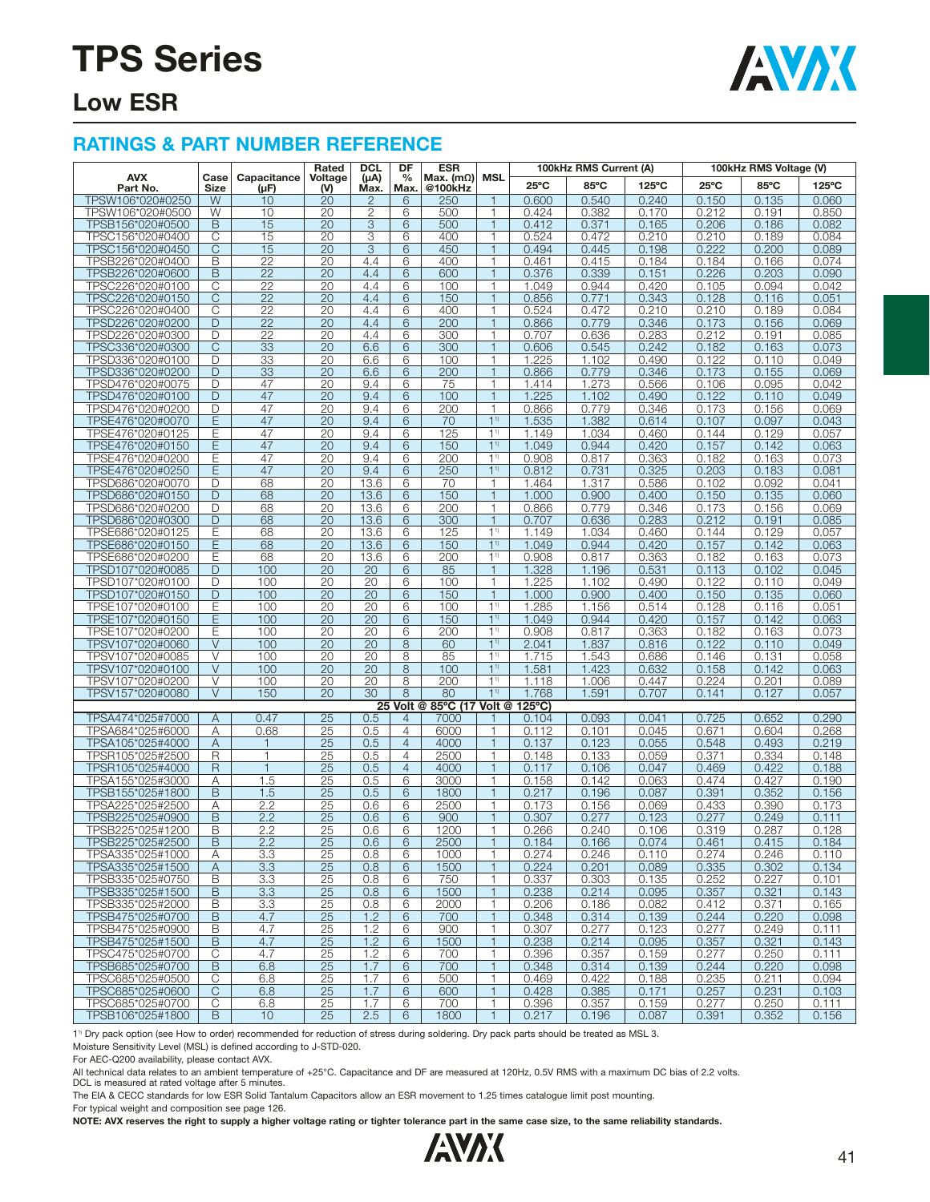# TPS Series

## Low ESR

### RATINGS & PART NUMBER REFERENCE

| AVX Part No. | Case Size | Capacitance (μF) | Rated Voltage (V) | DCL (μA) Max. | DF % Max. | ESR Max. (mΩ) @100kHz | MSL | 100kHz RMS Current (A) | | | 100kHz RMS Voltage (V) | | |
|---|---|---|---|---|---|---|---|---|---|---|---|---|---|
| | | | | | | | | 25°C | 85°C | 125°C | 25°C | 85°C | 125°C |
| TPSW106*020#0250 | W | 10 | 20 | 2 | 6 | 250 | 1 | 0.600 | 0.540 | 0.240 | 0.150 | 0.135 | 0.060 |
| TPSW106*020#0500 | W | 10 | 20 | 2 | 6 | 500 | 1 | 0.424 | 0.382 | 0.170 | 0.212 | 0.191 | 0.850 |
| TPSB156*020#0500 | B | 15 | 20 | 3 | 6 | 500 | 1 | 0.412 | 0.371 | 0.165 | 0.206 | 0.186 | 0.082 |
| TPSC156*020#0400 | C | 15 | 20 | 3 | 6 | 400 | 1 | 0.524 | 0.472 | 0.210 | 0.210 | 0.189 | 0.084 |
| TPSC156*020#0450 | C | 15 | 20 | 3 | 6 | 450 | 1 | 0.494 | 0.445 | 0.198 | 0.222 | 0.200 | 0.089 |
| TPSB226*020#0400 | B | 22 | 20 | 4.4 | 6 | 400 | 1 | 0.461 | 0.415 | 0.184 | 0.184 | 0.166 | 0.074 |
| TPSB226*020#0600 | B | 22 | 20 | 4.4 | 6 | 600 | 1 | 0.376 | 0.339 | 0.151 | 0.226 | 0.203 | 0.090 |
| TPSC226*020#0100 | C | 22 | 20 | 4.4 | 6 | 100 | 1 | 1.049 | 0.944 | 0.420 | 0.105 | 0.094 | 0.042 |
| TPSC226*020#0150 | C | 22 | 20 | 4.4 | 6 | 150 | 1 | 0.856 | 0.771 | 0.343 | 0.128 | 0.116 | 0.051 |
| TPSC226*020#0400 | C | 22 | 20 | 4.4 | 6 | 400 | 1 | 0.524 | 0.472 | 0.210 | 0.210 | 0.189 | 0.084 |
| TPSD226*020#0200 | D | 22 | 20 | 4.4 | 6 | 200 | 1 | 0.866 | 0.779 | 0.346 | 0.173 | 0.156 | 0.069 |
| TPSD226*020#0300 | D | 22 | 20 | 4.4 | 6 | 300 | 1 | 0.707 | 0.636 | 0.283 | 0.212 | 0.191 | 0.085 |
| TPSC336*020#0300 | C | 33 | 20 | 6.6 | 6 | 300 | 1 | 0.606 | 0.545 | 0.242 | 0.182 | 0.163 | 0.073 |
| TPSD336*020#0100 | D | 33 | 20 | 6.6 | 6 | 100 | 1 | 1.225 | 1.102 | 0.490 | 0.122 | 0.110 | 0.049 |
| TPSD336*020#0200 | D | 33 | 20 | 6.6 | 6 | 200 | 1 | 0.866 | 0.779 | 0.346 | 0.173 | 0.155 | 0.069 |
| TPSD476*020#0075 | D | 47 | 20 | 9.4 | 6 | 75 | 1 | 1.414 | 1.273 | 0.566 | 0.106 | 0.095 | 0.042 |
| TPSD476*020#0100 | D | 47 | 20 | 9.4 | 6 | 100 | 1 | 1.225 | 1.102 | 0.490 | 0.122 | 0.110 | 0.049 |
| TPSD476*020#0200 | D | 47 | 20 | 9.4 | 6 | 200 | 1 | 0.866 | 0.779 | 0.346 | 0.173 | 0.156 | 0.069 |
| TPSE476*020#0070 | E | 47 | 20 | 9.4 | 6 | 70 | 1[1] | 1.535 | 1.382 | 0.614 | 0.107 | 0.097 | 0.043 |
| TPSE476*020#0125 | E | 47 | 20 | 9.4 | 6 | 125 | 1[1] | 1.149 | 1.034 | 0.460 | 0.144 | 0.129 | 0.057 |
| TPSE476*020#0150 | E | 47 | 20 | 9.4 | 6 | 150 | 1[1] | 1.049 | 0.944 | 0.420 | 0.157 | 0.142 | 0.063 |
| TPSE476*020#0200 | E | 47 | 20 | 9.4 | 6 | 200 | 1[1] | 0.908 | 0.817 | 0.363 | 0.182 | 0.163 | 0.073 |
| TPSE476*020#0250 | E | 47 | 20 | 9.4 | 6 | 250 | 1[1] | 0.812 | 0.731 | 0.325 | 0.203 | 0.183 | 0.081 |
| TPSD686*020#0070 | D | 68 | 20 | 13.6 | 6 | 70 | 1 | 1.464 | 1.317 | 0.586 | 0.102 | 0.092 | 0.041 |
| TPSD686*020#0150 | D | 68 | 20 | 13.6 | 6 | 150 | 1 | 1.000 | 0.900 | 0.400 | 0.150 | 0.135 | 0.060 |
| TPSD686*020#0200 | D | 68 | 20 | 13.6 | 6 | 200 | 1 | 0.866 | 0.779 | 0.346 | 0.173 | 0.156 | 0.069 |
| TPSD686*020#0300 | D | 68 | 20 | 13.6 | 6 | 300 | 1 | 0.707 | 0.636 | 0.283 | 0.212 | 0.191 | 0.085 |
| TPSE686*020#0125 | E | 68 | 20 | 13.6 | 6 | 125 | 1[1] | 1.149 | 1.034 | 0.460 | 0.144 | 0.129 | 0.057 |
| TPSE686*020#0150 | E | 68 | 20 | 13.6 | 6 | 150 | 1[1] | 1.049 | 0.944 | 0.420 | 0.157 | 0.142 | 0.063 |
| TPSE686*020#0200 | E | 68 | 20 | 13.6 | 6 | 200 | 1[1] | 0.908 | 0.817 | 0.363 | 0.182 | 0.163 | 0.073 |
| TPSD107*020#0085 | D | 100 | 20 | 20 | 6 | 85 | 1 | 1.328 | 1.196 | 0.531 | 0.113 | 0.102 | 0.045 |
| TPSD107*020#0100 | D | 100 | 20 | 20 | 6 | 100 | 1 | 1.225 | 1.102 | 0.490 | 0.122 | 0.110 | 0.049 |
| TPSD107*020#0150 | D | 100 | 20 | 20 | 6 | 150 | 1 | 1.000 | 0.900 | 0.400 | 0.150 | 0.135 | 0.060 |
| TPSE107*020#0100 | E | 100 | 20 | 20 | 6 | 100 | 1[1] | 1.285 | 1.156 | 0.514 | 0.128 | 0.116 | 0.051 |
| TPSE107*020#0150 | E | 100 | 20 | 20 | 6 | 150 | 1[1] | 1.049 | 0.944 | 0.420 | 0.157 | 0.142 | 0.063 |
| TPSE107*020#0200 | E | 100 | 20 | 20 | 6 | 200 | 1[1] | 0.908 | 0.817 | 0.363 | 0.182 | 0.163 | 0.073 |
| TPSV107*020#0060 | V | 100 | 20 | 20 | 8 | 60 | 1[1] | 2.041 | 1.837 | 0.816 | 0.122 | 0.110 | 0.049 |
| TPSV107*020#0085 | V | 100 | 20 | 20 | 8 | 85 | 1[1] | 1.715 | 1.543 | 0.686 | 0.146 | 0.131 | 0.058 |
| TPSV107*020#0100 | V | 100 | 20 | 20 | 8 | 100 | 1[1] | 1.581 | 1.423 | 0.632 | 0.158 | 0.142 | 0.063 |
| TPSV107*020#0200 | V | 100 | 20 | 20 | 8 | 200 | 1[1] | 1.118 | 1.006 | 0.447 | 0.224 | 0.201 | 0.089 |
| TPSV157*020#0080 | V | 150 | 20 | 30 | 8 | 80 | 1[1] | 1.768 | 1.591 | 0.707 | 0.141 | 0.127 | 0.057 |
| **25 Volt @ 85°C (17 Volt @ 125°C)** | | | | | | | | | | | | | |
| TPSA474*025#7000 | A | 0.47 | 25 | 0.5 | 4 | 7000 | 1 | 0.104 | 0.093 | 0.041 | 0.725 | 0.652 | 0.290 |
| TPSA684*025#6000 | A | 0.68 | 25 | 0.5 | 4 | 6000 | 1 | 0.112 | 0.101 | 0.045 | 0.671 | 0.604 | 0.268 |
| TPSA105*025#4000 | A | 1 | 25 | 0.5 | 4 | 4000 | 1 | 0.137 | 0.123 | 0.055 | 0.548 | 0.493 | 0.219 |
| TPSR105*025#2500 | R | 1 | 25 | 0.5 | 4 | 2500 | 1 | 0.148 | 0.133 | 0.059 | 0.371 | 0.334 | 0.148 |
| TPSR105*025#4000 | R | 1 | 25 | 0.5 | 4 | 4000 | 1 | 0.117 | 0.106 | 0.047 | 0.469 | 0.422 | 0.188 |
| TPSA155*025#3000 | A | 1.5 | 25 | 0.5 | 6 | 3000 | 1 | 0.158 | 0.142 | 0.063 | 0.474 | 0.427 | 0.190 |
| TPSB155*025#1800 | B | 1.5 | 25 | 0.5 | 6 | 1800 | 1 | 0.217 | 0.196 | 0.087 | 0.391 | 0.352 | 0.156 |
| TPSA225*025#2500 | A | 2.2 | 25 | 0.6 | 6 | 2500 | 1 | 0.173 | 0.156 | 0.069 | 0.433 | 0.390 | 0.173 |
| TPSB225*025#0900 | B | 2.2 | 25 | 0.6 | 6 | 900 | 1 | 0.307 | 0.277 | 0.123 | 0.277 | 0.249 | 0.111 |
| TPSB225*025#1200 | B | 2.2 | 25 | 0.6 | 6 | 1200 | 1 | 0.266 | 0.240 | 0.106 | 0.319 | 0.287 | 0.128 |
| TPSB225*025#2500 | B | 2.2 | 25 | 0.6 | 6 | 2500 | 1 | 0.184 | 0.166 | 0.074 | 0.461 | 0.415 | 0.184 |
| TPSA335*025#1000 | A | 3.3 | 25 | 0.8 | 6 | 1000 | 1 | 0.274 | 0.246 | 0.110 | 0.274 | 0.246 | 0.110 |
| TPSA335*025#1500 | A | 3.3 | 25 | 0.8 | 6 | 1500 | 1 | 0.224 | 0.201 | 0.089 | 0.335 | 0.302 | 0.134 |
| TPSB335*025#0750 | B | 3.3 | 25 | 0.8 | 6 | 750 | 1 | 0.337 | 0.303 | 0.135 | 0.252 | 0.227 | 0.101 |
| TPSB335*025#1500 | B | 3.3 | 25 | 0.8 | 6 | 1500 | 1 | 0.238 | 0.214 | 0.095 | 0.357 | 0.321 | 0.143 |
| TPSB335*025#2000 | B | 3.3 | 25 | 0.8 | 6 | 2000 | 1 | 0.206 | 0.186 | 0.082 | 0.412 | 0.371 | 0.165 |
| TPSB475*025#0700 | B | 4.7 | 25 | 1.2 | 6 | 700 | 1 | 0.348 | 0.314 | 0.139 | 0.244 | 0.220 | 0.098 |
| TPSB475*025#0900 | B | 4.7 | 25 | 1.2 | 6 | 900 | 1 | 0.307 | 0.277 | 0.123 | 0.277 | 0.249 | 0.111 |
| TPSB475*025#1500 | B | 4.7 | 25 | 1.2 | 6 | 1500 | 1 | 0.238 | 0.214 | 0.095 | 0.357 | 0.321 | 0.143 |
| TPSC475*025#0700 | C | 4.7 | 25 | 1.2 | 6 | 700 | 1 | 0.396 | 0.357 | 0.159 | 0.277 | 0.250 | 0.111 |
| TPSB685*025#0700 | B | 6.8 | 25 | 1.7 | 6 | 700 | 1 | 0.348 | 0.314 | 0.139 | 0.244 | 0.220 | 0.098 |
| TPSC685*025#0500 | C | 6.8 | 25 | 1.7 | 6 | 500 | 1 | 0.469 | 0.422 | 0.188 | 0.235 | 0.211 | 0.094 |
| TPSC685*025#0600 | C | 6.8 | 25 | 1.7 | 6 | 600 | 1 | 0.428 | 0.385 | 0.171 | 0.257 | 0.231 | 0.103 |
| TPSC685*025#0700 | C | 6.8 | 25 | 1.7 | 6 | 700 | 1 | 0.396 | 0.357 | 0.159 | 0.277 | 0.250 | 0.111 |
| TPSB106*025#1800 | B | 10 | 25 | 2.5 | 6 | 1800 | 1 | 0.217 | 0.196 | 0.087 | 0.391 | 0.352 | 0.156 |

1[1] Dry pack option (see How to order) recommended for reduction of stress during soldering. Dry pack parts should be treated as MSL 3.

Moisture Sensitivity Level (MSL) is defined according to J-STD-020.

For AEC-Q200 availability, please contact AVX.

All technical data relates to an ambient temperature of +25°C. Capacitance and DF are measured at 120Hz, 0.5V RMS with a maximum DC bias of 2.2 volts.
DCL is measured at rated voltage after 5 minutes.

The EIA & CECC standards for low ESR Solid Tantalum Capacitors allow an ESR movement to 1.25 times catalogue limit post mounting.

For typical weight and composition see page 126.

**NOTE: AVX reserves the right to supply a higher voltage rating or tighter tolerance part in the same case size, to the same reliability standards.**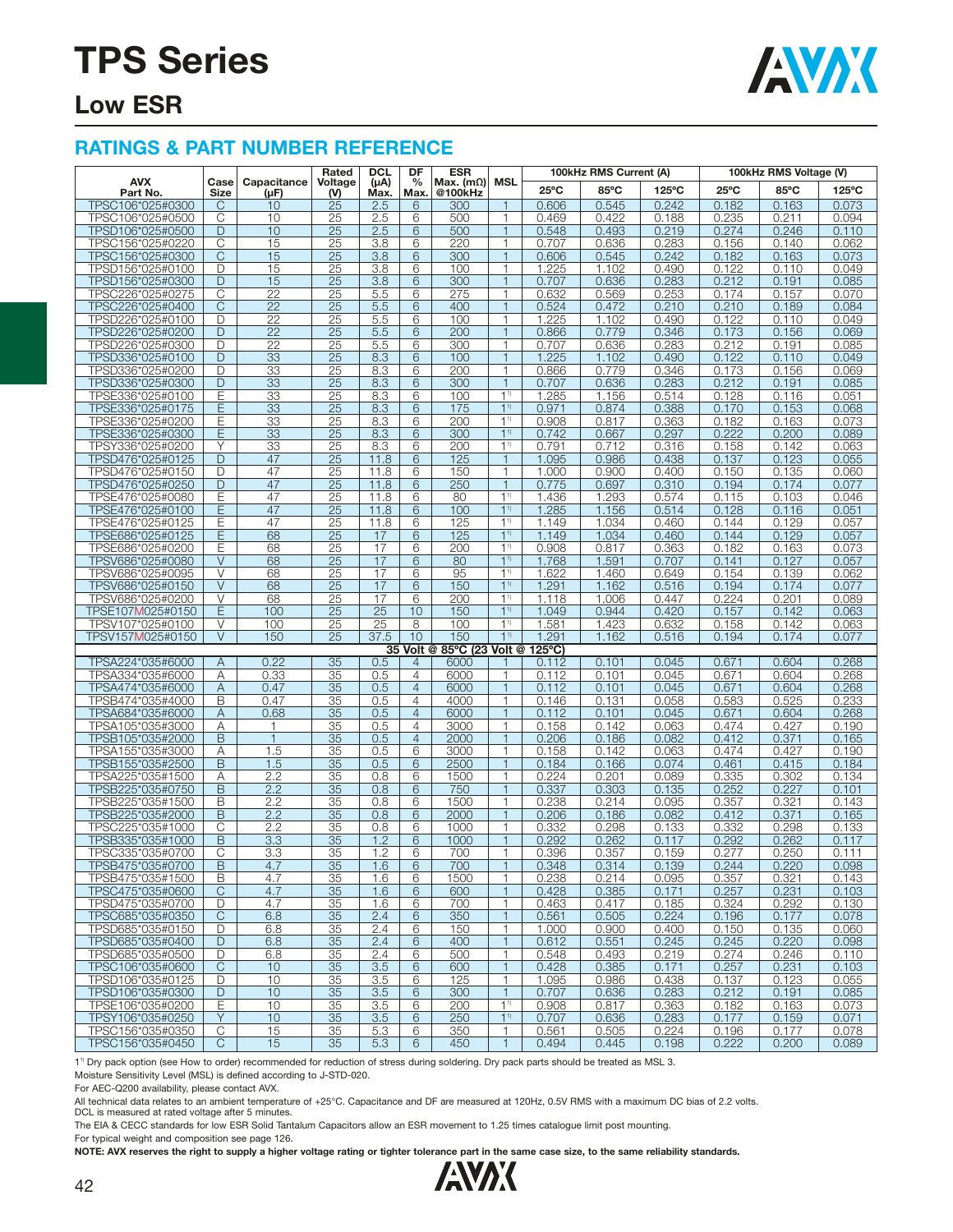# TPS Series

## Low ESR

### RATINGS & PART NUMBER REFERENCE

| AVX Part No. | Case Size | Capacitance (μF) | Rated Voltage (V) | DCL (μA) Max. | DF % Max. | ESR Max. (mΩ) @100kHz | MSL | 100kHz RMS Current (A) 25°C | 85°C | 125°C | 100kHz RMS Voltage (V) 25°C | 85°C | 125°C |
|---|---|---|---|---|---|---|---|---|---|---|---|---|---|
| TPSC106*025#0300 | C | 10 | 25 | 2.5 | 6 | 300 | 1 | 0.606 | 0.545 | 0.242 | 0.182 | 0.163 | 0.073 |
| TPSC106*025#0500 | C | 10 | 25 | 2.5 | 6 | 500 | 1 | 0.469 | 0.422 | 0.188 | 0.235 | 0.211 | 0.094 |
| TPSD106*025#0500 | D | 10 | 25 | 2.5 | 6 | 500 | 1 | 0.548 | 0.493 | 0.219 | 0.274 | 0.246 | 0.110 |
| TPSC156*025#0220 | C | 15 | 25 | 3.8 | 6 | 220 | 1 | 0.707 | 0.636 | 0.283 | 0.156 | 0.140 | 0.062 |
| TPSC156*025#0300 | C | 15 | 25 | 3.8 | 6 | 300 | 1 | 0.606 | 0.545 | 0.242 | 0.182 | 0.163 | 0.073 |
| TPSD156*025#0100 | D | 15 | 25 | 3.8 | 6 | 100 | 1 | 1.225 | 1.102 | 0.490 | 0.122 | 0.110 | 0.049 |
| TPSD156*025#0300 | D | 15 | 25 | 3.8 | 6 | 300 | 1 | 0.707 | 0.636 | 0.283 | 0.212 | 0.191 | 0.085 |
| TPSC226*025#0275 | C | 22 | 25 | 5.5 | 6 | 275 | 1 | 0.632 | 0.569 | 0.253 | 0.174 | 0.157 | 0.070 |
| TPSC226*025#0400 | C | 22 | 25 | 5.5 | 6 | 400 | 1 | 0.524 | 0.472 | 0.210 | 0.210 | 0.189 | 0.084 |
| TPSD226*025#0100 | D | 22 | 25 | 5.5 | 6 | 100 | 1 | 1.225 | 1.102 | 0.490 | 0.122 | 0.110 | 0.049 |
| TPSD226*025#0200 | D | 22 | 25 | 5.5 | 6 | 200 | 1 | 0.866 | 0.779 | 0.346 | 0.173 | 0.156 | 0.069 |
| TPSD226*025#0300 | D | 22 | 25 | 5.5 | 6 | 300 | 1 | 0.707 | 0.636 | 0.283 | 0.212 | 0.191 | 0.085 |
| TPSD336*025#0100 | D | 33 | 25 | 8.3 | 6 | 100 | 1 | 1.225 | 1.102 | 0.490 | 0.122 | 0.110 | 0.049 |
| TPSD336*025#0200 | D | 33 | 25 | 8.3 | 6 | 200 | 1 | 0.866 | 0.779 | 0.346 | 0.173 | 0.156 | 0.069 |
| TPSD336*025#0300 | D | 33 | 25 | 8.3 | 6 | 300 | 1 | 0.707 | 0.636 | 0.283 | 0.212 | 0.191 | 0.085 |
| TPSE336*025#0100 | E | 33 | 25 | 8.3 | 6 | 100 | 1[1] | 1.285 | 1.156 | 0.514 | 0.128 | 0.116 | 0.051 |
| TPSE336*025#0175 | E | 33 | 25 | 8.3 | 6 | 175 | 1[1] | 0.971 | 0.874 | 0.388 | 0.170 | 0.153 | 0.068 |
| TPSE336*025#0200 | E | 33 | 25 | 8.3 | 6 | 200 | 1[1] | 0.908 | 0.817 | 0.363 | 0.182 | 0.163 | 0.073 |
| TPSE336*025#0300 | E | 33 | 25 | 8.3 | 6 | 300 | 1[1] | 0.742 | 0.667 | 0.297 | 0.222 | 0.200 | 0.089 |
| TPSY336*025#0200 | Y | 33 | 25 | 8.3 | 6 | 200 | 1[1] | 0.791 | 0.712 | 0.316 | 0.158 | 0.142 | 0.063 |
| TPSD476*025#0125 | D | 47 | 25 | 11.8 | 6 | 125 | 1 | 1.095 | 0.986 | 0.438 | 0.137 | 0.123 | 0.055 |
| TPSD476*025#0150 | D | 47 | 25 | 11.8 | 6 | 150 | 1 | 1.000 | 0.900 | 0.400 | 0.150 | 0.135 | 0.060 |
| TPSD476*025#0250 | D | 47 | 25 | 11.8 | 6 | 250 | 1 | 0.775 | 0.697 | 0.310 | 0.194 | 0.174 | 0.077 |
| TPSE476*025#0080 | E | 47 | 25 | 11.8 | 6 | 80 | 1[1] | 1.436 | 1.293 | 0.574 | 0.115 | 0.103 | 0.046 |
| TPSE476*025#0100 | E | 47 | 25 | 11.8 | 6 | 100 | 1[1] | 1.285 | 1.156 | 0.514 | 0.128 | 0.116 | 0.051 |
| TPSE476*025#0125 | E | 47 | 25 | 11.8 | 6 | 125 | 1[1] | 1.149 | 1.034 | 0.460 | 0.144 | 0.129 | 0.057 |
| TPSE686*025#0125 | E | 68 | 25 | 17 | 6 | 125 | 1[1] | 1.149 | 1.034 | 0.460 | 0.144 | 0.129 | 0.057 |
| TPSE686*025#0200 | E | 68 | 25 | 17 | 6 | 200 | 1[1] | 0.908 | 0.817 | 0.363 | 0.182 | 0.163 | 0.073 |
| TPSV686*025#0080 | V | 68 | 25 | 17 | 6 | 80 | 1[1] | 1.768 | 1.591 | 0.707 | 0.141 | 0.127 | 0.057 |
| TPSV686*025#0095 | V | 68 | 25 | 17 | 6 | 95 | 1[1] | 1.622 | 1.460 | 0.649 | 0.154 | 0.139 | 0.062 |
| TPSV686*025#0150 | V | 68 | 25 | 17 | 6 | 150 | 1[1] | 1.291 | 1.162 | 0.516 | 0.194 | 0.174 | 0.077 |
| TPSV686*025#0200 | V | 68 | 25 | 17 | 6 | 200 | 1[1] | 1.118 | 1.006 | 0.447 | 0.224 | 0.201 | 0.089 |
| TPSE107M025#0150 | E | 100 | 25 | 25 | 10 | 150 | 1[1] | 1.049 | 0.944 | 0.420 | 0.157 | 0.142 | 0.063 |
| TPSV107*025#0100 | V | 100 | 25 | 25 | 8 | 100 | 1[1] | 1.581 | 1.423 | 0.632 | 0.158 | 0.142 | 0.063 |
| TPSV157M025#0150 | V | 150 | 25 | 37.5 | 10 | 150 | 1[1] | 1.291 | 1.162 | 0.516 | 0.194 | 0.174 | 0.077 |
| **35 Volt @ 85°C (23 Volt @ 125°C)** | | | | | | | | | | | | | |
| TPSA224*035#6000 | A | 0.22 | 35 | 0.5 | 4 | 6000 | 1 | 0.112 | 0.101 | 0.045 | 0.671 | 0.604 | 0.268 |
| TPSA334*035#6000 | A | 0.33 | 35 | 0.5 | 4 | 6000 | 1 | 0.112 | 0.101 | 0.045 | 0.671 | 0.604 | 0.268 |
| TPSA474*035#6000 | A | 0.47 | 35 | 0.5 | 4 | 6000 | 1 | 0.112 | 0.101 | 0.045 | 0.671 | 0.604 | 0.268 |
| TPSB474*035#4000 | B | 0.47 | 35 | 0.5 | 4 | 4000 | 1 | 0.146 | 0.131 | 0.058 | 0.583 | 0.525 | 0.233 |
| TPSA684*035#6000 | A | 0.68 | 35 | 0.5 | 4 | 6000 | 1 | 0.112 | 0.101 | 0.045 | 0.671 | 0.604 | 0.268 |
| TPSA105*035#3000 | A | 1 | 35 | 0.5 | 4 | 3000 | 1 | 0.158 | 0.142 | 0.063 | 0.474 | 0.427 | 0.190 |
| TPSB105*035#2000 | B | 1 | 35 | 0.5 | 4 | 2000 | 1 | 0.206 | 0.186 | 0.082 | 0.412 | 0.371 | 0.165 |
| TPSA155*035#3000 | A | 1.5 | 35 | 0.5 | 6 | 3000 | 1 | 0.158 | 0.142 | 0.063 | 0.474 | 0.427 | 0.190 |
| TPSB155*035#2500 | B | 1.5 | 35 | 0.5 | 6 | 2500 | 1 | 0.184 | 0.166 | 0.074 | 0.461 | 0.415 | 0.184 |
| TPSA225*035#1500 | A | 2.2 | 35 | 0.8 | 6 | 1500 | 1 | 0.224 | 0.201 | 0.089 | 0.335 | 0.302 | 0.134 |
| TPSB225*035#0750 | B | 2.2 | 35 | 0.8 | 6 | 750 | 1 | 0.337 | 0.303 | 0.135 | 0.252 | 0.227 | 0.101 |
| TPSB225*035#1500 | B | 2.2 | 35 | 0.8 | 6 | 1500 | 1 | 0.238 | 0.214 | 0.095 | 0.357 | 0.321 | 0.143 |
| TPSB225*035#2000 | B | 2.2 | 35 | 0.8 | 6 | 2000 | 1 | 0.206 | 0.186 | 0.082 | 0.412 | 0.371 | 0.165 |
| TPSC225*035#1000 | C | 2.2 | 35 | 0.8 | 6 | 1000 | 1 | 0.332 | 0.298 | 0.133 | 0.332 | 0.298 | 0.133 |
| TPSB335*035#1000 | B | 3.3 | 35 | 1.2 | 6 | 1000 | 1 | 0.292 | 0.262 | 0.117 | 0.292 | 0.262 | 0.117 |
| TPSC335*035#0700 | C | 3.3 | 35 | 1.2 | 6 | 700 | 1 | 0.396 | 0.357 | 0.159 | 0.277 | 0.250 | 0.111 |
| TPSB475*035#0700 | B | 4.7 | 35 | 1.6 | 6 | 700 | 1 | 0.348 | 0.314 | 0.139 | 0.244 | 0.220 | 0.098 |
| TPSB475*035#1500 | B | 4.7 | 35 | 1.6 | 6 | 1500 | 1 | 0.238 | 0.214 | 0.095 | 0.357 | 0.321 | 0.143 |
| TPSC475*035#0600 | C | 4.7 | 35 | 1.6 | 6 | 600 | 1 | 0.428 | 0.385 | 0.171 | 0.257 | 0.231 | 0.103 |
| TPSD475*035#0700 | D | 4.7 | 35 | 1.6 | 6 | 700 | 1 | 0.463 | 0.417 | 0.185 | 0.324 | 0.292 | 0.130 |
| TPSC685*035#0350 | C | 6.8 | 35 | 2.4 | 6 | 350 | 1 | 0.561 | 0.505 | 0.224 | 0.196 | 0.177 | 0.078 |
| TPSD685*035#0150 | D | 6.8 | 35 | 2.4 | 6 | 150 | 1 | 1.000 | 0.900 | 0.400 | 0.150 | 0.135 | 0.060 |
| TPSD685*035#0400 | D | 6.8 | 35 | 2.4 | 6 | 400 | 1 | 0.612 | 0.551 | 0.245 | 0.245 | 0.220 | 0.098 |
| TPSD685*035#0500 | D | 6.8 | 35 | 2.4 | 6 | 500 | 1 | 0.548 | 0.493 | 0.219 | 0.274 | 0.246 | 0.110 |
| TPSC106*035#0600 | C | 10 | 35 | 3.5 | 6 | 600 | 1 | 0.428 | 0.385 | 0.171 | 0.257 | 0.231 | 0.103 |
| TPSD106*035#0125 | D | 10 | 35 | 3.5 | 6 | 125 | 1 | 1.095 | 0.986 | 0.438 | 0.137 | 0.123 | 0.055 |
| TPSD106*035#0300 | D | 10 | 35 | 3.5 | 6 | 300 | 1 | 0.707 | 0.636 | 0.283 | 0.212 | 0.191 | 0.085 |
| TPSE106*035#0200 | E | 10 | 35 | 3.5 | 6 | 200 | 1[1] | 0.908 | 0.817 | 0.363 | 0.182 | 0.163 | 0.073 |
| TPSY106*035#0250 | Y | 10 | 35 | 3.5 | 6 | 250 | 1[1] | 0.707 | 0.636 | 0.283 | 0.177 | 0.159 | 0.071 |
| TPSC156*035#0350 | C | 15 | 35 | 5.3 | 6 | 350 | 1 | 0.561 | 0.505 | 0.224 | 0.196 | 0.177 | 0.078 |
| TPSC156*035#0450 | C | 15 | 35 | 5.3 | 6 | 450 | 1 | 0.494 | 0.445 | 0.198 | 0.222 | 0.200 | 0.089 |

1[1] Dry pack option (see How to order) recommended for reduction of stress during soldering. Dry pack parts should be treated as MSL 3.

Moisture Sensitivity Level (MSL) is defined according to J-STD-020.

For AEC-Q200 availability, please contact AVX.

All technical data relates to an ambient temperature of +25°C. Capacitance and DF are measured at 120Hz, 0.5V RMS with a maximum DC bias of 2.2 volts.
DCL is measured at rated voltage after 5 minutes.

The EIA & CECC standards for low ESR Solid Tantalum Capacitors allow an ESR movement to 1.25 times catalogue limit post mounting.

For typical weight and composition see page 126.

**NOTE: AVX reserves the right to supply a higher voltage rating or tighter tolerance part in the same case size, to the same reliability standards.**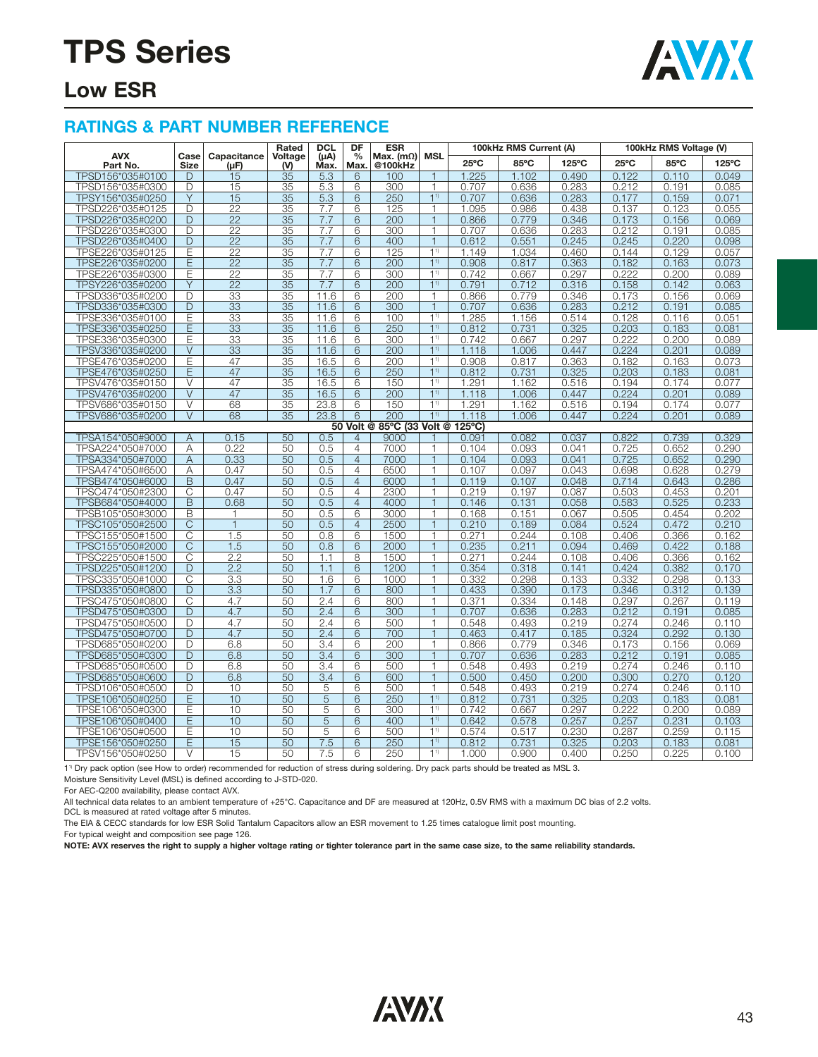# TPS Series

## Low ESR

### RATINGS & PART NUMBER REFERENCE

| AVX Part No. | Case Size | Capacitance (μF) | Rated Voltage (V) | DCL (μA) Max. | DF % Max. | ESR Max. (mΩ) @100kHz | MSL | 100kHz RMS Current (A) | | | 100kHz RMS Voltage (V) | | |
|---|---|---|---|---|---|---|---|---|---|---|---|---|---|
| | | | | | | | | 25°C | 85°C | 125°C | 25°C | 85°C | 125°C |
| TPSD156*035#0100 | D | 15 | 35 | 5.3 | 6 | 100 | 1 | 1.225 | 1.102 | 0.490 | 0.122 | 0.110 | 0.049 |
| TPSD156*035#0300 | D | 15 | 35 | 5.3 | 6 | 300 | 1 | 0.707 | 0.636 | 0.283 | 0.212 | 0.191 | 0.085 |
| TPSY156*035#0250 | Y | 15 | 35 | 5.3 | 6 | 250 | 1[1] | 0.707 | 0.636 | 0.283 | 0.177 | 0.159 | 0.071 |
| TPSD226*035#0125 | D | 22 | 35 | 7.7 | 6 | 125 | 1 | 1.095 | 0.986 | 0.438 | 0.137 | 0.123 | 0.055 |
| TPSD226*035#0200 | D | 22 | 35 | 7.7 | 6 | 200 | 1 | 0.866 | 0.779 | 0.346 | 0.173 | 0.156 | 0.069 |
| TPSD226*035#0300 | D | 22 | 35 | 7.7 | 6 | 300 | 1 | 0.707 | 0.636 | 0.283 | 0.212 | 0.191 | 0.085 |
| TPSD226*035#0400 | D | 22 | 35 | 7.7 | 6 | 400 | 1 | 0.612 | 0.551 | 0.245 | 0.245 | 0.220 | 0.098 |
| TPSE226*035#0125 | E | 22 | 35 | 7.7 | 6 | 125 | 1[1] | 1.149 | 1.034 | 0.460 | 0.144 | 0.129 | 0.057 |
| TPSE226*035#0200 | E | 22 | 35 | 7.7 | 6 | 200 | 1[1] | 0.908 | 0.817 | 0.363 | 0.182 | 0.163 | 0.073 |
| TPSE226*035#0300 | E | 22 | 35 | 7.7 | 6 | 300 | 1[1] | 0.742 | 0.667 | 0.297 | 0.222 | 0.200 | 0.089 |
| TPSY226*035#0200 | Y | 22 | 35 | 7.7 | 6 | 200 | 1[1] | 0.791 | 0.712 | 0.316 | 0.158 | 0.142 | 0.063 |
| TPSD336*035#0200 | D | 33 | 35 | 11.6 | 6 | 200 | 1 | 0.866 | 0.779 | 0.346 | 0.173 | 0.156 | 0.069 |
| TPSD336*035#0300 | D | 33 | 35 | 11.6 | 6 | 300 | 1 | 0.707 | 0.636 | 0.283 | 0.212 | 0.191 | 0.085 |
| TPSE336*035#0100 | E | 33 | 35 | 11.6 | 6 | 100 | 1[1] | 1.285 | 1.156 | 0.514 | 0.128 | 0.116 | 0.051 |
| TPSE336*035#0250 | E | 33 | 35 | 11.6 | 6 | 250 | 1[1] | 0.812 | 0.731 | 0.325 | 0.203 | 0.183 | 0.081 |
| TPSE336*035#0300 | E | 33 | 35 | 11.6 | 6 | 300 | 1[1] | 0.742 | 0.667 | 0.297 | 0.222 | 0.200 | 0.089 |
| TPSV336*035#0200 | V | 33 | 35 | 11.6 | 6 | 200 | 1[1] | 1.118 | 1.006 | 0.447 | 0.224 | 0.201 | 0.089 |
| TPSE476*035#0200 | E | 47 | 35 | 16.5 | 6 | 200 | 1[1] | 0.908 | 0.817 | 0.363 | 0.182 | 0.163 | 0.073 |
| TPSE476*035#0250 | E | 47 | 35 | 16.5 | 6 | 250 | 1[1] | 0.812 | 0.731 | 0.325 | 0.203 | 0.183 | 0.081 |
| TPSV476*035#0150 | V | 47 | 35 | 16.5 | 6 | 150 | 1[1] | 1.291 | 1.162 | 0.516 | 0.194 | 0.174 | 0.077 |
| TPSV476*035#0200 | V | 47 | 35 | 16.5 | 6 | 200 | 1[1] | 1.118 | 1.006 | 0.447 | 0.224 | 0.201 | 0.089 |
| TPSV686*035#0150 | V | 68 | 35 | 23.8 | 6 | 150 | 1[1] | 1.291 | 1.162 | 0.516 | 0.194 | 0.174 | 0.077 |
| TPSV686*035#0200 | V | 68 | 35 | 23.8 | 6 | 200 | 1[1] | 1.118 | 1.006 | 0.447 | 0.224 | 0.201 | 0.089 |
| **50 Volt @ 85°C (33 Volt @ 125°C)** | | | | | | | | | | | | | |
| TPSA154*050#9000 | A | 0.15 | 50 | 0.5 | 4 | 9000 | 1 | 0.091 | 0.082 | 0.037 | 0.822 | 0.739 | 0.329 |
| TPSA224*050#7000 | A | 0.22 | 50 | 0.5 | 4 | 7000 | 1 | 0.104 | 0.093 | 0.041 | 0.725 | 0.652 | 0.290 |
| TPSA334*050#7000 | A | 0.33 | 50 | 0.5 | 4 | 7000 | 1 | 0.104 | 0.093 | 0.041 | 0.725 | 0.652 | 0.290 |
| TPSA474*050#6500 | A | 0.47 | 50 | 0.5 | 4 | 6500 | 1 | 0.107 | 0.097 | 0.043 | 0.698 | 0.628 | 0.279 |
| TPSB474*050#6000 | B | 0.47 | 50 | 0.5 | 4 | 6000 | 1 | 0.119 | 0.107 | 0.048 | 0.714 | 0.643 | 0.286 |
| TPSC474*050#2300 | C | 0.47 | 50 | 0.5 | 4 | 2300 | 1 | 0.219 | 0.197 | 0.087 | 0.503 | 0.453 | 0.201 |
| TPSB684*050#4000 | B | 0.68 | 50 | 0.5 | 4 | 4000 | 1 | 0.146 | 0.131 | 0.058 | 0.583 | 0.525 | 0.233 |
| TPSB105*050#3000 | B | 1 | 50 | 0.5 | 6 | 3000 | 1 | 0.168 | 0.151 | 0.067 | 0.505 | 0.454 | 0.202 |
| TPSC105*050#2500 | C | 1 | 50 | 0.5 | 4 | 2500 | 1 | 0.210 | 0.189 | 0.084 | 0.524 | 0.472 | 0.210 |
| TPSC155*050#1500 | C | 1.5 | 50 | 0.8 | 6 | 1500 | 1 | 0.271 | 0.244 | 0.108 | 0.406 | 0.366 | 0.162 |
| TPSC155*050#2000 | C | 1.5 | 50 | 0.8 | 6 | 2000 | 1 | 0.235 | 0.211 | 0.094 | 0.469 | 0.422 | 0.188 |
| TPSC225*050#1500 | C | 2.2 | 50 | 1.1 | 8 | 1500 | 1 | 0.271 | 0.244 | 0.108 | 0.406 | 0.366 | 0.162 |
| TPSD225*050#1200 | D | 2.2 | 50 | 1.1 | 6 | 1200 | 1 | 0.354 | 0.318 | 0.141 | 0.424 | 0.382 | 0.170 |
| TPSC335*050#1000 | C | 3.3 | 50 | 1.6 | 6 | 1000 | 1 | 0.332 | 0.298 | 0.133 | 0.332 | 0.298 | 0.133 |
| TPSD335*050#0800 | D | 3.3 | 50 | 1.7 | 6 | 800 | 1 | 0.433 | 0.390 | 0.173 | 0.346 | 0.312 | 0.139 |
| TPSC475*050#0800 | C | 4.7 | 50 | 2.4 | 6 | 800 | 1 | 0.371 | 0.334 | 0.148 | 0.297 | 0.267 | 0.119 |
| TPSD475*050#0300 | D | 4.7 | 50 | 2.4 | 6 | 300 | 1 | 0.707 | 0.636 | 0.283 | 0.212 | 0.191 | 0.085 |
| TPSD475*050#0500 | D | 4.7 | 50 | 2.4 | 6 | 500 | 1 | 0.548 | 0.493 | 0.219 | 0.274 | 0.246 | 0.110 |
| TPSD475*050#0700 | D | 4.7 | 50 | 2.4 | 6 | 700 | 1 | 0.463 | 0.417 | 0.185 | 0.324 | 0.292 | 0.130 |
| TPSD685*050#0200 | D | 6.8 | 50 | 3.4 | 6 | 200 | 1 | 0.866 | 0.779 | 0.346 | 0.173 | 0.156 | 0.069 |
| TPSD685*050#0300 | D | 6.8 | 50 | 3.4 | 6 | 300 | 1 | 0.707 | 0.636 | 0.283 | 0.212 | 0.191 | 0.085 |
| TPSD685*050#0500 | D | 6.8 | 50 | 3.4 | 6 | 500 | 1 | 0.548 | 0.493 | 0.219 | 0.274 | 0.246 | 0.110 |
| TPSD685*050#0600 | D | 6.8 | 50 | 3.4 | 6 | 600 | 1 | 0.500 | 0.450 | 0.200 | 0.300 | 0.270 | 0.120 |
| TPSD106*050#0500 | D | 10 | 50 | 5 | 6 | 500 | 1 | 0.548 | 0.493 | 0.219 | 0.274 | 0.246 | 0.110 |
| TPSE106*050#0250 | E | 10 | 50 | 5 | 6 | 250 | 1[1] | 0.812 | 0.731 | 0.325 | 0.203 | 0.183 | 0.081 |
| TPSE106*050#0300 | E | 10 | 50 | 5 | 6 | 300 | 1[1] | 0.742 | 0.667 | 0.297 | 0.222 | 0.200 | 0.089 |
| TPSE106*050#0400 | E | 10 | 50 | 5 | 6 | 400 | 1[1] | 0.642 | 0.578 | 0.257 | 0.257 | 0.231 | 0.103 |
| TPSE106*050#0500 | E | 10 | 50 | 5 | 6 | 500 | 1[1] | 0.574 | 0.517 | 0.230 | 0.287 | 0.259 | 0.115 |
| TPSE156*050#0250 | E | 15 | 50 | 7.5 | 6 | 250 | 1[1] | 0.812 | 0.731 | 0.325 | 0.203 | 0.183 | 0.081 |
| TPSV156*050#0250 | V | 15 | 50 | 7.5 | 6 | 250 | 1[1] | 1.000 | 0.900 | 0.400 | 0.250 | 0.225 | 0.100 |

1[1] Dry pack option (see How to order) recommended for reduction of stress during soldering. Dry pack parts should be treated as MSL 3.

Moisture Sensitivity Level (MSL) is defined according to J-STD-020.

For AEC-Q200 availability, please contact AVX.

All technical data relates to an ambient temperature of +25°C. Capacitance and DF are measured at 120Hz, 0.5V RMS with a maximum DC bias of 2.2 volts.

DCL is measured at rated voltage after 5 minutes.

The EIA & CECC standards for low ESR Solid Tantalum Capacitors allow an ESR movement to 1.25 times catalogue limit post mounting.

For typical weight and composition see page 126.

**NOTE: AVX reserves the right to supply a higher voltage rating or tighter tolerance part in the same case size, to the same reliability standards.**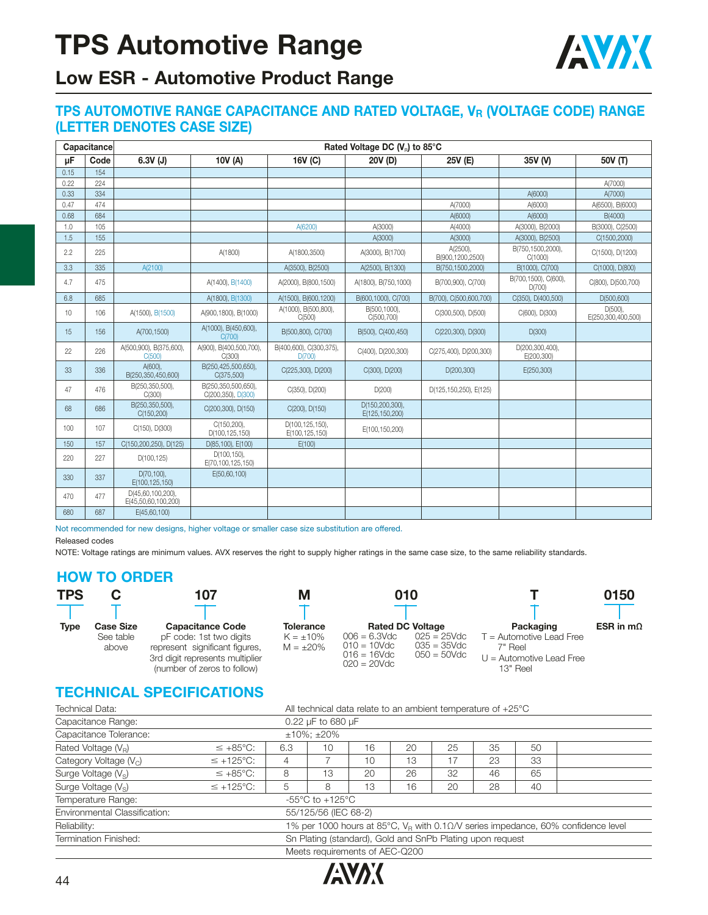# TPS Automotive Range

## Low ESR - Automotive Product Range

### TPS AUTOMOTIVE RANGE CAPACITANCE AND RATED VOLTAGE, $V_R$ (VOLTAGE CODE) RANGE (LETTER DENOTES CASE SIZE)

| Capacitance | | Rated Voltage DC ($V_R$) to 85°C | | | | | | |
|---|---|---|---|---|---|---|---|---|
| μF | Code | 6.3V (J) | 10V (A) | 16V (C) | 20V (D) | 25V (E) | 35V (V) | 50V (T) |
| 0.15 | 154 | | | | | | | |
| 0.22 | 224 | | | | | | | A(7000) |
| 0.33 | 334 | | | | | | A(6000) | A(7000) |
| 0.47 | 474 | | | | | A(7000) | A(6000) | A(6500), B(6000) |
| 0.68 | 684 | | | | | A(6000) | A(6000) | B(4000) |
| 1.0 | 105 | | | A(6200) | A(3000) | A(4000) | A(3000), B(2000) | B(3000), C(2500) |
| 1.5 | 155 | | | | A(3000) | A(3000) | A(3000), B(2500) | C(1500,2000) |
| 2.2 | 225 | | A(1800) | A(1800,3500) | A(3000), B(1700) | A(2500), B(900,1200,2500) | B(750,1500,2000), C(1000) | C(1500), D(1200) |
| 3.3 | 335 | A(2100) | | A(3500), B(2500) | A(2500), B(1300) | B(750,1500,2000) | B(1000), C(700) | C(1000), D(800) |
| 4.7 | 475 | | A(1400), B(1400) | A(2000), B(800,1500) | A(1800), B(750,1000) | B(700,900), C(700) | B(700,1500), C(600), D(700) | C(800), D(500,700) |
| 6.8 | 685 | | A(1800), B(1300) | A(1500), B(600,1200) | B(600,1000), C(700) | B(700), C(500,600,700) | C(350), D(400,500) | D(500,600) |
| 10 | 106 | A(1500), B(1500) | A(900,1800), B(1000) | A(1000), B(500,800), C(500) | B(500,1000), C(500,700) | C(300,500), D(500) | C(600), D(300) | D(500), E(250,300,400,500) |
| 15 | 156 | A(700,1500) | A(1000), B(450,600), C(700) | B(500,800), C(700) | B(500), C(400,450) | C(220,300), D(300) | D(300) | |
| 22 | 226 | A(500,900), B(375,600), C(500) | A(900), B(400,500,700), C(300) | B(400,600), C(300,375), D(700) | C(400), D(200,300) | C(275,400), D(200,300) | D(200,300,400), E(200,300) | |
| 33 | 336 | A(600), B(250,350,450,600) | B(250,425,500,650), C(375,500) | C(225,300), D(200) | C(300), D(200) | D(200,300) | E(250,300) | |
| 47 | 476 | B(250,350,500), C(300) | B(250,350,500,650), C(200,350), D(300) | C(350), D(200) | D(200) | D(125,150,250), E(125) | | |
| 68 | 686 | B(250,350,500), C(150,200) | C(200,300), D(150) | C(200), D(150) | D(150,200,300), E(125,150,200) | | | |
| 100 | 107 | C(150), D(300) | C(150,200), D(100,125,150) | D(100,125,150), E(100,125,150) | E(100,150,200) | | | |
| 150 | 157 | C(150,200,250), D(125) | D(85,100), E(100) | E(100) | | | | |
| 220 | 227 | D(100,125) | D(100,150), E(70,100,125,150) | | | | | |
| 330 | 337 | D(70,100), E(100,125,150) | E(50,60,100) | | | | | |
| 470 | 477 | D(45,60,100,200), E(45,50,60,100,200) | | | | | | |
| 680 | 687 | E(45,60,100) | | | | | | |

Not recommended for new designs, higher voltage or smaller case size substitution are offered.

Released codes

NOTE: Voltage ratings are minimum values. AVX reserves the right to supply higher ratings in the same case size, to the same reliability standards.

## HOW TO ORDER

| TPS | C | 107 | M | 010 | T | 0150 |
|---|---|---|---|---|---|---|
| **Type** | **Case Size** See table above | **Capacitance Code** pF code: 1st two digits represent significant figures, 3rd digit represents multiplier (number of zeros to follow) | **Tolerance** K = ±10% M = ±20% | **Rated DC Voltage** 006 = 6.3Vdc 010 = 10Vdc 016 = 16Vdc 020 = 20Vdc 025 = 25Vdc 035 = 35Vdc 050 = 50Vdc | **Packaging** T = Automotive Lead Free 7" Reel U = Automotive Lead Free 13" Reel | **ESR in mΩ** |

## TECHNICAL SPECIFICATIONS

| Technical Data: | | All technical data relate to an ambient temperature of +25°C | | | | | | |
|---|---|---|---|---|---|---|---|---|
| Capacitance Range: | | 0.22 μF to 680 μF | | | | | | |
| Capacitance Tolerance: | | ±10%; ±20% | | | | | | |
| Rated Voltage ($V_R$) | ≤ +85°C: | 6.3 | 10 | 16 | 20 | 25 | 35 | 50 |
| Category Voltage ($V_C$) | ≤ +125°C: | 4 | 7 | 10 | 13 | 17 | 23 | 33 |
| Surge Voltage ($V_S$) | ≤ +85°C: | 8 | 13 | 20 | 26 | 32 | 46 | 65 |
| Surge Voltage ($V_S$) | ≤ +125°C: | 5 | 8 | 13 | 16 | 20 | 28 | 40 |
| Temperature Range: | | -55°C to +125°C | | | | | | |
| Environmental Classification: | | 55/125/56 (IEC 68-2) | | | | | | |
| Reliability: | | 1% per 1000 hours at 85°C, $V_R$ with 0.1Ω/V series impedance, 60% confidence level | | | | | | |
| Termination Finished: | | Sn Plating (standard), Gold and SnPb Plating upon request | | | | | | |
| | | Meets requirements of AEC-Q200 | | | | | | |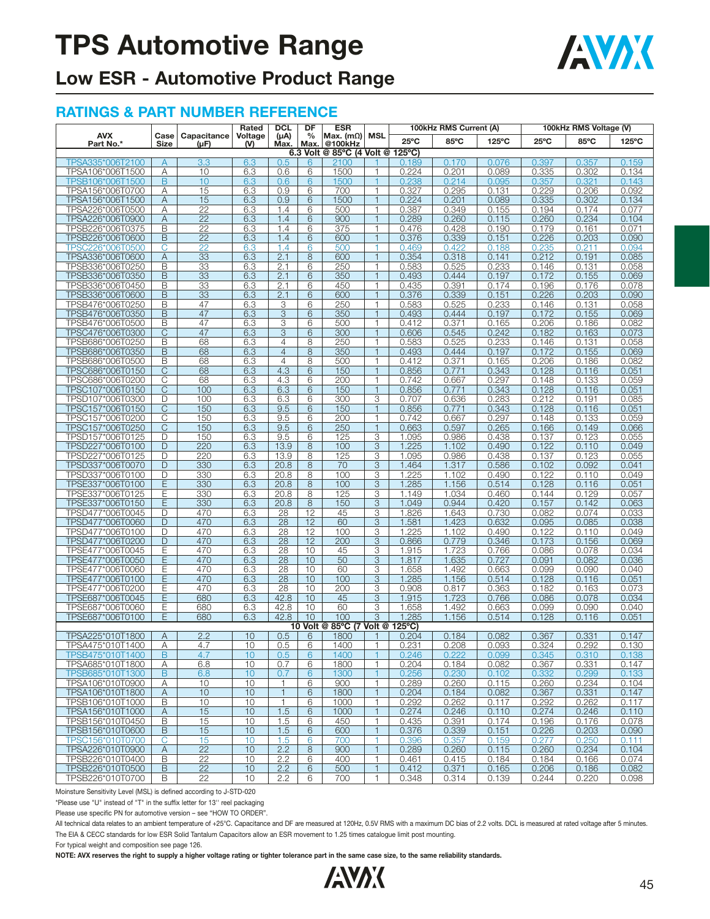# TPS Automotive Range

## Low ESR - Automotive Product Range

### RATINGS & PART NUMBER REFERENCE

| AVX Part No.* | Case Size | Capacitance (μF) | Rated Voltage (V) | DCL (μA) Max. | DF % Max. | ESR Max. (mΩ) @100kHz | MSL | 100kHz RMS Current (A) | | | 100kHz RMS Voltage (V) | | |
|---|---|---|---|---|---|---|---|---|---|---|---|---|---|
| | | | | | | | | 25ºC | 85ºC | 125ºC | 25ºC | 85ºC | 125ºC |
| **6.3 Volt @ 85ºC (4 Volt @ 125ºC)** | | | | | | | | | | | | | |
| TPSA335*006T2100 | A | 3.3 | 6.3 | 0.5 | 6 | 2100 | 1 | 0.189 | 0.170 | 0.076 | 0.397 | 0.357 | 0.159 |
| TPSA106*006T1500 | A | 10 | 6.3 | 0.6 | 6 | 1500 | 1 | 0.224 | 0.201 | 0.089 | 0.335 | 0.302 | 0.134 |
| TPSB106*006T1500 | B | 10 | 6.3 | 0.6 | 6 | 1500 | 1 | 0.238 | 0.214 | 0.095 | 0.357 | 0.321 | 0.143 |
| TPSA156*006T0700 | A | 15 | 6.3 | 0.9 | 6 | 700 | 1 | 0.327 | 0.295 | 0.131 | 0.229 | 0.206 | 0.092 |
| TPSA156*006T1500 | A | 15 | 6.3 | 0.9 | 6 | 1500 | 1 | 0.224 | 0.201 | 0.089 | 0.335 | 0.302 | 0.134 |
| TPSA226*006T0500 | A | 22 | 6.3 | 1.4 | 6 | 500 | 1 | 0.387 | 0.349 | 0.155 | 0.194 | 0.174 | 0.077 |
| TPSA226*006T0900 | A | 22 | 6.3 | 1.4 | 6 | 900 | 1 | 0.289 | 0.260 | 0.115 | 0.260 | 0.234 | 0.104 |
| TPSB226*006T0375 | B | 22 | 6.3 | 1.4 | 6 | 375 | 1 | 0.476 | 0.428 | 0.190 | 0.179 | 0.161 | 0.071 |
| TPSB226*006T0600 | B | 22 | 6.3 | 1.4 | 6 | 600 | 1 | 0.376 | 0.339 | 0.151 | 0.226 | 0.203 | 0.090 |
| TPSC226*006T0500 | C | 22 | 6.3 | 1.4 | 6 | 500 | 1 | 0.469 | 0.422 | 0.188 | 0.235 | 0.211 | 0.094 |
| TPSA336*006T0600 | A | 33 | 6.3 | 2.1 | 8 | 600 | 1 | 0.354 | 0.318 | 0.141 | 0.212 | 0.191 | 0.085 |
| TPSB336*006T0250 | B | 33 | 6.3 | 2.1 | 6 | 250 | 1 | 0.583 | 0.525 | 0.233 | 0.146 | 0.131 | 0.058 |
| TPSB336*006T0350 | B | 33 | 6.3 | 2.1 | 6 | 350 | 1 | 0.493 | 0.444 | 0.197 | 0.172 | 0.155 | 0.069 |
| TPSB336*006T0450 | B | 33 | 6.3 | 2.1 | 6 | 450 | 1 | 0.435 | 0.391 | 0.174 | 0.196 | 0.176 | 0.078 |
| TPSB336*006T0600 | B | 33 | 6.3 | 2.1 | 6 | 600 | 1 | 0.376 | 0.339 | 0.151 | 0.226 | 0.203 | 0.090 |
| TPSB476*006T0250 | B | 47 | 6.3 | 3 | 6 | 250 | 1 | 0.583 | 0.525 | 0.233 | 0.146 | 0.131 | 0.058 |
| TPSB476*006T0350 | B | 47 | 6.3 | 3 | 6 | 350 | 1 | 0.493 | 0.444 | 0.197 | 0.172 | 0.155 | 0.069 |
| TPSB476*006T0500 | B | 47 | 6.3 | 3 | 6 | 500 | 1 | 0.412 | 0.371 | 0.165 | 0.206 | 0.186 | 0.082 |
| TPSC476*006T0300 | C | 47 | 6.3 | 3 | 6 | 300 | 1 | 0.606 | 0.545 | 0.242 | 0.182 | 0.163 | 0.073 |
| TPSB686*006T0250 | B | 68 | 6.3 | 4 | 8 | 250 | 1 | 0.583 | 0.525 | 0.233 | 0.146 | 0.131 | 0.058 |
| TPSB686*006T0350 | B | 68 | 6.3 | 4 | 8 | 350 | 1 | 0.493 | 0.444 | 0.197 | 0.172 | 0.155 | 0.069 |
| TPSB686*006T0500 | B | 68 | 6.3 | 4 | 8 | 500 | 1 | 0.412 | 0.371 | 0.165 | 0.206 | 0.186 | 0.082 |
| TPSC686*006T0150 | C | 68 | 6.3 | 4.3 | 6 | 150 | 1 | 0.856 | 0.771 | 0.343 | 0.128 | 0.116 | 0.051 |
| TPSC686*006T0200 | C | 68 | 6.3 | 4.3 | 6 | 200 | 1 | 0.742 | 0.667 | 0.297 | 0.148 | 0.133 | 0.059 |
| TPSC107*006T0150 | C | 100 | 6.3 | 6.3 | 6 | 150 | 1 | 0.856 | 0.771 | 0.343 | 0.128 | 0.116 | 0.051 |
| TPSD107*006T0300 | D | 100 | 6.3 | 6.3 | 6 | 300 | 3 | 0.707 | 0.636 | 0.283 | 0.212 | 0.191 | 0.085 |
| TPSC157*006T0150 | C | 150 | 6.3 | 9.5 | 6 | 150 | 1 | 0.856 | 0.771 | 0.343 | 0.128 | 0.116 | 0.051 |
| TPSC157*006T0200 | C | 150 | 6.3 | 9.5 | 6 | 200 | 1 | 0.742 | 0.667 | 0.297 | 0.148 | 0.133 | 0.059 |
| TPSC157*006T0250 | C | 150 | 6.3 | 9.5 | 6 | 250 | 1 | 0.663 | 0.597 | 0.265 | 0.166 | 0.149 | 0.066 |
| TPSD157*006T0125 | D | 150 | 6.3 | 9.5 | 6 | 125 | 3 | 1.095 | 0.986 | 0.438 | 0.137 | 0.123 | 0.055 |
| TPSD227*006T0100 | D | 220 | 6.3 | 13.9 | 8 | 100 | 3 | 1.225 | 1.102 | 0.490 | 0.122 | 0.110 | 0.049 |
| TPSD227*006T0125 | D | 220 | 6.3 | 13.9 | 8 | 125 | 3 | 1.095 | 0.986 | 0.438 | 0.137 | 0.123 | 0.055 |
| TPSD337*006T0070 | D | 330 | 6.3 | 20.8 | 8 | 70 | 3 | 1.464 | 1.317 | 0.586 | 0.102 | 0.092 | 0.041 |
| TPSD337*006T0100 | D | 330 | 6.3 | 20.8 | 8 | 100 | 3 | 1.225 | 1.102 | 0.490 | 0.122 | 0.110 | 0.049 |
| TPSE337*006T0100 | E | 330 | 6.3 | 20.8 | 8 | 100 | 3 | 1.285 | 1.156 | 0.514 | 0.128 | 0.116 | 0.051 |
| TPSE337*006T0125 | E | 330 | 6.3 | 20.8 | 8 | 125 | 3 | 1.149 | 1.034 | 0.460 | 0.144 | 0.129 | 0.057 |
| TPSE337*006T0150 | E | 330 | 6.3 | 20.8 | 8 | 150 | 3 | 1.049 | 0.944 | 0.420 | 0.157 | 0.142 | 0.063 |
| TPSD477*006T0045 | D | 470 | 6.3 | 28 | 12 | 45 | 3 | 1.826 | 1.643 | 0.730 | 0.082 | 0.074 | 0.033 |
| TPSD477*006T0060 | D | 470 | 6.3 | 28 | 12 | 60 | 3 | 1.581 | 1.423 | 0.632 | 0.095 | 0.085 | 0.038 |
| TPSD477*006T0100 | D | 470 | 6.3 | 28 | 12 | 100 | 3 | 1.225 | 1.102 | 0.490 | 0.122 | 0.110 | 0.049 |
| TPSD477*006T0200 | D | 470 | 6.3 | 28 | 12 | 200 | 3 | 0.866 | 0.779 | 0.346 | 0.173 | 0.156 | 0.069 |
| TPSE477*006T0045 | E | 470 | 6.3 | 28 | 10 | 45 | 3 | 1.915 | 1.723 | 0.766 | 0.086 | 0.078 | 0.034 |
| TPSE477*006T0050 | E | 470 | 6.3 | 28 | 10 | 50 | 3 | 1.817 | 1.635 | 0.727 | 0.091 | 0.082 | 0.036 |
| TPSE477*006T0060 | E | 470 | 6.3 | 28 | 10 | 60 | 3 | 1.658 | 1.492 | 0.663 | 0.099 | 0.090 | 0.040 |
| TPSE477*006T0100 | E | 470 | 6.3 | 28 | 10 | 100 | 3 | 1.285 | 1.156 | 0.514 | 0.128 | 0.116 | 0.051 |
| TPSE477*006T0200 | E | 470 | 6.3 | 28 | 10 | 200 | 3 | 0.908 | 0.817 | 0.363 | 0.182 | 0.163 | 0.073 |
| TPSE687*006T0045 | E | 680 | 6.3 | 42.8 | 10 | 45 | 3 | 1.915 | 1.723 | 0.766 | 0.086 | 0.078 | 0.034 |
| TPSE687*006T0060 | E | 680 | 6.3 | 42.8 | 10 | 60 | 3 | 1.658 | 1.492 | 0.663 | 0.099 | 0.090 | 0.040 |
| TPSE687*006T0100 | E | 680 | 6.3 | 42.8 | 10 | 100 | 3 | 1.285 | 1.156 | 0.514 | 0.128 | 0.116 | 0.051 |
| **10 Volt @ 85ºC (7 Volt @ 125ºC)** | | | | | | | | | | | | | |
| TPSA225*010T1800 | A | 2.2 | 10 | 0.5 | 6 | 1800 | 1 | 0.204 | 0.184 | 0.082 | 0.367 | 0.331 | 0.147 |
| TPSA475*010T1400 | A | 4.7 | 10 | 0.5 | 6 | 1400 | 1 | 0.231 | 0.208 | 0.093 | 0.324 | 0.292 | 0.130 |
| TPSB475*010T1400 | B | 4.7 | 10 | 0.5 | 6 | 1400 | 1 | 0.246 | 0.222 | 0.099 | 0.345 | 0.310 | 0.138 |
| TPSA685*010T1800 | A | 6.8 | 10 | 0.7 | 6 | 1800 | 1 | 0.204 | 0.184 | 0.082 | 0.367 | 0.331 | 0.147 |
| TPSB685*010T1300 | B | 6.8 | 10 | 0.7 | 6 | 1300 | 1 | 0.256 | 0.230 | 0.102 | 0.332 | 0.299 | 0.133 |
| TPSA106*010T0900 | A | 10 | 10 | 1 | 6 | 900 | 1 | 0.289 | 0.260 | 0.115 | 0.260 | 0.234 | 0.104 |
| TPSA106*010T1800 | A | 10 | 10 | 1 | 6 | 1800 | 1 | 0.204 | 0.184 | 0.082 | 0.367 | 0.331 | 0.147 |
| TPSB106*010T1000 | B | 10 | 10 | 1 | 6 | 1000 | 1 | 0.292 | 0.262 | 0.117 | 0.292 | 0.262 | 0.117 |
| TPSA156*010T1000 | A | 15 | 10 | 1.5 | 6 | 1000 | 1 | 0.274 | 0.246 | 0.110 | 0.274 | 0.246 | 0.110 |
| TPSB156*010T0450 | B | 15 | 10 | 1.5 | 6 | 450 | 1 | 0.435 | 0.391 | 0.174 | 0.196 | 0.176 | 0.078 |
| TPSB156*010T0600 | B | 15 | 10 | 1.5 | 6 | 600 | 1 | 0.376 | 0.339 | 0.151 | 0.226 | 0.203 | 0.090 |
| TPSC156*010T0700 | C | 15 | 10 | 1.5 | 6 | 700 | 1 | 0.396 | 0.357 | 0.159 | 0.277 | 0.250 | 0.111 |
| TPSA226*010T0900 | A | 22 | 10 | 2.2 | 8 | 900 | 1 | 0.289 | 0.260 | 0.115 | 0.260 | 0.234 | 0.104 |
| TPSB226*010T0400 | B | 22 | 10 | 2.2 | 6 | 400 | 1 | 0.461 | 0.415 | 0.184 | 0.184 | 0.166 | 0.074 |
| TPSB226*010T0500 | B | 22 | 10 | 2.2 | 6 | 500 | 1 | 0.412 | 0.371 | 0.165 | 0.206 | 0.186 | 0.082 |
| TPSB226*010T0700 | B | 22 | 10 | 2.2 | 6 | 700 | 1 | 0.348 | 0.314 | 0.139 | 0.244 | 0.220 | 0.098 |

Moinsture Sensitivity Level (MSL) is defined according to J-STD-020

*Please use "U" instead of "T" in the suffix letter for 13'' reel packaging

Please use specific PN for automotive version – see "HOW TO ORDER".

All technical data relates to an ambient temperature of +25°C. Capacitance and DF are measured at 120Hz, 0.5V RMS with a maximum DC bias of 2.2 volts. DCL is measured at rated voltage after 5 minutes.

The EIA & CECC standards for low ESR Solid Tantalum Capacitors allow an ESR movement to 1.25 times catalogue limit post mounting.

For typical weight and composition see page 126.

**NOTE: AVX reserves the right to supply a higher voltage rating or tighter tolerance part in the same case size, to the same reliability standards.**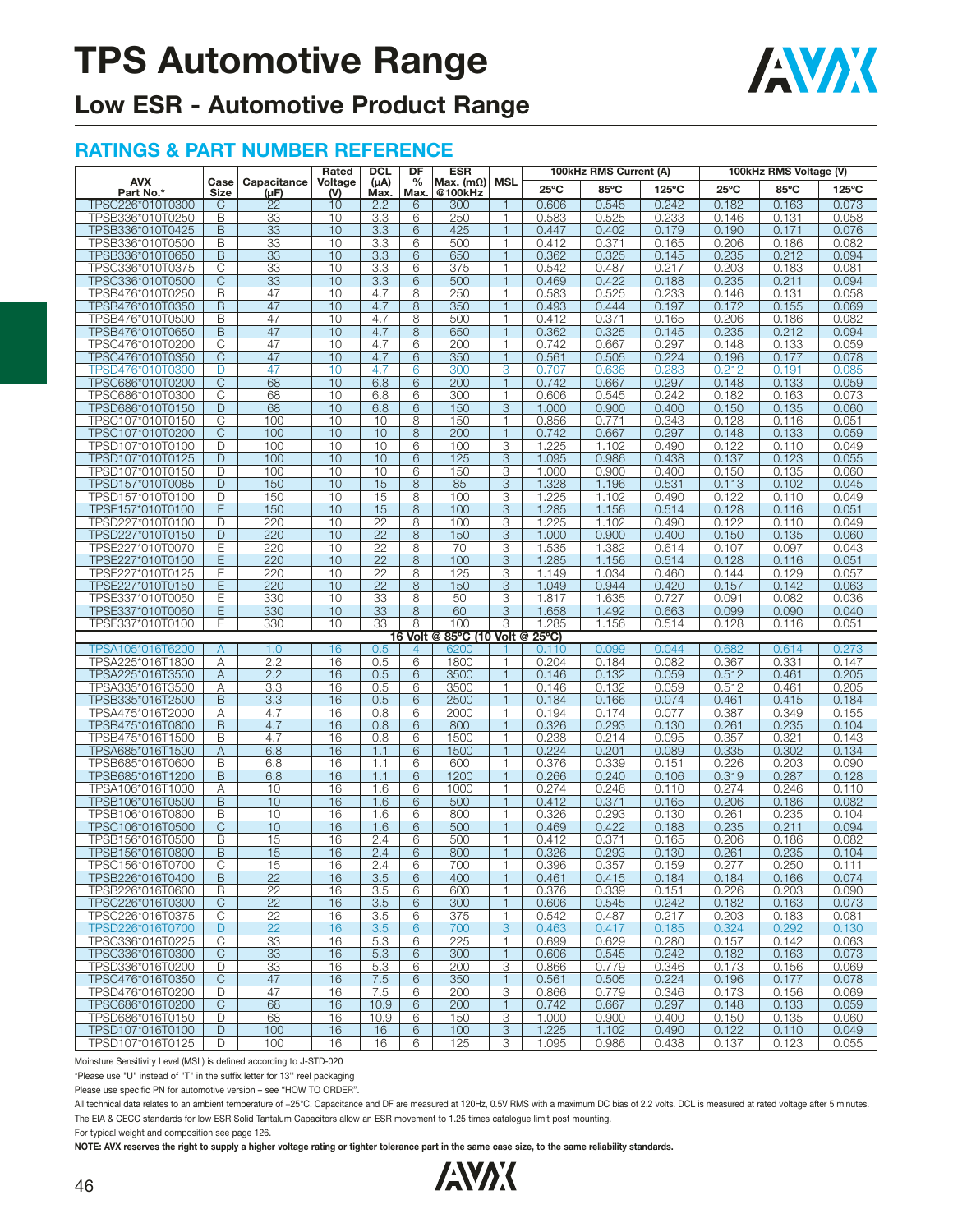# TPS Automotive Range

## Low ESR - Automotive Product Range

### RATINGS & PART NUMBER REFERENCE

| AVX Part No.* | Case Size | Capacitance (µF) | Rated Voltage (V) | DCL (µA) Max. | DF % Max. | ESR Max. (mΩ) @100kHz | MSL | 100kHz RMS Current (A) 25°C | 85°C | 125°C | 100kHz RMS Voltage (V) 25°C | 85°C | 125°C |
|---|---|---|---|---|---|---|---|---|---|---|---|---|---|
| TPSC226*010T0300 | C | 22 | 10 | 2.2 | 6 | 300 | 1 | 0.606 | 0.545 | 0.242 | 0.182 | 0.163 | 0.073 |
| TPSB336*010T0250 | B | 33 | 10 | 3.3 | 6 | 250 | 1 | 0.583 | 0.525 | 0.233 | 0.146 | 0.131 | 0.058 |
| TPSB336*010T0425 | B | 33 | 10 | 3.3 | 6 | 425 | 1 | 0.447 | 0.402 | 0.179 | 0.190 | 0.171 | 0.076 |
| TPSB336*010T0500 | B | 33 | 10 | 3.3 | 6 | 500 | 1 | 0.412 | 0.371 | 0.165 | 0.206 | 0.186 | 0.082 |
| TPSB336*010T0650 | B | 33 | 10 | 3.3 | 6 | 650 | 1 | 0.362 | 0.325 | 0.145 | 0.235 | 0.212 | 0.094 |
| TPSC336*010T0375 | C | 33 | 10 | 3.3 | 6 | 375 | 1 | 0.542 | 0.487 | 0.217 | 0.203 | 0.183 | 0.081 |
| TPSC336*010T0500 | C | 33 | 10 | 3.3 | 6 | 500 | 1 | 0.469 | 0.422 | 0.188 | 0.235 | 0.211 | 0.094 |
| TPSB476*010T0250 | B | 47 | 10 | 4.7 | 8 | 250 | 1 | 0.583 | 0.525 | 0.233 | 0.146 | 0.131 | 0.058 |
| TPSB476*010T0350 | B | 47 | 10 | 4.7 | 8 | 350 | 1 | 0.493 | 0.444 | 0.197 | 0.172 | 0.155 | 0.069 |
| TPSB476*010T0500 | B | 47 | 10 | 4.7 | 8 | 500 | 1 | 0.412 | 0.371 | 0.165 | 0.206 | 0.186 | 0.082 |
| TPSB476*010T0650 | B | 47 | 10 | 4.7 | 8 | 650 | 1 | 0.362 | 0.325 | 0.145 | 0.235 | 0.212 | 0.094 |
| TPSC476*010T0200 | C | 47 | 10 | 4.7 | 6 | 200 | 1 | 0.742 | 0.667 | 0.297 | 0.148 | 0.133 | 0.059 |
| TPSC476*010T0350 | C | 47 | 10 | 4.7 | 6 | 350 | 1 | 0.561 | 0.505 | 0.224 | 0.196 | 0.177 | 0.078 |
| TPSD476*010T0300 | D | 47 | 10 | 4.7 | 6 | 300 | 3 | 0.707 | 0.636 | 0.283 | 0.212 | 0.191 | 0.085 |
| TPSC686*010T0200 | C | 68 | 10 | 6.8 | 6 | 200 | 1 | 0.742 | 0.667 | 0.297 | 0.148 | 0.133 | 0.059 |
| TPSC686*010T0300 | C | 68 | 10 | 6.8 | 6 | 300 | 1 | 0.606 | 0.545 | 0.242 | 0.182 | 0.163 | 0.073 |
| TPSD686*010T0150 | D | 68 | 10 | 6.8 | 6 | 150 | 3 | 1.000 | 0.900 | 0.400 | 0.150 | 0.135 | 0.060 |
| TPSC107*010T0150 | C | 100 | 10 | 10 | 8 | 150 | 1 | 0.856 | 0.771 | 0.343 | 0.128 | 0.116 | 0.051 |
| TPSC107*010T0200 | C | 100 | 10 | 10 | 8 | 200 | 1 | 0.742 | 0.667 | 0.297 | 0.148 | 0.133 | 0.059 |
| TPSD107*010T0100 | D | 100 | 10 | 10 | 6 | 100 | 3 | 1.225 | 1.102 | 0.490 | 0.122 | 0.110 | 0.049 |
| TPSD107*010T0125 | D | 100 | 10 | 10 | 6 | 125 | 3 | 1.095 | 0.986 | 0.438 | 0.137 | 0.123 | 0.055 |
| TPSD107*010T0150 | D | 100 | 10 | 10 | 6 | 150 | 3 | 1.000 | 0.900 | 0.400 | 0.150 | 0.135 | 0.060 |
| TPSD157*010T0085 | D | 150 | 10 | 15 | 8 | 85 | 3 | 1.328 | 1.196 | 0.531 | 0.113 | 0.102 | 0.045 |
| TPSD157*010T0100 | D | 150 | 10 | 15 | 8 | 100 | 3 | 1.225 | 1.102 | 0.490 | 0.122 | 0.110 | 0.049 |
| TPSE157*010T0100 | E | 150 | 10 | 15 | 8 | 100 | 3 | 1.285 | 1.156 | 0.514 | 0.128 | 0.116 | 0.051 |
| TPSD227*010T0100 | D | 220 | 10 | 22 | 8 | 100 | 3 | 1.225 | 1.102 | 0.490 | 0.122 | 0.110 | 0.049 |
| TPSD227*010T0150 | D | 220 | 10 | 22 | 8 | 150 | 3 | 1.000 | 0.900 | 0.400 | 0.150 | 0.135 | 0.060 |
| TPSE227*010T0070 | E | 220 | 10 | 22 | 8 | 70 | 3 | 1.535 | 1.382 | 0.614 | 0.107 | 0.097 | 0.043 |
| TPSE227*010T0100 | E | 220 | 10 | 22 | 8 | 100 | 3 | 1.285 | 1.156 | 0.514 | 0.128 | 0.116 | 0.051 |
| TPSE227*010T0125 | E | 220 | 10 | 22 | 8 | 125 | 3 | 1.149 | 1.034 | 0.460 | 0.144 | 0.129 | 0.057 |
| TPSE227*010T0150 | E | 220 | 10 | 22 | 8 | 150 | 3 | 1.049 | 0.944 | 0.420 | 0.157 | 0.142 | 0.063 |
| TPSE337*010T0050 | E | 330 | 10 | 33 | 8 | 50 | 3 | 1.817 | 1.635 | 0.727 | 0.091 | 0.082 | 0.036 |
| TPSE337*010T0060 | E | 330 | 10 | 33 | 8 | 60 | 3 | 1.658 | 1.492 | 0.663 | 0.099 | 0.090 | 0.040 |
| TPSE337*010T0100 | E | 330 | 10 | 33 | 8 | 100 | 3 | 1.285 | 1.156 | 0.514 | 0.128 | 0.116 | 0.051 |
| 16 Volt @ 85°C (10 Volt @ 25°C) | | | | | | | | | | | | | |
| TPSA105*016T6200 | A | 1.0 | 16 | 0.5 | 4 | 6200 | 1 | 0.110 | 0.099 | 0.044 | 0.682 | 0.614 | 0.273 |
| TPSA225*016T1800 | A | 2.2 | 16 | 0.5 | 6 | 1800 | 1 | 0.204 | 0.184 | 0.082 | 0.367 | 0.331 | 0.147 |
| TPSA225*016T3500 | A | 2.2 | 16 | 0.5 | 6 | 3500 | 1 | 0.146 | 0.132 | 0.059 | 0.512 | 0.461 | 0.205 |
| TPSA335*016T3500 | A | 3.3 | 16 | 0.5 | 6 | 3500 | 1 | 0.146 | 0.132 | 0.059 | 0.512 | 0.461 | 0.205 |
| TPSB335*016T2500 | B | 3.3 | 16 | 0.5 | 6 | 2500 | 1 | 0.184 | 0.166 | 0.074 | 0.461 | 0.415 | 0.184 |
| TPSA475*016T2000 | A | 4.7 | 16 | 0.8 | 6 | 2000 | 1 | 0.194 | 0.174 | 0.077 | 0.387 | 0.349 | 0.155 |
| TPSB475*016T0800 | B | 4.7 | 16 | 0.8 | 6 | 800 | 1 | 0.326 | 0.293 | 0.130 | 0.261 | 0.235 | 0.104 |
| TPSB475*016T1500 | B | 4.7 | 16 | 0.8 | 6 | 1500 | 1 | 0.238 | 0.214 | 0.095 | 0.357 | 0.321 | 0.143 |
| TPSA685*016T1500 | A | 6.8 | 16 | 1.1 | 6 | 1500 | 1 | 0.224 | 0.201 | 0.089 | 0.335 | 0.302 | 0.134 |
| TPSB685*016T0600 | B | 6.8 | 16 | 1.1 | 6 | 600 | 1 | 0.376 | 0.339 | 0.151 | 0.226 | 0.203 | 0.090 |
| TPSB685*016T1200 | B | 6.8 | 16 | 1.1 | 6 | 1200 | 1 | 0.266 | 0.240 | 0.106 | 0.319 | 0.287 | 0.128 |
| TPSA106*016T1000 | A | 10 | 16 | 1.6 | 6 | 1000 | 1 | 0.274 | 0.246 | 0.110 | 0.274 | 0.246 | 0.110 |
| TPSB106*016T0500 | B | 10 | 16 | 1.6 | 6 | 500 | 1 | 0.412 | 0.371 | 0.165 | 0.206 | 0.186 | 0.082 |
| TPSB106*016T0800 | B | 10 | 16 | 1.6 | 6 | 800 | 1 | 0.326 | 0.293 | 0.130 | 0.261 | 0.235 | 0.104 |
| TPSC106*016T0500 | C | 10 | 16 | 1.6 | 6 | 500 | 1 | 0.469 | 0.422 | 0.188 | 0.235 | 0.211 | 0.094 |
| TPSB156*016T0500 | B | 15 | 16 | 2.4 | 6 | 500 | 1 | 0.412 | 0.371 | 0.165 | 0.206 | 0.186 | 0.082 |
| TPSB156*016T0800 | B | 15 | 16 | 2.4 | 6 | 800 | 1 | 0.326 | 0.293 | 0.130 | 0.261 | 0.235 | 0.104 |
| TPSC156*016T0700 | C | 15 | 16 | 2.4 | 6 | 700 | 1 | 0.396 | 0.357 | 0.159 | 0.277 | 0.250 | 0.111 |
| TPSB226*016T0400 | B | 22 | 16 | 3.5 | 6 | 400 | 1 | 0.461 | 0.415 | 0.184 | 0.184 | 0.166 | 0.074 |
| TPSB226*016T0600 | B | 22 | 16 | 3.5 | 6 | 600 | 1 | 0.376 | 0.339 | 0.151 | 0.226 | 0.203 | 0.090 |
| TPSC226*016T0300 | C | 22 | 16 | 3.5 | 6 | 300 | 1 | 0.606 | 0.545 | 0.242 | 0.182 | 0.163 | 0.073 |
| TPSC226*016T0375 | C | 22 | 16 | 3.5 | 6 | 375 | 1 | 0.542 | 0.487 | 0.217 | 0.203 | 0.183 | 0.081 |
| TPSD226*016T0700 | D | 22 | 16 | 3.5 | 6 | 700 | 3 | 0.463 | 0.417 | 0.185 | 0.324 | 0.292 | 0.130 |
| TPSC336*016T0225 | C | 33 | 16 | 5.3 | 6 | 225 | 1 | 0.699 | 0.629 | 0.280 | 0.157 | 0.142 | 0.063 |
| TPSC336*016T0300 | C | 33 | 16 | 5.3 | 6 | 300 | 1 | 0.606 | 0.545 | 0.242 | 0.182 | 0.163 | 0.073 |
| TPSD336*016T0200 | D | 33 | 16 | 5.3 | 6 | 200 | 3 | 0.866 | 0.779 | 0.346 | 0.173 | 0.156 | 0.069 |
| TPSC476*016T0350 | C | 47 | 16 | 7.5 | 6 | 350 | 1 | 0.561 | 0.505 | 0.224 | 0.196 | 0.177 | 0.078 |
| TPSD476*016T0200 | D | 47 | 16 | 7.5 | 6 | 200 | 3 | 0.866 | 0.779 | 0.346 | 0.173 | 0.156 | 0.069 |
| TPSC686*016T0200 | C | 68 | 16 | 10.9 | 6 | 200 | 1 | 0.742 | 0.667 | 0.297 | 0.148 | 0.133 | 0.059 |
| TPSD686*016T0150 | D | 68 | 16 | 10.9 | 6 | 150 | 3 | 1.000 | 0.900 | 0.400 | 0.150 | 0.135 | 0.060 |
| TPSD107*016T0100 | D | 100 | 16 | 16 | 6 | 100 | 3 | 1.225 | 1.102 | 0.490 | 0.122 | 0.110 | 0.049 |
| TPSD107*016T0125 | D | 100 | 16 | 16 | 6 | 125 | 3 | 1.095 | 0.986 | 0.438 | 0.137 | 0.123 | 0.055 |

Moinsture Sensitivity Level (MSL) is defined according to J-STD-020

*Please use "U" instead of "T" in the suffix letter for 13'' reel packaging

Please use specific PN for automotive version – see "HOW TO ORDER".

All technical data relates to an ambient temperature of +25°C. Capacitance and DF are measured at 120Hz, 0.5V RMS with a maximum DC bias of 2.2 volts. DCL is measured at rated voltage after 5 minutes.

The EIA & CECC standards for low ESR Solid Tantalum Capacitors allow an ESR movement to 1.25 times catalogue limit post mounting.

For typical weight and composition see page 126.

**NOTE: AVX reserves the right to supply a higher voltage rating or tighter tolerance part in the same case size, to the same reliability standards.**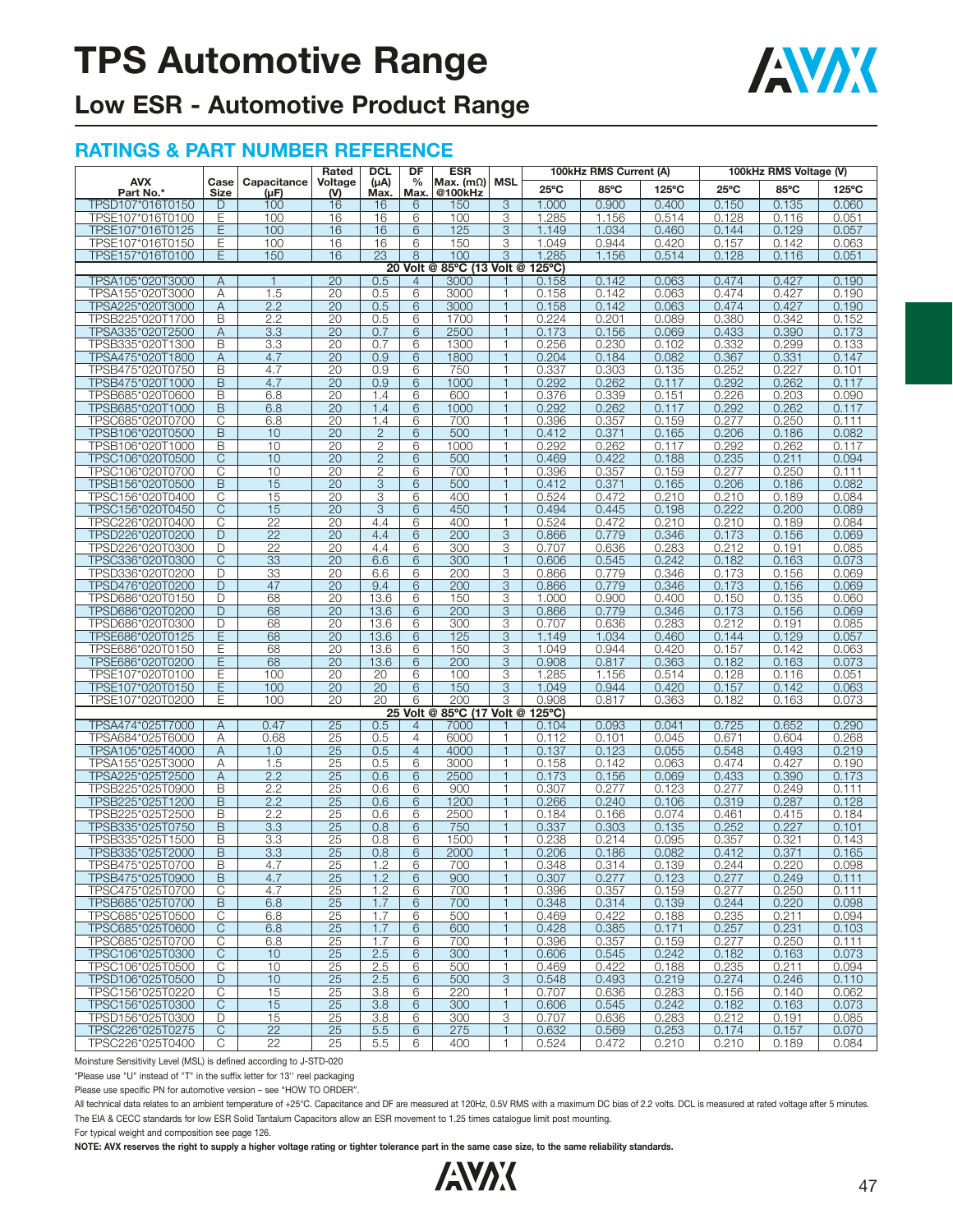# TPS Automotive Range

## Low ESR - Automotive Product Range

### RATINGS & PART NUMBER REFERENCE

| AVX Part No.* | Case Size | Capacitance (μF) | Rated Voltage (V) | DCL (μA) Max. | DF % Max. | ESR Max. (mΩ) @100kHz | MSL | 100kHz RMS Current (A) | | | 100kHz RMS Voltage (V) | | |
|---|---|---|---|---|---|---|---|---|---|---|---|---|---|
| | | | | | | | | 25ºC | 85ºC | 125ºC | 25ºC | 85ºC | 125ºC |
| TPSD107*016T0150 | D | 100 | 16 | 16 | 6 | 150 | 3 | 1.000 | 0.900 | 0.400 | 0.150 | 0.135 | 0.060 |
| TPSE107*016T0100 | E | 100 | 16 | 16 | 6 | 100 | 3 | 1.285 | 1.156 | 0.514 | 0.128 | 0.116 | 0.051 |
| TPSE107*016T0125 | E | 100 | 16 | 16 | 6 | 125 | 3 | 1.149 | 1.034 | 0.460 | 0.144 | 0.129 | 0.057 |
| TPSE107*016T0150 | E | 100 | 16 | 16 | 6 | 150 | 3 | 1.049 | 0.944 | 0.420 | 0.157 | 0.142 | 0.063 |
| TPSE157*016T0100 | E | 150 | 16 | 23 | 8 | 100 | 3 | 1.285 | 1.156 | 0.514 | 0.128 | 0.116 | 0.051 |
| **20 Volt @ 85ºC (13 Volt @ 125ºC)** | | | | | | | | | | | | | |
| TPSA105*020T3000 | A | 1 | 20 | 0.5 | 4 | 3000 | 1 | 0.158 | 0.142 | 0.063 | 0.474 | 0.427 | 0.190 |
| TPSA155*020T3000 | A | 1.5 | 20 | 0.5 | 6 | 3000 | 1 | 0.158 | 0.142 | 0.063 | 0.474 | 0.427 | 0.190 |
| TPSA225*020T3000 | A | 2.2 | 20 | 0.5 | 6 | 3000 | 1 | 0.158 | 0.142 | 0.063 | 0.474 | 0.427 | 0.190 |
| TPSB225*020T1700 | B | 2.2 | 20 | 0.5 | 6 | 1700 | 1 | 0.224 | 0.201 | 0.089 | 0.380 | 0.342 | 0.152 |
| TPSA335*020T2500 | A | 3.3 | 20 | 0.7 | 6 | 2500 | 1 | 0.173 | 0.156 | 0.069 | 0.433 | 0.390 | 0.173 |
| TPSB335*020T1300 | B | 3.3 | 20 | 0.7 | 6 | 1300 | 1 | 0.256 | 0.230 | 0.102 | 0.332 | 0.299 | 0.133 |
| TPSA475*020T1800 | A | 4.7 | 20 | 0.9 | 6 | 1800 | 1 | 0.204 | 0.184 | 0.082 | 0.367 | 0.331 | 0.147 |
| TPSB475*020T0750 | B | 4.7 | 20 | 0.9 | 6 | 750 | 1 | 0.337 | 0.303 | 0.135 | 0.252 | 0.227 | 0.101 |
| TPSB475*020T1000 | B | 4.7 | 20 | 0.9 | 6 | 1000 | 1 | 0.292 | 0.262 | 0.117 | 0.292 | 0.262 | 0.117 |
| TPSB685*020T0600 | B | 6.8 | 20 | 1.4 | 6 | 600 | 1 | 0.376 | 0.339 | 0.151 | 0.226 | 0.203 | 0.090 |
| TPSB685*020T1000 | B | 6.8 | 20 | 1.4 | 6 | 1000 | 1 | 0.292 | 0.262 | 0.117 | 0.292 | 0.262 | 0.117 |
| TPSC685*020T0700 | C | 6.8 | 20 | 1.4 | 6 | 700 | 1 | 0.396 | 0.357 | 0.159 | 0.277 | 0.250 | 0.111 |
| TPSB106*020T0500 | B | 10 | 20 | 2 | 6 | 500 | 1 | 0.412 | 0.371 | 0.165 | 0.206 | 0.186 | 0.082 |
| TPSB106*020T1000 | B | 10 | 20 | 2 | 6 | 1000 | 1 | 0.292 | 0.262 | 0.117 | 0.292 | 0.262 | 0.117 |
| TPSC106*020T0500 | C | 10 | 20 | 2 | 6 | 500 | 1 | 0.469 | 0.422 | 0.188 | 0.235 | 0.211 | 0.094 |
| TPSC106*020T0700 | C | 10 | 20 | 2 | 6 | 700 | 1 | 0.396 | 0.357 | 0.159 | 0.277 | 0.250 | 0.111 |
| TPSB156*020T0500 | B | 15 | 20 | 3 | 6 | 500 | 1 | 0.412 | 0.371 | 0.165 | 0.206 | 0.186 | 0.082 |
| TPSC156*020T0400 | C | 15 | 20 | 3 | 6 | 400 | 1 | 0.524 | 0.472 | 0.210 | 0.210 | 0.189 | 0.084 |
| TPSC156*020T0450 | C | 15 | 20 | 3 | 6 | 450 | 1 | 0.494 | 0.445 | 0.198 | 0.222 | 0.200 | 0.089 |
| TPSC226*020T0400 | C | 22 | 20 | 4.4 | 6 | 400 | 1 | 0.524 | 0.472 | 0.210 | 0.210 | 0.189 | 0.084 |
| TPSD226*020T0200 | D | 22 | 20 | 4.4 | 6 | 200 | 3 | 0.866 | 0.779 | 0.346 | 0.173 | 0.156 | 0.069 |
| TPSD226*020T0300 | D | 22 | 20 | 4.4 | 6 | 300 | 3 | 0.707 | 0.636 | 0.283 | 0.212 | 0.191 | 0.085 |
| TPSC336*020T0300 | C | 33 | 20 | 6.6 | 6 | 300 | 1 | 0.606 | 0.545 | 0.242 | 0.182 | 0.163 | 0.073 |
| TPSD336*020T0200 | D | 33 | 20 | 6.6 | 6 | 200 | 3 | 0.866 | 0.779 | 0.346 | 0.173 | 0.156 | 0.069 |
| TPSD476*020T0200 | D | 47 | 20 | 9.4 | 6 | 200 | 3 | 0.866 | 0.779 | 0.346 | 0.173 | 0.156 | 0.069 |
| TPSD686*020T0150 | D | 68 | 20 | 13.6 | 6 | 150 | 3 | 1.000 | 0.900 | 0.400 | 0.150 | 0.135 | 0.060 |
| TPSD686*020T0200 | D | 68 | 20 | 13.6 | 6 | 200 | 3 | 0.866 | 0.779 | 0.346 | 0.173 | 0.156 | 0.069 |
| TPSD686*020T0300 | D | 68 | 20 | 13.6 | 6 | 300 | 3 | 0.707 | 0.636 | 0.283 | 0.212 | 0.191 | 0.085 |
| TPSE686*020T0125 | E | 68 | 20 | 13.6 | 6 | 125 | 3 | 1.149 | 1.034 | 0.460 | 0.144 | 0.129 | 0.057 |
| TPSE686*020T0150 | E | 68 | 20 | 13.6 | 6 | 150 | 3 | 1.049 | 0.944 | 0.420 | 0.157 | 0.142 | 0.063 |
| TPSE686*020T0200 | E | 68 | 20 | 13.6 | 6 | 200 | 3 | 0.908 | 0.817 | 0.363 | 0.182 | 0.163 | 0.073 |
| TPSE107*020T0100 | E | 100 | 20 | 20 | 6 | 100 | 3 | 1.285 | 1.156 | 0.514 | 0.128 | 0.116 | 0.051 |
| TPSE107*020T0150 | E | 100 | 20 | 20 | 6 | 150 | 3 | 1.049 | 0.944 | 0.420 | 0.157 | 0.142 | 0.063 |
| TPSE107*020T0200 | E | 100 | 20 | 20 | 6 | 200 | 3 | 0.908 | 0.817 | 0.363 | 0.182 | 0.163 | 0.073 |
| **25 Volt @ 85ºC (17 Volt @ 125ºC)** | | | | | | | | | | | | | |
| TPSA474*025T7000 | A | 0.47 | 25 | 0.5 | 4 | 7000 | 1 | 0.104 | 0.093 | 0.041 | 0.725 | 0.652 | 0.290 |
| TPSA684*025T6000 | A | 0.68 | 25 | 0.5 | 4 | 6000 | 1 | 0.112 | 0.101 | 0.045 | 0.671 | 0.604 | 0.268 |
| TPSA105*025T4000 | A | 1.0 | 25 | 0.5 | 4 | 4000 | 1 | 0.137 | 0.123 | 0.055 | 0.548 | 0.493 | 0.219 |
| TPSA155*025T3000 | A | 1.5 | 25 | 0.5 | 6 | 3000 | 1 | 0.158 | 0.142 | 0.063 | 0.474 | 0.427 | 0.190 |
| TPSA225*025T2500 | A | 2.2 | 25 | 0.6 | 6 | 2500 | 1 | 0.173 | 0.156 | 0.069 | 0.433 | 0.390 | 0.173 |
| TPSB225*025T0900 | B | 2.2 | 25 | 0.6 | 6 | 900 | 1 | 0.307 | 0.277 | 0.123 | 0.277 | 0.249 | 0.111 |
| TPSB225*025T1200 | B | 2.2 | 25 | 0.6 | 6 | 1200 | 1 | 0.266 | 0.240 | 0.106 | 0.319 | 0.287 | 0.128 |
| TPSB225*025T2500 | B | 2.2 | 25 | 0.6 | 6 | 2500 | 1 | 0.184 | 0.166 | 0.074 | 0.461 | 0.415 | 0.184 |
| TPSB335*025T0750 | B | 3.3 | 25 | 0.8 | 6 | 750 | 1 | 0.337 | 0.303 | 0.135 | 0.252 | 0.227 | 0.101 |
| TPSB335*025T1500 | B | 3.3 | 25 | 0.8 | 6 | 1500 | 1 | 0.238 | 0.214 | 0.095 | 0.357 | 0.321 | 0.143 |
| TPSB335*025T2000 | B | 3.3 | 25 | 0.8 | 6 | 2000 | 1 | 0.206 | 0.186 | 0.082 | 0.412 | 0.371 | 0.165 |
| TPSB475*025T0700 | B | 4.7 | 25 | 1.2 | 6 | 700 | 1 | 0.348 | 0.314 | 0.139 | 0.244 | 0.220 | 0.098 |
| TPSB475*025T0900 | B | 4.7 | 25 | 1.2 | 6 | 900 | 1 | 0.307 | 0.277 | 0.123 | 0.277 | 0.249 | 0.111 |
| TPSC475*025T0700 | C | 4.7 | 25 | 1.2 | 6 | 700 | 1 | 0.396 | 0.357 | 0.159 | 0.277 | 0.250 | 0.111 |
| TPSB685*025T0700 | B | 6.8 | 25 | 1.7 | 6 | 700 | 1 | 0.348 | 0.314 | 0.139 | 0.244 | 0.220 | 0.098 |
| TPSC685*025T0500 | C | 6.8 | 25 | 1.7 | 6 | 500 | 1 | 0.469 | 0.422 | 0.188 | 0.235 | 0.211 | 0.094 |
| TPSC685*025T0600 | C | 6.8 | 25 | 1.7 | 6 | 600 | 1 | 0.428 | 0.385 | 0.171 | 0.257 | 0.231 | 0.103 |
| TPSC685*025T0700 | C | 6.8 | 25 | 1.7 | 6 | 700 | 1 | 0.396 | 0.357 | 0.159 | 0.277 | 0.250 | 0.111 |
| TPSC106*025T0300 | C | 10 | 25 | 2.5 | 6 | 300 | 1 | 0.606 | 0.545 | 0.242 | 0.182 | 0.163 | 0.073 |
| TPSC106*025T0500 | C | 10 | 25 | 2.5 | 6 | 500 | 1 | 0.469 | 0.422 | 0.188 | 0.235 | 0.211 | 0.094 |
| TPSD106*025T0500 | D | 10 | 25 | 2.5 | 6 | 500 | 3 | 0.548 | 0.493 | 0.219 | 0.274 | 0.246 | 0.110 |
| TPSC156*025T0220 | C | 15 | 25 | 3.8 | 6 | 220 | 1 | 0.707 | 0.636 | 0.283 | 0.156 | 0.140 | 0.062 |
| TPSC156*025T0300 | C | 15 | 25 | 3.8 | 6 | 300 | 1 | 0.606 | 0.545 | 0.242 | 0.182 | 0.163 | 0.073 |
| TPSD156*025T0300 | D | 15 | 25 | 3.8 | 6 | 300 | 3 | 0.707 | 0.636 | 0.283 | 0.212 | 0.191 | 0.085 |
| TPSC226*025T0275 | C | 22 | 25 | 5.5 | 6 | 275 | 1 | 0.632 | 0.569 | 0.253 | 0.174 | 0.157 | 0.070 |
| TPSC226*025T0400 | C | 22 | 25 | 5.5 | 6 | 400 | 1 | 0.524 | 0.472 | 0.210 | 0.210 | 0.189 | 0.084 |

Moinsture Sensitivity Level (MSL) is defined according to J-STD-020

*Please use "U" instead of "T" in the suffix letter for 13'' reel packaging

Please use specific PN for automotive version – see "HOW TO ORDER".

All technical data relates to an ambient temperature of +25°C. Capacitance and DF are measured at 120Hz, 0.5V RMS with a maximum DC bias of 2.2 volts. DCL is measured at rated voltage after 5 minutes.

The EIA & CECC standards for low ESR Solid Tantalum Capacitors allow an ESR movement to 1.25 times catalogue limit post mounting.

For typical weight and composition see page 126.

**NOTE: AVX reserves the right to supply a higher voltage rating or tighter tolerance part in the same case size, to the same reliability standards.**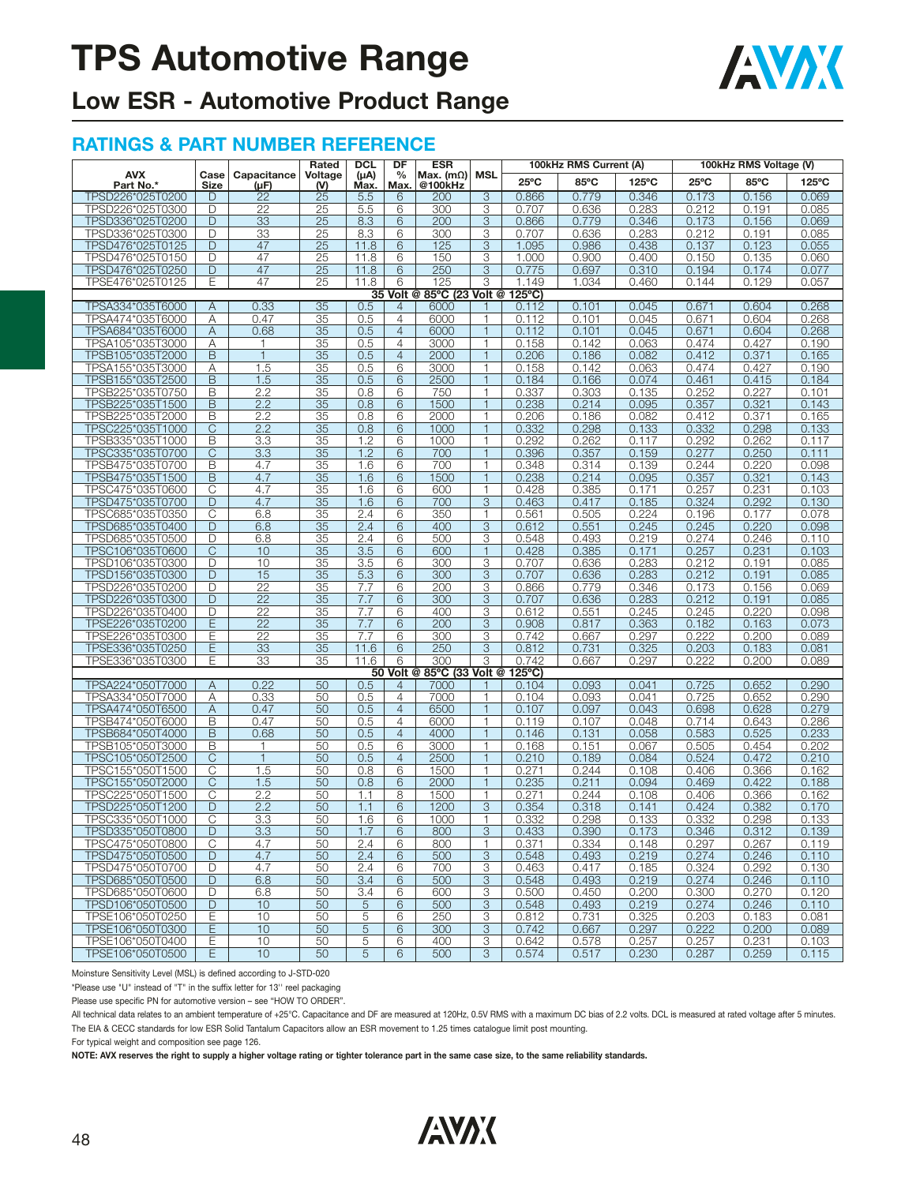# TPS Automotive Range

## Low ESR - Automotive Product Range

### RATINGS & PART NUMBER REFERENCE

| AVX Part No.* | Case Size | Capacitance (µF) | Rated Voltage (V) | DCL (µA) Max. | DF % Max. | ESR Max. (mΩ) @100kHz | MSL | 100kHz RMS Current (A) | | | 100kHz RMS Voltage (V) | | |
|---|---|---|---|---|---|---|---|---|---|---|---|---|---|
| | | | | | | | | 25°C | 85°C | 125°C | 25°C | 85°C | 125°C |
| TPSD226*025T0200 | D | 22 | 25 | 5.5 | 6 | 200 | 3 | 0.866 | 0.779 | 0.346 | 0.173 | 0.156 | 0.069 |
| TPSD226*025T0300 | D | 22 | 25 | 5.5 | 6 | 300 | 3 | 0.707 | 0.636 | 0.283 | 0.212 | 0.191 | 0.085 |
| TPSD336*025T0200 | D | 33 | 25 | 8.3 | 6 | 200 | 3 | 0.866 | 0.779 | 0.346 | 0.173 | 0.156 | 0.069 |
| TPSD336*025T0300 | D | 33 | 25 | 8.3 | 6 | 300 | 3 | 0.707 | 0.636 | 0.283 | 0.212 | 0.191 | 0.085 |
| TPSD476*025T0125 | D | 47 | 25 | 11.8 | 6 | 125 | 3 | 1.095 | 0.986 | 0.438 | 0.137 | 0.123 | 0.055 |
| TPSD476*025T0150 | D | 47 | 25 | 11.8 | 6 | 150 | 3 | 1.000 | 0.900 | 0.400 | 0.150 | 0.135 | 0.060 |
| TPSD476*025T0250 | D | 47 | 25 | 11.8 | 6 | 250 | 3 | 0.775 | 0.697 | 0.310 | 0.194 | 0.174 | 0.077 |
| TPSE476*025T0125 | E | 47 | 25 | 11.8 | 6 | 125 | 3 | 1.149 | 1.034 | 0.460 | 0.144 | 0.129 | 0.057 |
| **35 Volt @ 85°C (23 Volt @ 125°C)** | | | | | | | | | | | | | |
| TPSA334*035T6000 | A | 0.33 | 35 | 0.5 | 4 | 6000 | 1 | 0.112 | 0.101 | 0.045 | 0.671 | 0.604 | 0.268 |
| TPSA474*035T6000 | A | 0.47 | 35 | 0.5 | 4 | 6000 | 1 | 0.112 | 0.101 | 0.045 | 0.671 | 0.604 | 0.268 |
| TPSA684*035T6000 | A | 0.68 | 35 | 0.5 | 4 | 6000 | 1 | 0.112 | 0.101 | 0.045 | 0.671 | 0.604 | 0.268 |
| TPSA105*035T3000 | A | 1 | 35 | 0.5 | 4 | 3000 | 1 | 0.158 | 0.142 | 0.063 | 0.474 | 0.427 | 0.190 |
| TPSB105*035T2000 | B | 1 | 35 | 0.5 | 4 | 2000 | 1 | 0.206 | 0.186 | 0.082 | 0.412 | 0.371 | 0.165 |
| TPSA155*035T3000 | A | 1.5 | 35 | 0.5 | 6 | 3000 | 1 | 0.158 | 0.142 | 0.063 | 0.474 | 0.427 | 0.190 |
| TPSB155*035T2500 | B | 1.5 | 35 | 0.5 | 6 | 2500 | 1 | 0.184 | 0.166 | 0.074 | 0.461 | 0.415 | 0.184 |
| TPSB225*035T0750 | B | 2.2 | 35 | 0.8 | 6 | 750 | 1 | 0.337 | 0.303 | 0.135 | 0.252 | 0.227 | 0.101 |
| TPSB225*035T1500 | B | 2.2 | 35 | 0.8 | 6 | 1500 | 1 | 0.238 | 0.214 | 0.095 | 0.357 | 0.321 | 0.143 |
| TPSB225*035T2000 | B | 2.2 | 35 | 0.8 | 6 | 2000 | 1 | 0.206 | 0.186 | 0.082 | 0.412 | 0.371 | 0.165 |
| TPSC225*035T1000 | C | 2.2 | 35 | 0.8 | 6 | 1000 | 1 | 0.332 | 0.298 | 0.133 | 0.332 | 0.298 | 0.133 |
| TPSB335*035T1000 | B | 3.3 | 35 | 1.2 | 6 | 1000 | 1 | 0.292 | 0.262 | 0.117 | 0.292 | 0.262 | 0.117 |
| TPSC335*035T0700 | C | 3.3 | 35 | 1.2 | 6 | 700 | 1 | 0.396 | 0.357 | 0.159 | 0.277 | 0.250 | 0.111 |
| TPSB475*035T0700 | B | 4.7 | 35 | 1.6 | 6 | 700 | 1 | 0.348 | 0.314 | 0.139 | 0.244 | 0.220 | 0.098 |
| TPSB475*035T1500 | B | 4.7 | 35 | 1.6 | 6 | 1500 | 1 | 0.238 | 0.214 | 0.095 | 0.357 | 0.321 | 0.143 |
| TPSC475*035T0600 | C | 4.7 | 35 | 1.6 | 6 | 600 | 1 | 0.428 | 0.385 | 0.171 | 0.257 | 0.231 | 0.103 |
| TPSD475*035T0700 | D | 4.7 | 35 | 1.6 | 6 | 700 | 3 | 0.463 | 0.417 | 0.185 | 0.324 | 0.292 | 0.130 |
| TPSC685*035T0350 | C | 6.8 | 35 | 2.4 | 6 | 350 | 1 | 0.561 | 0.505 | 0.224 | 0.196 | 0.177 | 0.078 |
| TPSD685*035T0400 | D | 6.8 | 35 | 2.4 | 6 | 400 | 3 | 0.612 | 0.551 | 0.245 | 0.245 | 0.220 | 0.098 |
| TPSD685*035T0500 | D | 6.8 | 35 | 2.4 | 6 | 500 | 3 | 0.548 | 0.493 | 0.219 | 0.274 | 0.246 | 0.110 |
| TPSC106*035T0600 | C | 10 | 35 | 3.5 | 6 | 600 | 1 | 0.428 | 0.385 | 0.171 | 0.257 | 0.231 | 0.103 |
| TPSD106*035T0300 | D | 10 | 35 | 3.5 | 6 | 300 | 3 | 0.707 | 0.636 | 0.283 | 0.212 | 0.191 | 0.085 |
| TPSD156*035T0300 | D | 15 | 35 | 5.3 | 6 | 300 | 3 | 0.707 | 0.636 | 0.283 | 0.212 | 0.191 | 0.085 |
| TPSD226*035T0200 | D | 22 | 35 | 7.7 | 6 | 200 | 3 | 0.866 | 0.779 | 0.346 | 0.173 | 0.156 | 0.069 |
| TPSD226*035T0300 | D | 22 | 35 | 7.7 | 6 | 300 | 3 | 0.707 | 0.636 | 0.283 | 0.212 | 0.191 | 0.085 |
| TPSD226*035T0400 | D | 22 | 35 | 7.7 | 6 | 400 | 3 | 0.612 | 0.551 | 0.245 | 0.245 | 0.220 | 0.098 |
| TPSE226*035T0200 | E | 22 | 35 | 7.7 | 6 | 200 | 3 | 0.908 | 0.817 | 0.363 | 0.182 | 0.163 | 0.073 |
| TPSE226*035T0300 | E | 22 | 35 | 7.7 | 6 | 300 | 3 | 0.742 | 0.667 | 0.297 | 0.222 | 0.200 | 0.089 |
| TPSE336*035T0250 | E | 33 | 35 | 11.6 | 6 | 250 | 3 | 0.812 | 0.731 | 0.325 | 0.203 | 0.183 | 0.081 |
| TPSE336*035T0300 | E | 33 | 35 | 11.6 | 6 | 300 | 3 | 0.742 | 0.667 | 0.297 | 0.222 | 0.200 | 0.089 |
| **50 Volt @ 85°C (33 Volt @ 125°C)** | | | | | | | | | | | | | |
| TPSA224*050T7000 | A | 0.22 | 50 | 0.5 | 4 | 7000 | 1 | 0.104 | 0.093 | 0.041 | 0.725 | 0.652 | 0.290 |
| TPSA334*050T7000 | A | 0.33 | 50 | 0.5 | 4 | 7000 | 1 | 0.104 | 0.093 | 0.041 | 0.725 | 0.652 | 0.290 |
| TPSA474*050T6500 | A | 0.47 | 50 | 0.5 | 4 | 6500 | 1 | 0.107 | 0.097 | 0.043 | 0.698 | 0.628 | 0.279 |
| TPSB474*050T6000 | B | 0.47 | 50 | 0.5 | 4 | 6000 | 1 | 0.119 | 0.107 | 0.048 | 0.714 | 0.643 | 0.286 |
| TPSB684*050T4000 | B | 0.68 | 50 | 0.5 | 4 | 4000 | 1 | 0.146 | 0.131 | 0.058 | 0.583 | 0.525 | 0.233 |
| TPSB105*050T3000 | B | 1 | 50 | 0.5 | 6 | 3000 | 1 | 0.168 | 0.151 | 0.067 | 0.505 | 0.454 | 0.202 |
| TPSC105*050T2500 | C | 1 | 50 | 0.5 | 4 | 2500 | 1 | 0.210 | 0.189 | 0.084 | 0.524 | 0.472 | 0.210 |
| TPSC155*050T1500 | C | 1.5 | 50 | 0.8 | 6 | 1500 | 1 | 0.271 | 0.244 | 0.108 | 0.406 | 0.366 | 0.162 |
| TPSC155*050T2000 | C | 1.5 | 50 | 0.8 | 6 | 2000 | 1 | 0.235 | 0.211 | 0.094 | 0.469 | 0.422 | 0.188 |
| TPSC225*050T1500 | C | 2.2 | 50 | 1.1 | 8 | 1500 | 1 | 0.271 | 0.244 | 0.108 | 0.406 | 0.366 | 0.162 |
| TPSD225*050T1200 | D | 2.2 | 50 | 1.1 | 6 | 1200 | 3 | 0.354 | 0.318 | 0.141 | 0.424 | 0.382 | 0.170 |
| TPSC335*050T1000 | C | 3.3 | 50 | 1.6 | 6 | 1000 | 1 | 0.332 | 0.298 | 0.133 | 0.332 | 0.298 | 0.133 |
| TPSD335*050T0800 | D | 3.3 | 50 | 1.7 | 6 | 800 | 3 | 0.433 | 0.390 | 0.173 | 0.346 | 0.312 | 0.139 |
| TPSC475*050T0800 | C | 4.7 | 50 | 2.4 | 6 | 800 | 1 | 0.371 | 0.334 | 0.148 | 0.297 | 0.267 | 0.119 |
| TPSD475*050T0500 | D | 4.7 | 50 | 2.4 | 6 | 500 | 3 | 0.548 | 0.493 | 0.219 | 0.274 | 0.246 | 0.110 |
| TPSD475*050T0700 | D | 4.7 | 50 | 2.4 | 6 | 700 | 3 | 0.463 | 0.417 | 0.185 | 0.324 | 0.292 | 0.130 |
| TPSD685*050T0500 | D | 6.8 | 50 | 3.4 | 6 | 500 | 3 | 0.548 | 0.493 | 0.219 | 0.274 | 0.246 | 0.110 |
| TPSD685*050T0600 | D | 6.8 | 50 | 3.4 | 6 | 600 | 3 | 0.500 | 0.450 | 0.200 | 0.300 | 0.270 | 0.120 |
| TPSD106*050T0500 | D | 10 | 50 | 5 | 6 | 500 | 3 | 0.548 | 0.493 | 0.219 | 0.274 | 0.246 | 0.110 |
| TPSE106*050T0250 | E | 10 | 50 | 5 | 6 | 250 | 3 | 0.812 | 0.731 | 0.325 | 0.203 | 0.183 | 0.081 |
| TPSE106*050T0300 | E | 10 | 50 | 5 | 6 | 300 | 3 | 0.742 | 0.667 | 0.297 | 0.222 | 0.200 | 0.089 |
| TPSE106*050T0400 | E | 10 | 50 | 5 | 6 | 400 | 3 | 0.642 | 0.578 | 0.257 | 0.257 | 0.231 | 0.103 |
| TPSE106*050T0500 | E | 10 | 50 | 5 | 6 | 500 | 3 | 0.574 | 0.517 | 0.230 | 0.287 | 0.259 | 0.115 |

Moinsture Sensitivity Level (MSL) is defined according to J-STD-020

*Please use "U" instead of "T" in the suffix letter for 13'' reel packaging

Please use specific PN for automotive version – see "HOW TO ORDER".

All technical data relates to an ambient temperature of +25°C. Capacitance and DF are measured at 120Hz, 0.5V RMS with a maximum DC bias of 2.2 volts. DCL is measured at rated voltage after 5 minutes.

The EIA & CECC standards for low ESR Solid Tantalum Capacitors allow an ESR movement to 1.25 times catalogue limit post mounting.

For typical weight and composition see page 126.

**NOTE: AVX reserves the right to supply a higher voltage rating or tighter tolerance part in the same case size, to the same reliability standards.**